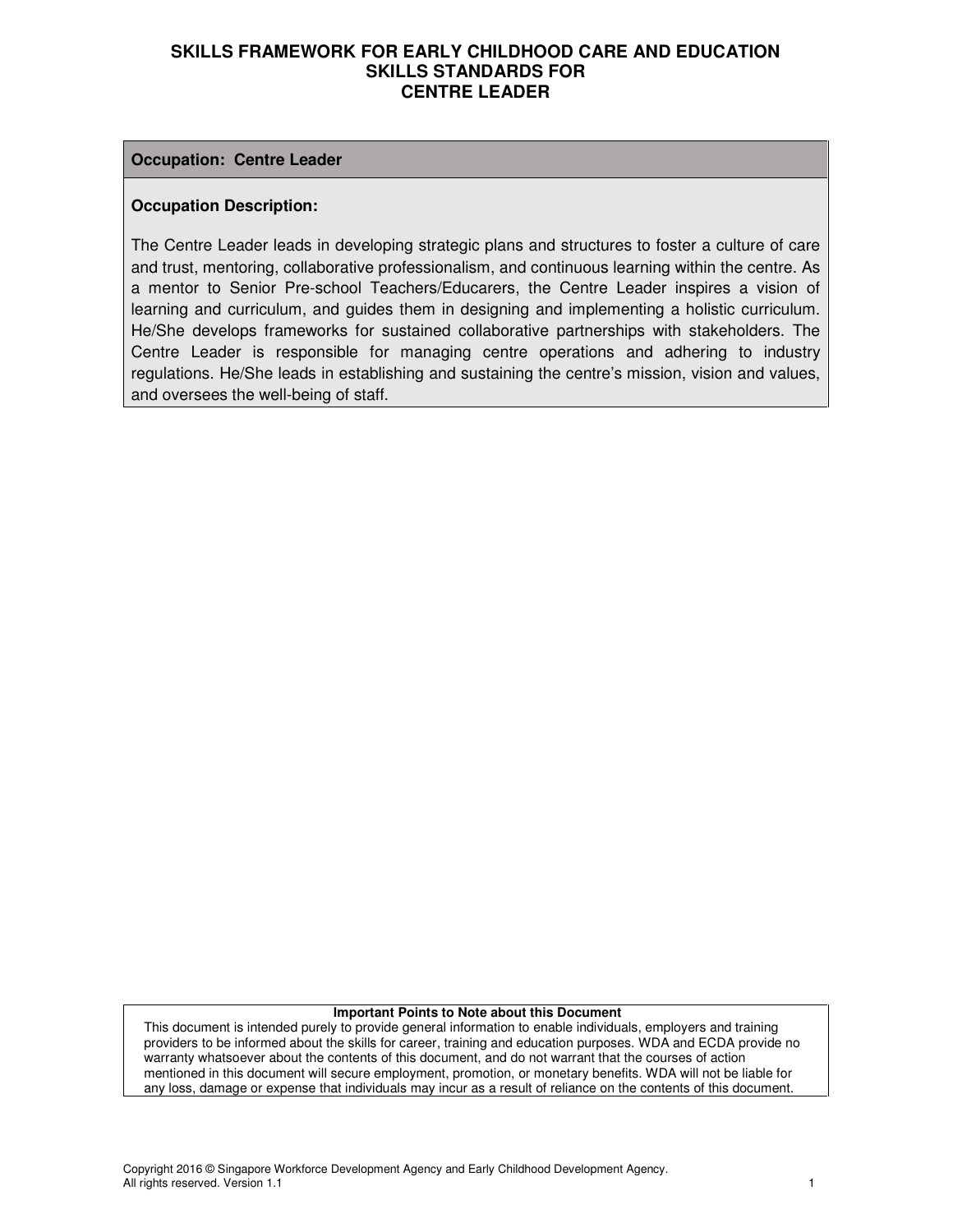# SKILLS FRAMEWORK FOR EARLY CHILDHOOD CARE AND EDUCATION
## SKILLS STANDARDS FOR
## CENTRE LEADER

| **Occupation: Centre Leader** |
|---|
| **Occupation Description:**<br><br>The Centre Leader leads in developing strategic plans and structures to foster a culture of care and trust, mentoring, collaborative professionalism, and continuous learning within the centre. As a mentor to Senior Pre-school Teachers/Educarers, the Centre Leader inspires a vision of learning and curriculum, and guides them in designing and implementing a holistic curriculum. He/She develops frameworks for sustained collaborative partnerships with stakeholders. The Centre Leader is responsible for managing centre operations and adhering to industry regulations. He/She leads in establishing and sustaining the centre's mission, vision and values, and oversees the well-being of staff. |

| **Important Points to Note about this Document** |
|---|
| This document is intended purely to provide general information to enable individuals, employers and training providers to be informed about the skills for career, training and education purposes. WDA and ECDA provide no warranty whatsoever about the contents of this document, and do not warrant that the courses of action mentioned in this document will secure employment, promotion, or monetary benefits. WDA will not be liable for any loss, damage or expense that individuals may incur as a result of reliance on the contents of this document. |

Copyright 2016 © Singapore Workforce Development Agency and Early Childhood Development Agency. All rights reserved. Version 1.1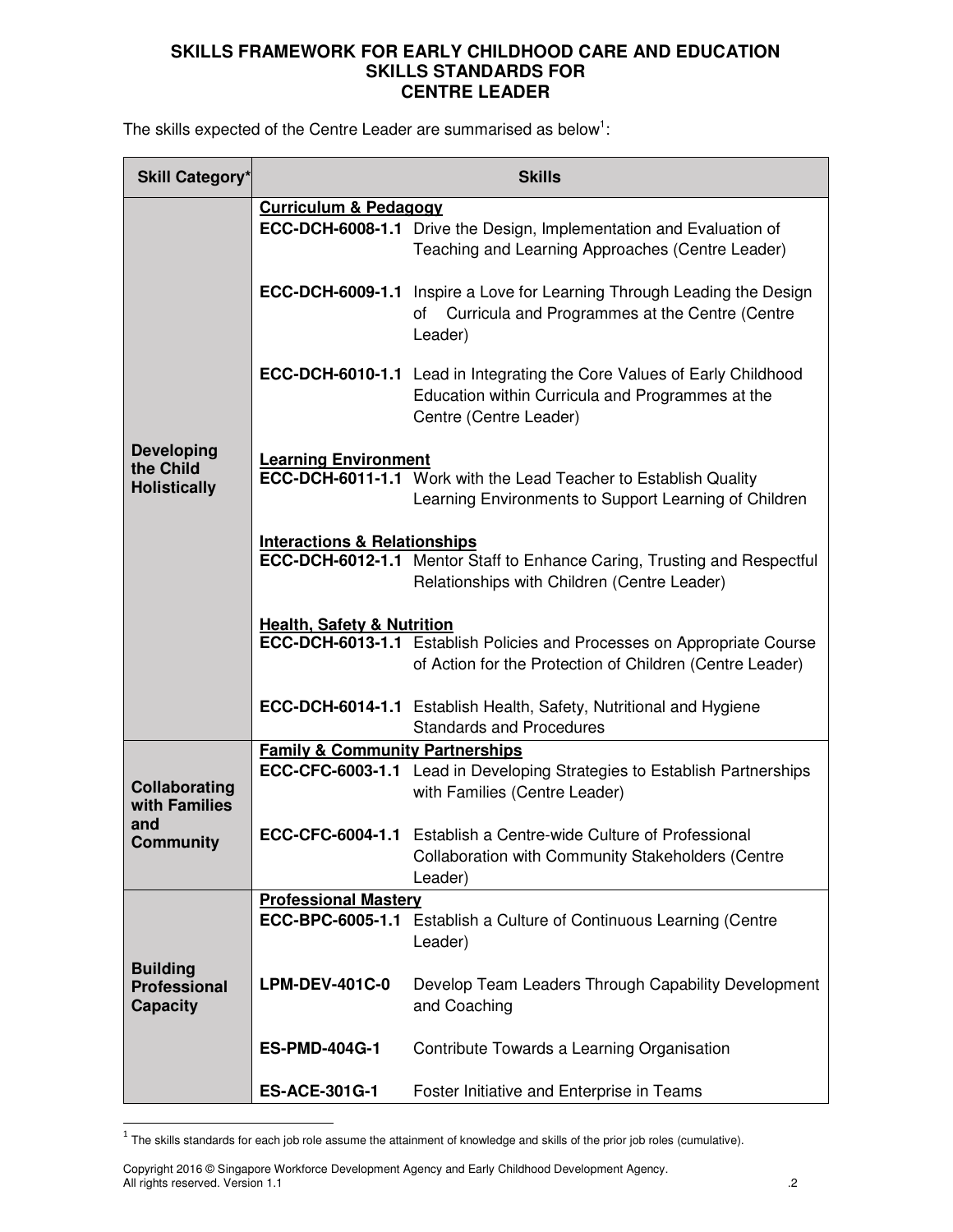**SKILLS FRAMEWORK FOR EARLY CHILDHOOD CARE AND EDUCATION**
**SKILLS STANDARDS FOR**
**CENTRE LEADER**

The skills expected of the Centre Leader are summarised as below[1]:

| Skill Category* | Skills | |
|---|---|---|
| **Developing the Child Holistically** | **Curriculum & Pedagogy** | |
| | **ECC-DCH-6008-1.1** | Drive the Design, Implementation and Evaluation of Teaching and Learning Approaches (Centre Leader) |
| | **ECC-DCH-6009-1.1** | Inspire a Love for Learning Through Leading the Design of Curricula and Programmes at the Centre (Centre Leader) |
| | **ECC-DCH-6010-1.1** | Lead in Integrating the Core Values of Early Childhood Education within Curricula and Programmes at the Centre (Centre Leader) |
| | **Learning Environment** | |
| | **ECC-DCH-6011-1.1** | Work with the Lead Teacher to Establish Quality Learning Environments to Support Learning of Children |
| | **Interactions & Relationships** | |
| | **ECC-DCH-6012-1.1** | Mentor Staff to Enhance Caring, Trusting and Respectful Relationships with Children (Centre Leader) |
| | **Health, Safety & Nutrition** | |
| | **ECC-DCH-6013-1.1** | Establish Policies and Processes on Appropriate Course of Action for the Protection of Children (Centre Leader) |
| | **ECC-DCH-6014-1.1** | Establish Health, Safety, Nutritional and Hygiene Standards and Procedures |
| **Collaborating with Families and Community** | **Family & Community Partnerships** | |
| | **ECC-CFC-6003-1.1** | Lead in Developing Strategies to Establish Partnerships with Families (Centre Leader) |
| | **ECC-CFC-6004-1.1** | Establish a Centre-wide Culture of Professional Collaboration with Community Stakeholders (Centre Leader) |
| **Building Professional Capacity** | **Professional Mastery** | |
| | **ECC-BPC-6005-1.1** | Establish a Culture of Continuous Learning (Centre Leader) |
| | **LPM-DEV-401C-0** | Develop Team Leaders Through Capability Development and Coaching |
| | **ES-PMD-404G-1** | Contribute Towards a Learning Organisation |
| | **ES-ACE-301G-1** | Foster Initiative and Enterprise in Teams |

[1] The skills standards for each job role assume the attainment of knowledge and skills of the prior job roles (cumulative).

Copyright 2016 © Singapore Workforce Development Agency and Early Childhood Development Agency. All rights reserved. Version 1.1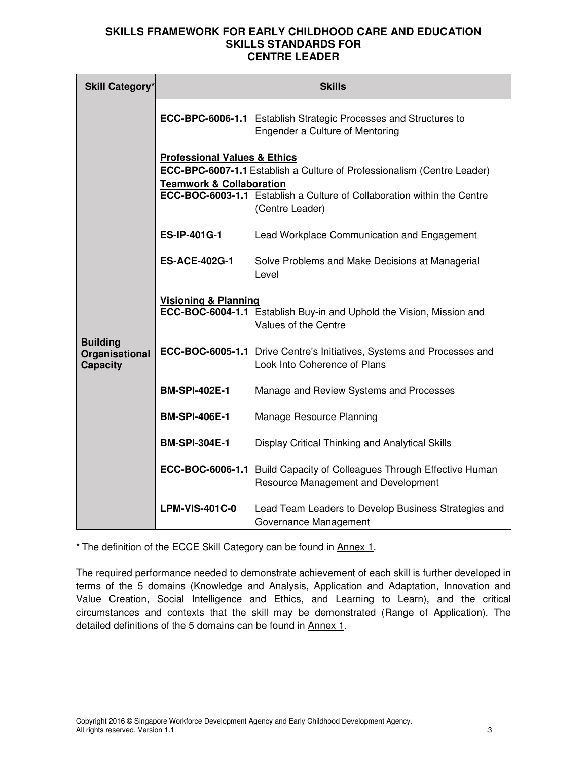# SKILLS FRAMEWORK FOR EARLY CHILDHOOD CARE AND EDUCATION
## SKILLS STANDARDS FOR
## CENTRE LEADER

| Skill Category* | Skills | |
|---|---|---|
| | **ECC-BPC-6006-1.1** | Establish Strategic Processes and Structures to Engender a Culture of Mentoring |
| | **Professional Values & Ethics** | |
| | **ECC-BPC-6007-1.1** | Establish a Culture of Professionalism (Centre Leader) |
| **Building Organisational Capacity** | **Teamwork & Collaboration** | |
| | **ECC-BOC-6003-1.1** | Establish a Culture of Collaboration within the Centre (Centre Leader) |
| | **ES-IP-401G-1** | Lead Workplace Communication and Engagement |
| | **ES-ACE-402G-1** | Solve Problems and Make Decisions at Managerial Level |
| | **Visioning & Planning** | |
| | **ECC-BOC-6004-1.1** | Establish Buy-in and Uphold the Vision, Mission and Values of the Centre |
| | **ECC-BOC-6005-1.1** | Drive Centre's Initiatives, Systems and Processes and Look Into Coherence of Plans |
| | **BM-SPI-402E-1** | Manage and Review Systems and Processes |
| | **BM-SPI-406E-1** | Manage Resource Planning |
| | **BM-SPI-304E-1** | Display Critical Thinking and Analytical Skills |
| | **ECC-BOC-6006-1.1** | Build Capacity of Colleagues Through Effective Human Resource Management and Development |
| | **LPM-VIS-401C-0** | Lead Team Leaders to Develop Business Strategies and Governance Management |

* The definition of the ECCE Skill Category can be found in Annex 1.

The required performance needed to demonstrate achievement of each skill is further developed in terms of the 5 domains (Knowledge and Analysis, Application and Adaptation, Innovation and Value Creation, Social Intelligence and Ethics, and Learning to Learn), and the critical circumstances and contexts that the skill may be demonstrated (Range of Application). The detailed definitions of the 5 domains can be found in Annex 1.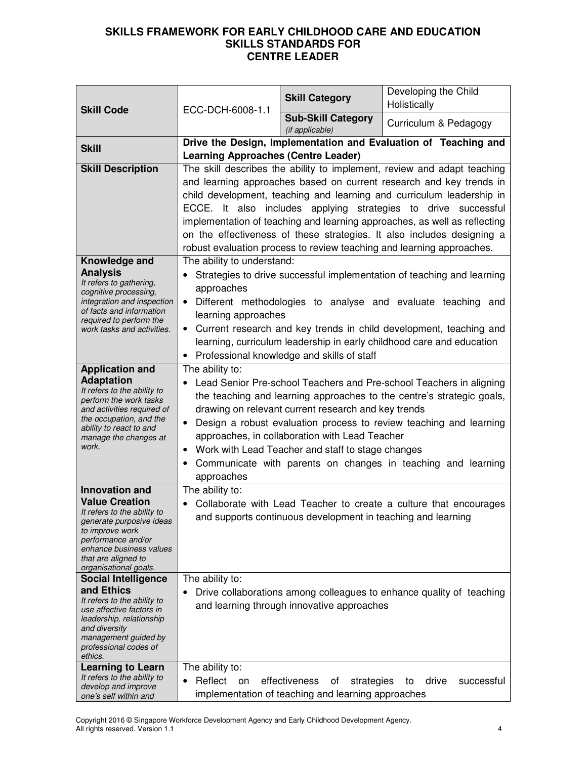# SKILLS FRAMEWORK FOR EARLY CHILDHOOD CARE AND EDUCATION
## SKILLS STANDARDS FOR
## CENTRE LEADER

| **Skill Code** | ECC-DCH-6008-1.1 | **Skill Category** | Developing the Child Holistically |
|---|---|---|---|
| | | **Sub-Skill Category** *(if applicable)* | Curriculum & Pedagogy |
| **Skill** | **Drive the Design, Implementation and Evaluation of Teaching and Learning Approaches (Centre Leader)** | | |
| **Skill Description** | The skill describes the ability to implement, review and adapt teaching and learning approaches based on current research and key trends in child development, teaching and learning and curriculum leadership in ECCE. It also includes applying strategies to drive successful implementation of teaching and learning approaches, as well as reflecting on the effectiveness of these strategies. It also includes designing a robust evaluation process to review teaching and learning approaches. | | |
| **Knowledge and Analysis** *It refers to gathering, cognitive processing, integration and inspection of facts and information required to perform the work tasks and activities.* | The ability to understand: • Strategies to drive successful implementation of teaching and learning approaches • Different methodologies to analyse and evaluate teaching and learning approaches • Current research and key trends in child development, teaching and learning, curriculum leadership in early childhood care and education • Professional knowledge and skills of staff | | |
| **Application and Adaptation** *It refers to the ability to perform the work tasks and activities required of the occupation, and the ability to react to and manage the changes at work.* | The ability to: • Lead Senior Pre-school Teachers and Pre-school Teachers in aligning the teaching and learning approaches to the centre's strategic goals, drawing on relevant current research and key trends • Design a robust evaluation process to review teaching and learning approaches, in collaboration with Lead Teacher • Work with Lead Teacher and staff to stage changes • Communicate with parents on changes in teaching and learning approaches | | |
| **Innovation and Value Creation** *It refers to the ability to generate purposive ideas to improve work performance and/or enhance business values that are aligned to organisational goals.* | The ability to: • Collaborate with Lead Teacher to create a culture that encourages and supports continuous development in teaching and learning | | |
| **Social Intelligence and Ethics** *It refers to the ability to use affective factors in leadership, relationship and diversity management guided by professional codes of ethics.* | The ability to: • Drive collaborations among colleagues to enhance quality of teaching and learning through innovative approaches | | |
| **Learning to Learn** *It refers to the ability to develop and improve one's self within and* | The ability to: • Reflect on effectiveness of strategies to drive successful implementation of teaching and learning approaches | | |

Copyright 2016 © Singapore Workforce Development Agency and Early Childhood Development Agency. All rights reserved. Version 1.1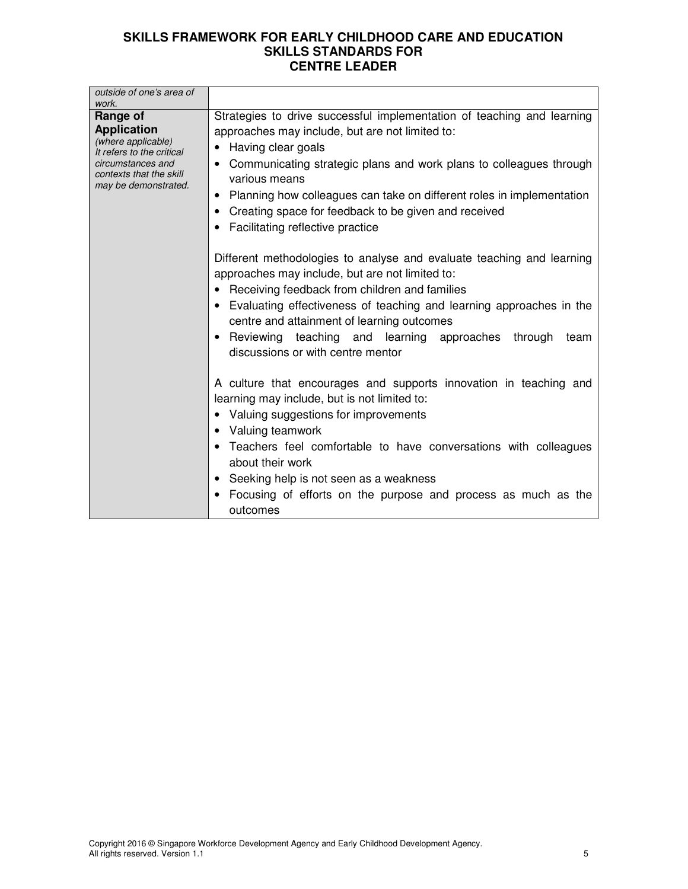| | |
|---|---|
| *outside of one's area of work.* | |
| **Range of Application** *(where applicable) It refers to the critical circumstances and contexts that the skill may be demonstrated.* | Strategies to drive successful implementation of teaching and learning approaches may include, but are not limited to:<br>• Having clear goals<br>• Communicating strategic plans and work plans to colleagues through various means<br>• Planning how colleagues can take on different roles in implementation<br>• Creating space for feedback to be given and received<br>• Facilitating reflective practice<br><br>Different methodologies to analyse and evaluate teaching and learning approaches may include, but are not limited to:<br>• Receiving feedback from children and families<br>• Evaluating effectiveness of teaching and learning approaches in the centre and attainment of learning outcomes<br>• Reviewing teaching and learning approaches through team discussions or with centre mentor<br><br>A culture that encourages and supports innovation in teaching and learning may include, but is not limited to:<br>• Valuing suggestions for improvements<br>• Valuing teamwork<br>• Teachers feel comfortable to have conversations with colleagues about their work<br>• Seeking help is not seen as a weakness<br>• Focusing of efforts on the purpose and process as much as the outcomes |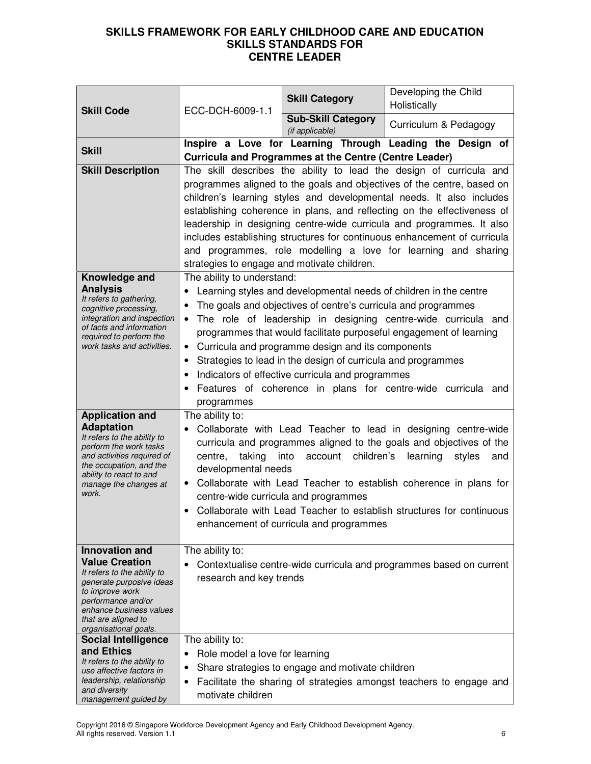# SKILLS FRAMEWORK FOR EARLY CHILDHOOD CARE AND EDUCATION
## SKILLS STANDARDS FOR
## CENTRE LEADER

| **Skill Code** | ECC-DCH-6009-1.1 | **Skill Category** | Developing the Child Holistically |
|---|---|---|---|
| | | **Sub-Skill Category** *(if applicable)* | Curriculum & Pedagogy |
| **Skill** | **Inspire a Love for Learning Through Leading the Design of Curricula and Programmes at the Centre (Centre Leader)** | | |
| **Skill Description** | The skill describes the ability to lead the design of curricula and programmes aligned to the goals and objectives of the centre, based on children's learning styles and developmental needs. It also includes establishing coherence in plans, and reflecting on the effectiveness of leadership in designing centre-wide curricula and programmes. It also includes establishing structures for continuous enhancement of curricula and programmes, role modelling a love for learning and sharing strategies to engage and motivate children. | | |
| **Knowledge and Analysis** *It refers to gathering, cognitive processing, integration and inspection of facts and information required to perform the work tasks and activities.* | The ability to understand:<br>• Learning styles and developmental needs of children in the centre<br>• The goals and objectives of centre's curricula and programmes<br>• The role of leadership in designing centre-wide curricula and programmes that would facilitate purposeful engagement of learning<br>• Curricula and programme design and its components<br>• Strategies to lead in the design of curricula and programmes<br>• Indicators of effective curricula and programmes<br>• Features of coherence in plans for centre-wide curricula and programmes | | |
| **Application and Adaptation** *It refers to the ability to perform the work tasks and activities required of the occupation, and the ability to react to and manage the changes at work.* | The ability to:<br>• Collaborate with Lead Teacher to lead in designing centre-wide curricula and programmes aligned to the goals and objectives of the centre, taking into account children's learning styles and developmental needs<br>• Collaborate with Lead Teacher to establish coherence in plans for centre-wide curricula and programmes<br>• Collaborate with Lead Teacher to establish structures for continuous enhancement of curricula and programmes | | |
| **Innovation and Value Creation** *It refers to the ability to generate purposive ideas to improve work performance and/or enhance business values that are aligned to organisational goals.* | The ability to:<br>• Contextualise centre-wide curricula and programmes based on current research and key trends | | |
| **Social Intelligence and Ethics** *It refers to the ability to use affective factors in leadership, relationship and diversity management guided by* | The ability to:<br>• Role model a love for learning<br>• Share strategies to engage and motivate children<br>• Facilitate the sharing of strategies amongst teachers to engage and motivate children | | |

Copyright 2016 © Singapore Workforce Development Agency and Early Childhood Development Agency. All rights reserved. Version 1.1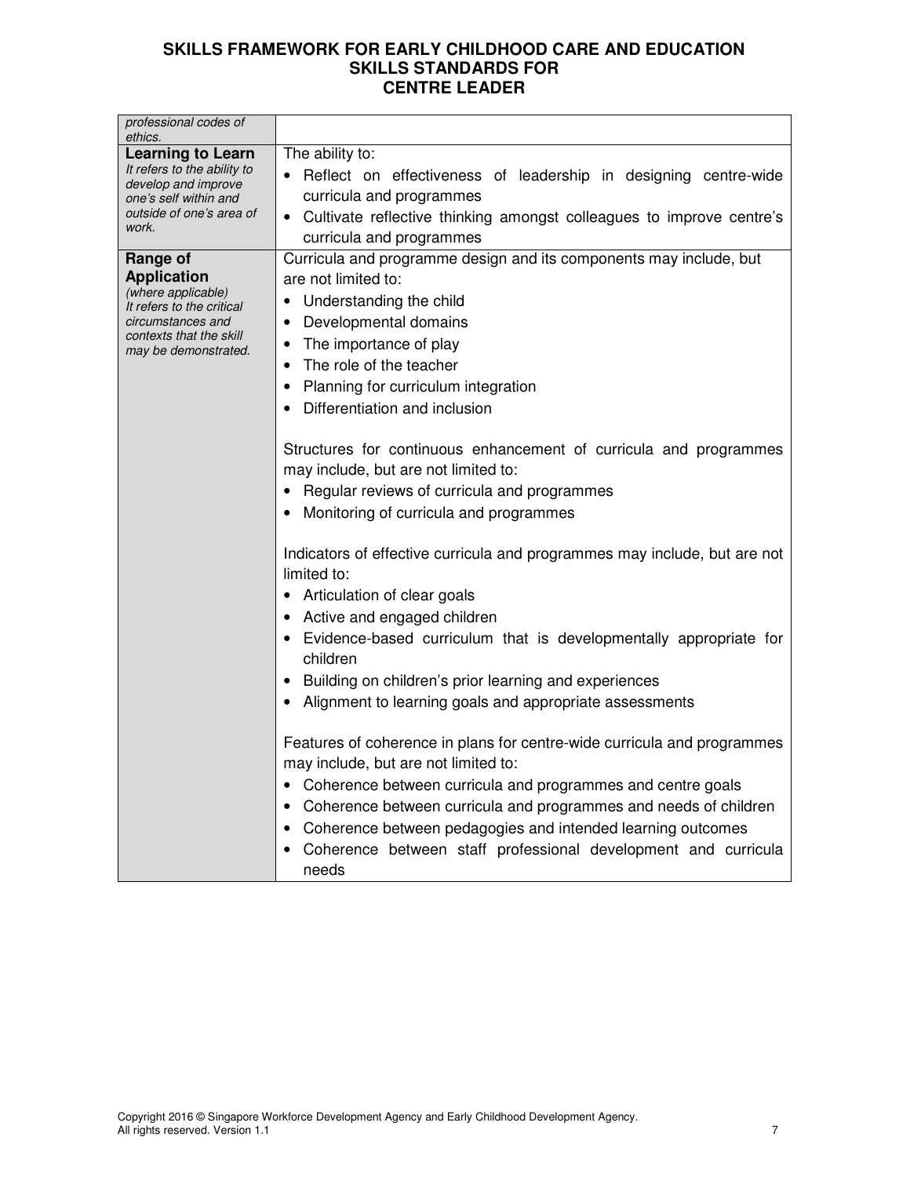| | |
|---|---|
| *professional codes of ethics.* | |
| **Learning to Learn** *It refers to the ability to develop and improve one's self within and outside of one's area of work.* | The ability to:<br>• Reflect on effectiveness of leadership in designing centre-wide curricula and programmes<br>• Cultivate reflective thinking amongst colleagues to improve centre's curricula and programmes |
| **Range of Application** *(where applicable)* *It refers to the critical circumstances and contexts that the skill may be demonstrated.* | Curricula and programme design and its components may include, but are not limited to:<br>• Understanding the child<br>• Developmental domains<br>• The importance of play<br>• The role of the teacher<br>• Planning for curriculum integration<br>• Differentiation and inclusion<br><br>Structures for continuous enhancement of curricula and programmes may include, but are not limited to:<br>• Regular reviews of curricula and programmes<br>• Monitoring of curricula and programmes<br><br>Indicators of effective curricula and programmes may include, but are not limited to:<br>• Articulation of clear goals<br>• Active and engaged children<br>• Evidence-based curriculum that is developmentally appropriate for children<br>• Building on children's prior learning and experiences<br>• Alignment to learning goals and appropriate assessments<br><br>Features of coherence in plans for centre-wide curricula and programmes may include, but are not limited to:<br>• Coherence between curricula and programmes and centre goals<br>• Coherence between curricula and programmes and needs of children<br>• Coherence between pedagogies and intended learning outcomes<br>• Coherence between staff professional development and curricula needs |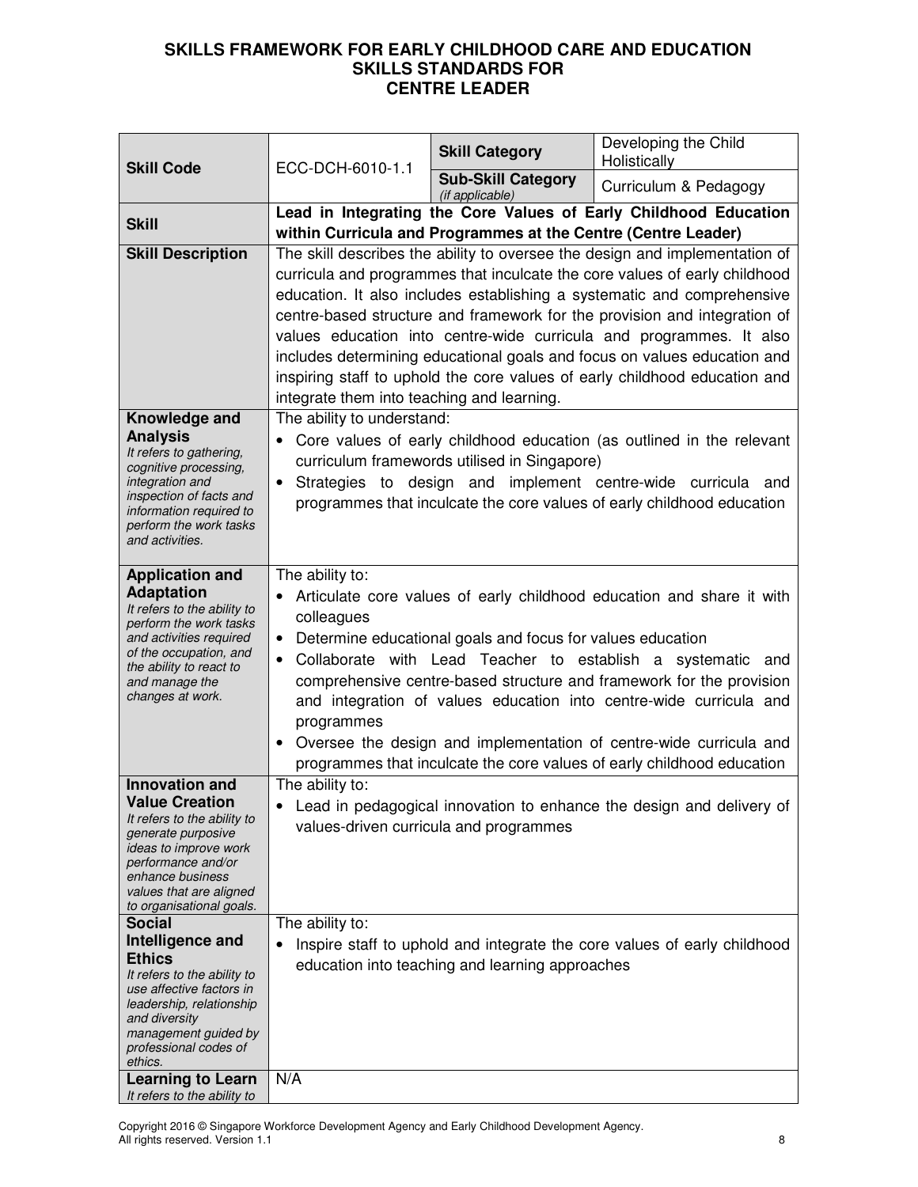# SKILLS FRAMEWORK FOR EARLY CHILDHOOD CARE AND EDUCATION
## SKILLS STANDARDS FOR
## CENTRE LEADER

| **Skill Code** | ECC-DCH-6010-1.1 | **Skill Category** | Developing the Child Holistically |
|---|---|---|---|
| | | **Sub-Skill Category** *(if applicable)* | Curriculum & Pedagogy |
| **Skill** | **Lead in Integrating the Core Values of Early Childhood Education within Curricula and Programmes at the Centre (Centre Leader)** | | |
| **Skill Description** | The skill describes the ability to oversee the design and implementation of curricula and programmes that inculcate the core values of early childhood education. It also includes establishing a systematic and comprehensive centre-based structure and framework for the provision and integration of values education into centre-wide curricula and programmes. It also includes determining educational goals and focus on values education and inspiring staff to uphold the core values of early childhood education and integrate them into teaching and learning. | | |
| **Knowledge and Analysis** *It refers to gathering, cognitive processing, integration and inspection of facts and information required to perform the work tasks and activities.* | The ability to understand:<br>• Core values of early childhood education (as outlined in the relevant curriculum framewords utilised in Singapore)<br>• Strategies to design and implement centre-wide curricula and programmes that inculcate the core values of early childhood education | | |
| **Application and Adaptation** *It refers to the ability to perform the work tasks and activities required of the occupation, and the ability to react to and manage the changes at work.* | The ability to:<br>• Articulate core values of early childhood education and share it with colleagues<br>• Determine educational goals and focus for values education<br>• Collaborate with Lead Teacher to establish a systematic and comprehensive centre-based structure and framework for the provision and integration of values education into centre-wide curricula and programmes<br>• Oversee the design and implementation of centre-wide curricula and programmes that inculcate the core values of early childhood education | | |
| **Innovation and Value Creation** *It refers to the ability to generate purposive ideas to improve work performance and/or enhance business values that are aligned to organisational goals.* | The ability to:<br>• Lead in pedagogical innovation to enhance the design and delivery of values-driven curricula and programmes | | |
| **Social Intelligence and Ethics** *It refers to the ability to use affective factors in leadership, relationship and diversity management guided by professional codes of ethics.* | The ability to:<br>• Inspire staff to uphold and integrate the core values of early childhood education into teaching and learning approaches | | |
| **Learning to Learn** *It refers to the ability to* | N/A | | |

Copyright 2016 © Singapore Workforce Development Agency and Early Childhood Development Agency. All rights reserved. Version 1.1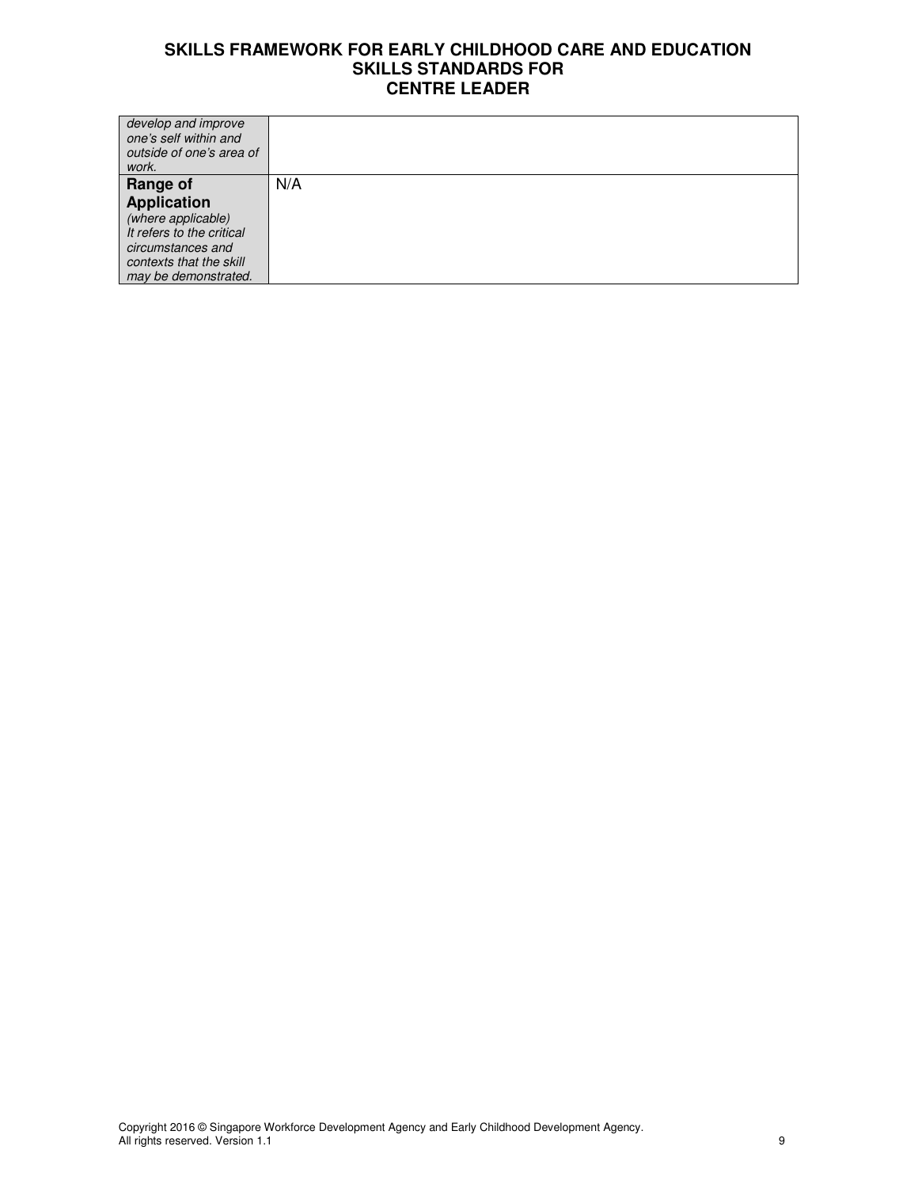| | |
|---|---|
| *develop and improve one's self within and outside of one's area of work.* | |
| **Range of Application** *(where applicable)* *It refers to the critical circumstances and contexts that the skill may be demonstrated.* | N/A |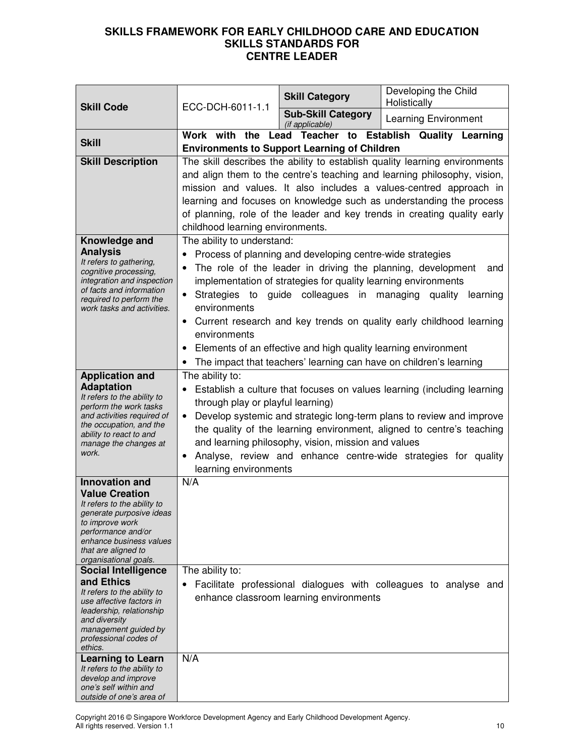**SKILLS FRAMEWORK FOR EARLY CHILDHOOD CARE AND EDUCATION**
**SKILLS STANDARDS FOR**
**CENTRE LEADER**

| **Skill Code** | ECC-DCH-6011-1.1 | **Skill Category** | Developing the Child Holistically |
|---|---|---|---|
| | | **Sub-Skill Category** *(if applicable)* | Learning Environment |
| **Skill** | **Work with the Lead Teacher to Establish Quality Learning Environments to Support Learning of Children** | | |
| **Skill Description** | The skill describes the ability to establish quality learning environments and align them to the centre's teaching and learning philosophy, vision, mission and values. It also includes a values-centred approach in learning and focuses on knowledge such as understanding the process of planning, role of the leader and key trends in creating quality early childhood learning environments. | | |
| **Knowledge and Analysis** *It refers to gathering, cognitive processing, integration and inspection of facts and information required to perform the work tasks and activities.* | The ability to understand:<br>• Process of planning and developing centre-wide strategies<br>• The role of the leader in driving the planning, development and implementation of strategies for quality learning environments<br>• Strategies to guide colleagues in managing quality learning environments<br>• Current research and key trends on quality early childhood learning environments<br>• Elements of an effective and high quality learning environment<br>• The impact that teachers' learning can have on children's learning | | |
| **Application and Adaptation** *It refers to the ability to perform the work tasks and activities required of the occupation, and the ability to react to and manage the changes at work.* | The ability to:<br>• Establish a culture that focuses on values learning (including learning through play or playful learning)<br>• Develop systemic and strategic long-term plans to review and improve the quality of the learning environment, aligned to centre's teaching and learning philosophy, vision, mission and values<br>• Analyse, review and enhance centre-wide strategies for quality learning environments | | |
| **Innovation and Value Creation** *It refers to the ability to generate purposive ideas to improve work performance and/or enhance business values that are aligned to organisational goals.* | N/A | | |
| **Social Intelligence and Ethics** *It refers to the ability to use affective factors in leadership, relationship and diversity management guided by professional codes of ethics.* | The ability to:<br>• Facilitate professional dialogues with colleagues to analyse and enhance classroom learning environments | | |
| **Learning to Learn** *It refers to the ability to develop and improve one's self within and outside of one's area of* | N/A | | |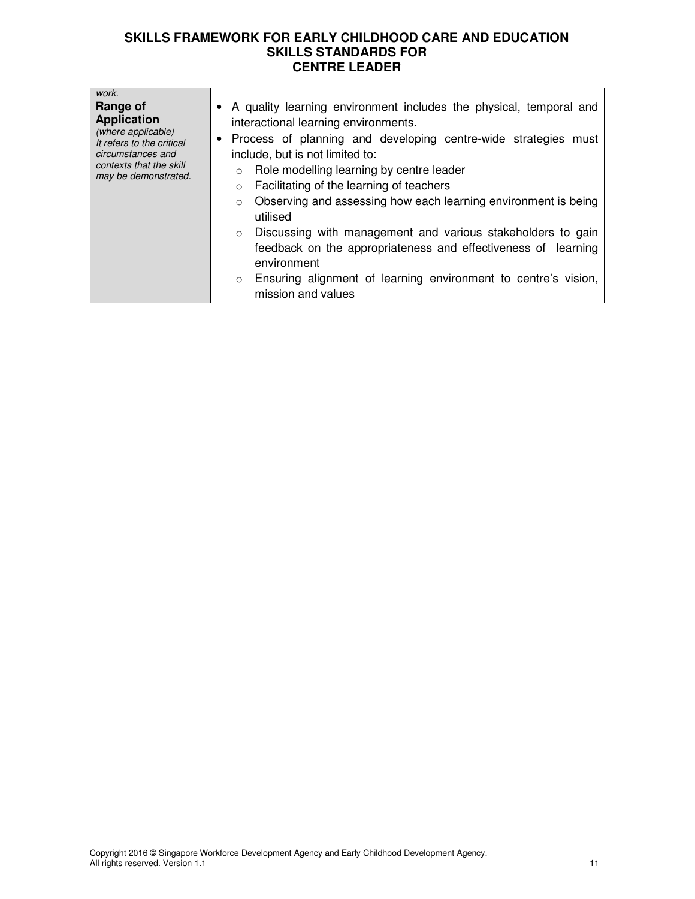| | |
|---|---|
| *work.* | |
| **Range of Application** *(where applicable) It refers to the critical circumstances and contexts that the skill may be demonstrated.* | • A quality learning environment includes the physical, temporal and interactional learning environments.<br>• Process of planning and developing centre-wide strategies must include, but is not limited to:<br>&nbsp;&nbsp;○ Role modelling learning by centre leader<br>&nbsp;&nbsp;○ Facilitating of the learning of teachers<br>&nbsp;&nbsp;○ Observing and assessing how each learning environment is being utilised<br>&nbsp;&nbsp;○ Discussing with management and various stakeholders to gain feedback on the appropriateness and effectiveness of learning environment<br>&nbsp;&nbsp;○ Ensuring alignment of learning environment to centre's vision, mission and values |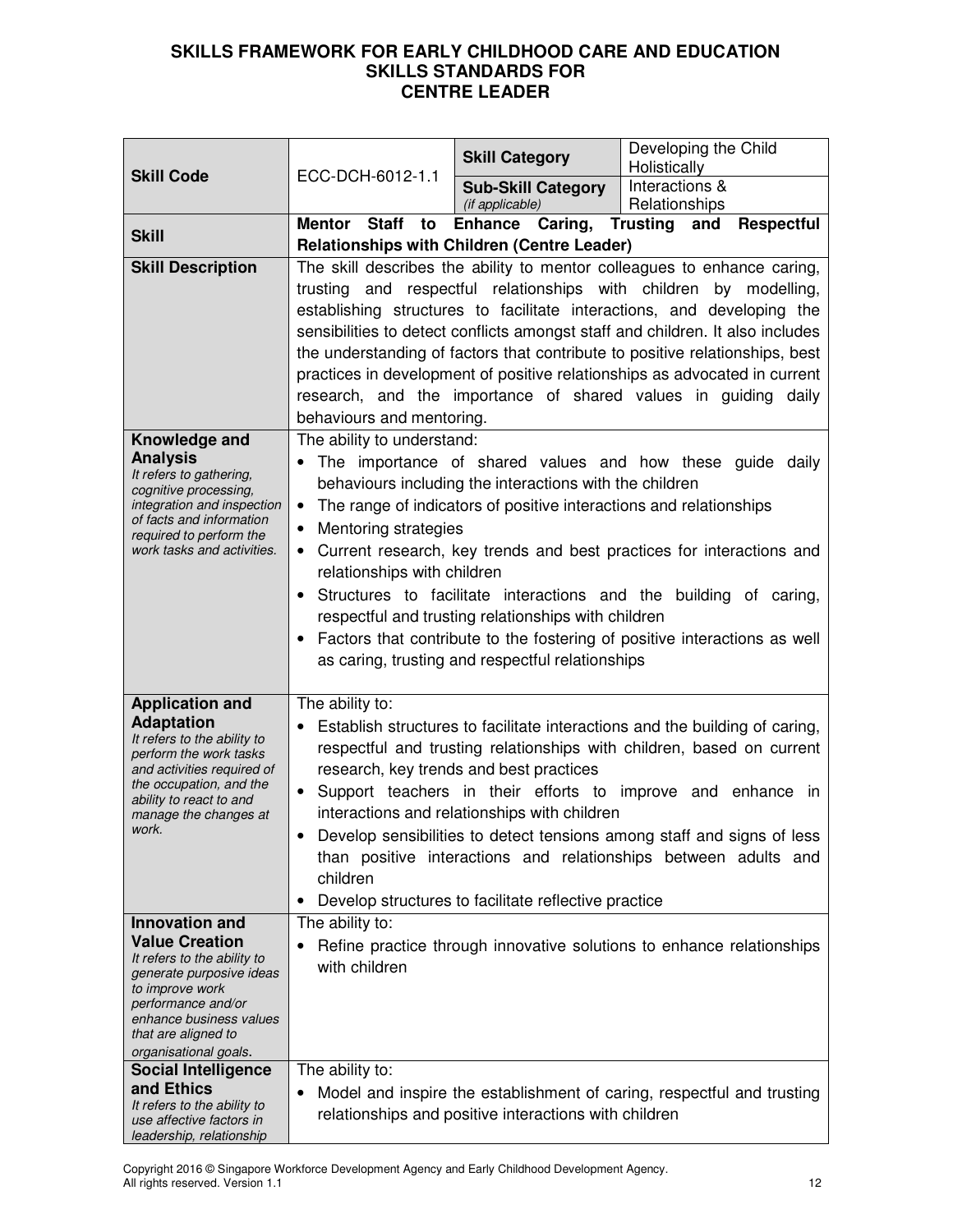**SKILLS FRAMEWORK FOR EARLY CHILDHOOD CARE AND EDUCATION**
**SKILLS STANDARDS FOR**
**CENTRE LEADER**

| **Skill Code** | ECC-DCH-6012-1.1 | **Skill Category** | Developing the Child Holistically |
|---|---|---|---|
| | | **Sub-Skill Category** *(if applicable)* | Interactions & Relationships |
| **Skill** | **Mentor Staff to Enhance Caring, Trusting and Respectful Relationships with Children (Centre Leader)** | | |
| **Skill Description** | The skill describes the ability to mentor colleagues to enhance caring, trusting and respectful relationships with children by modelling, establishing structures to facilitate interactions, and developing the sensibilities to detect conflicts amongst staff and children. It also includes the understanding of factors that contribute to positive relationships, best practices in development of positive relationships as advocated in current research, and the importance of shared values in guiding daily behaviours and mentoring. | | |
| **Knowledge and Analysis** *It refers to gathering, cognitive processing, integration and inspection of facts and information required to perform the work tasks and activities.* | The ability to understand:<br>• The importance of shared values and how these guide daily behaviours including the interactions with the children<br>• The range of indicators of positive interactions and relationships<br>• Mentoring strategies<br>• Current research, key trends and best practices for interactions and relationships with children<br>• Structures to facilitate interactions and the building of caring, respectful and trusting relationships with children<br>• Factors that contribute to the fostering of positive interactions as well as caring, trusting and respectful relationships | | |
| **Application and Adaptation** *It refers to the ability to perform the work tasks and activities required of the occupation, and the ability to react to and manage the changes at work.* | The ability to:<br>• Establish structures to facilitate interactions and the building of caring, respectful and trusting relationships with children, based on current research, key trends and best practices<br>• Support teachers in their efforts to improve and enhance in interactions and relationships with children<br>• Develop sensibilities to detect tensions among staff and signs of less than positive interactions and relationships between adults and children<br>• Develop structures to facilitate reflective practice | | |
| **Innovation and Value Creation** *It refers to the ability to generate purposive ideas to improve work performance and/or enhance business values that are aligned to organisational goals.* | The ability to:<br>• Refine practice through innovative solutions to enhance relationships with children | | |
| **Social Intelligence and Ethics** *It refers to the ability to use affective factors in leadership, relationship* | The ability to:<br>• Model and inspire the establishment of caring, respectful and trusting relationships and positive interactions with children | | |

Copyright 2016 © Singapore Workforce Development Agency and Early Childhood Development Agency. All rights reserved. Version 1.1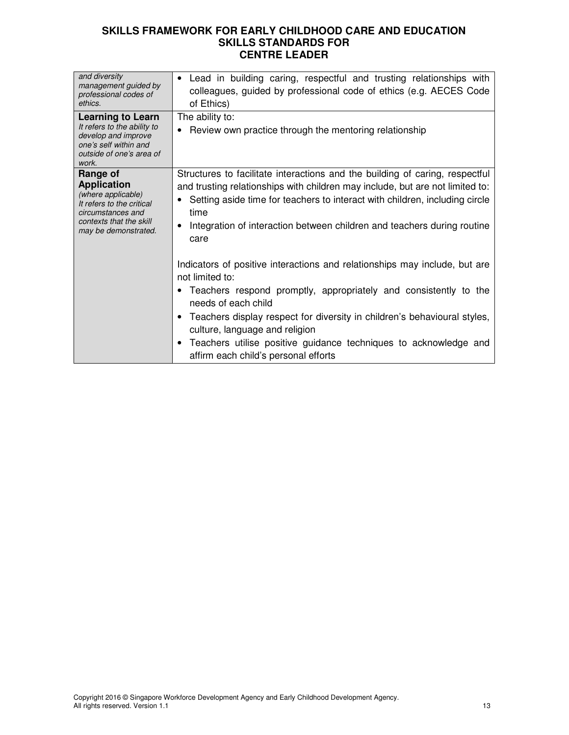| | |
|---|---|
| *and diversity management guided by professional codes of ethics.* | • Lead in building caring, respectful and trusting relationships with colleagues, guided by professional code of ethics (e.g. AECES Code of Ethics) |
| **Learning to Learn** *It refers to the ability to develop and improve one's self within and outside of one's area of work.* | The ability to: <br> • Review own practice through the mentoring relationship |
| **Range of Application** *(where applicable)* *It refers to the critical circumstances and contexts that the skill may be demonstrated.* | Structures to facilitate interactions and the building of caring, respectful and trusting relationships with children may include, but are not limited to: <br> • Setting aside time for teachers to interact with children, including circle time <br> • Integration of interaction between children and teachers during routine care <br><br> Indicators of positive interactions and relationships may include, but are not limited to: <br> • Teachers respond promptly, appropriately and consistently to the needs of each child <br> • Teachers display respect for diversity in children's behavioural styles, culture, language and religion <br> • Teachers utilise positive guidance techniques to acknowledge and affirm each child's personal efforts |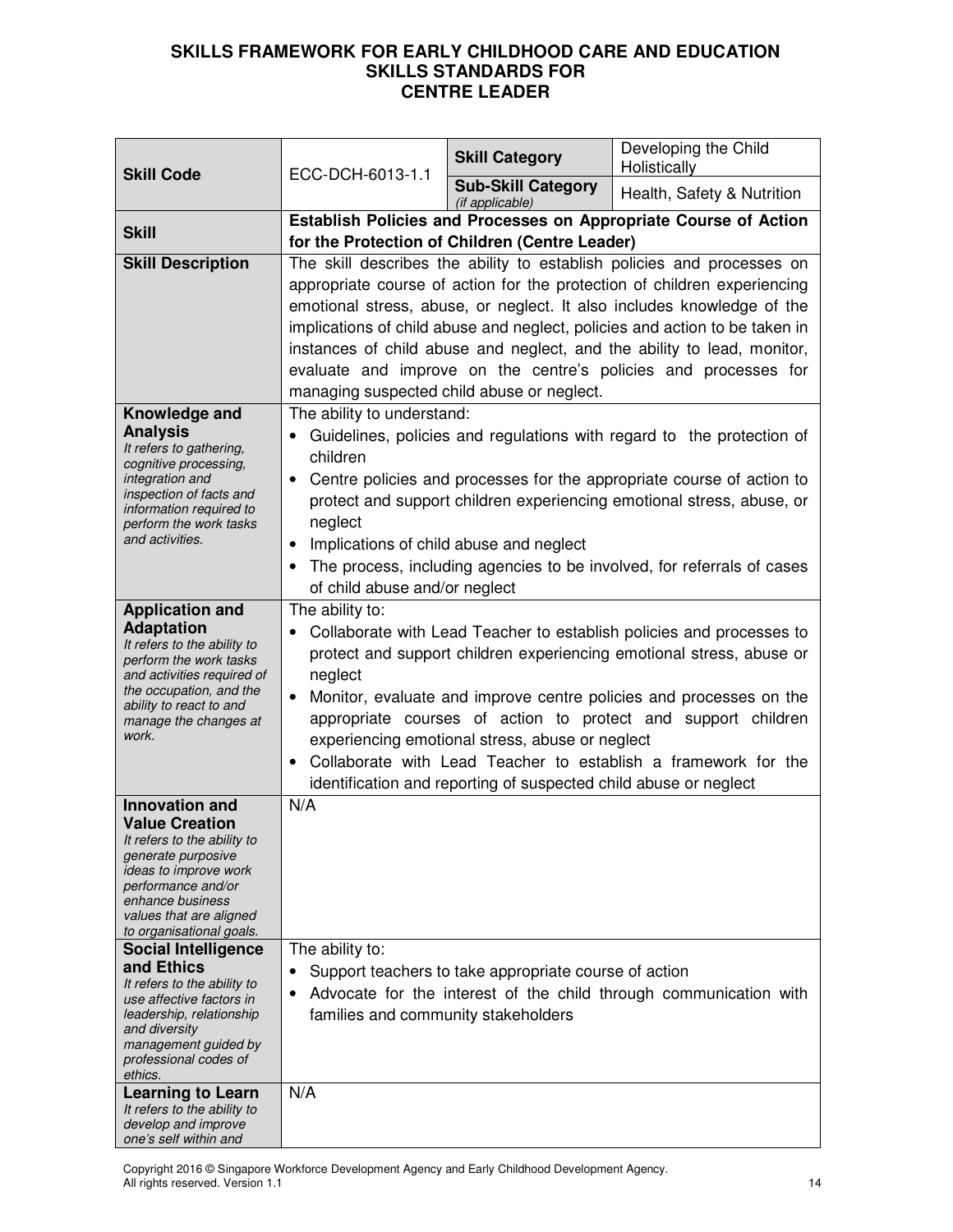**SKILLS FRAMEWORK FOR EARLY CHILDHOOD CARE AND EDUCATION**
**SKILLS STANDARDS FOR**
**CENTRE LEADER**

| **Skill Code** | ECC-DCH-6013-1.1 | **Skill Category** | Developing the Child Holistically |
|---|---|---|---|
| | | **Sub-Skill Category** *(if applicable)* | Health, Safety & Nutrition |
| **Skill** | **Establish Policies and Processes on Appropriate Course of Action for the Protection of Children (Centre Leader)** | | |
| **Skill Description** | The skill describes the ability to establish policies and processes on appropriate course of action for the protection of children experiencing emotional stress, abuse, or neglect. It also includes knowledge of the implications of child abuse and neglect, policies and action to be taken in instances of child abuse and neglect, and the ability to lead, monitor, evaluate and improve on the centre's policies and processes for managing suspected child abuse or neglect. | | |
| **Knowledge and Analysis** *It refers to gathering, cognitive processing, integration and inspection of facts and information required to perform the work tasks and activities.* | The ability to understand:<br>• Guidelines, policies and regulations with regard to the protection of children<br>• Centre policies and processes for the appropriate course of action to protect and support children experiencing emotional stress, abuse, or neglect<br>• Implications of child abuse and neglect<br>• The process, including agencies to be involved, for referrals of cases of child abuse and/or neglect | | |
| **Application and Adaptation** *It refers to the ability to perform the work tasks and activities required of the occupation, and the ability to react to and manage the changes at work.* | The ability to:<br>• Collaborate with Lead Teacher to establish policies and processes to protect and support children experiencing emotional stress, abuse or neglect<br>• Monitor, evaluate and improve centre policies and processes on the appropriate courses of action to protect and support children experiencing emotional stress, abuse or neglect<br>• Collaborate with Lead Teacher to establish a framework for the identification and reporting of suspected child abuse or neglect | | |
| **Innovation and Value Creation** *It refers to the ability to generate purposive ideas to improve work performance and/or enhance business values that are aligned to organisational goals.* | N/A | | |
| **Social Intelligence and Ethics** *It refers to the ability to use affective factors in leadership, relationship and diversity management guided by professional codes of ethics.* | The ability to:<br>• Support teachers to take appropriate course of action<br>• Advocate for the interest of the child through communication with families and community stakeholders | | |
| **Learning to Learn** *It refers to the ability to develop and improve one's self within and* | N/A | | |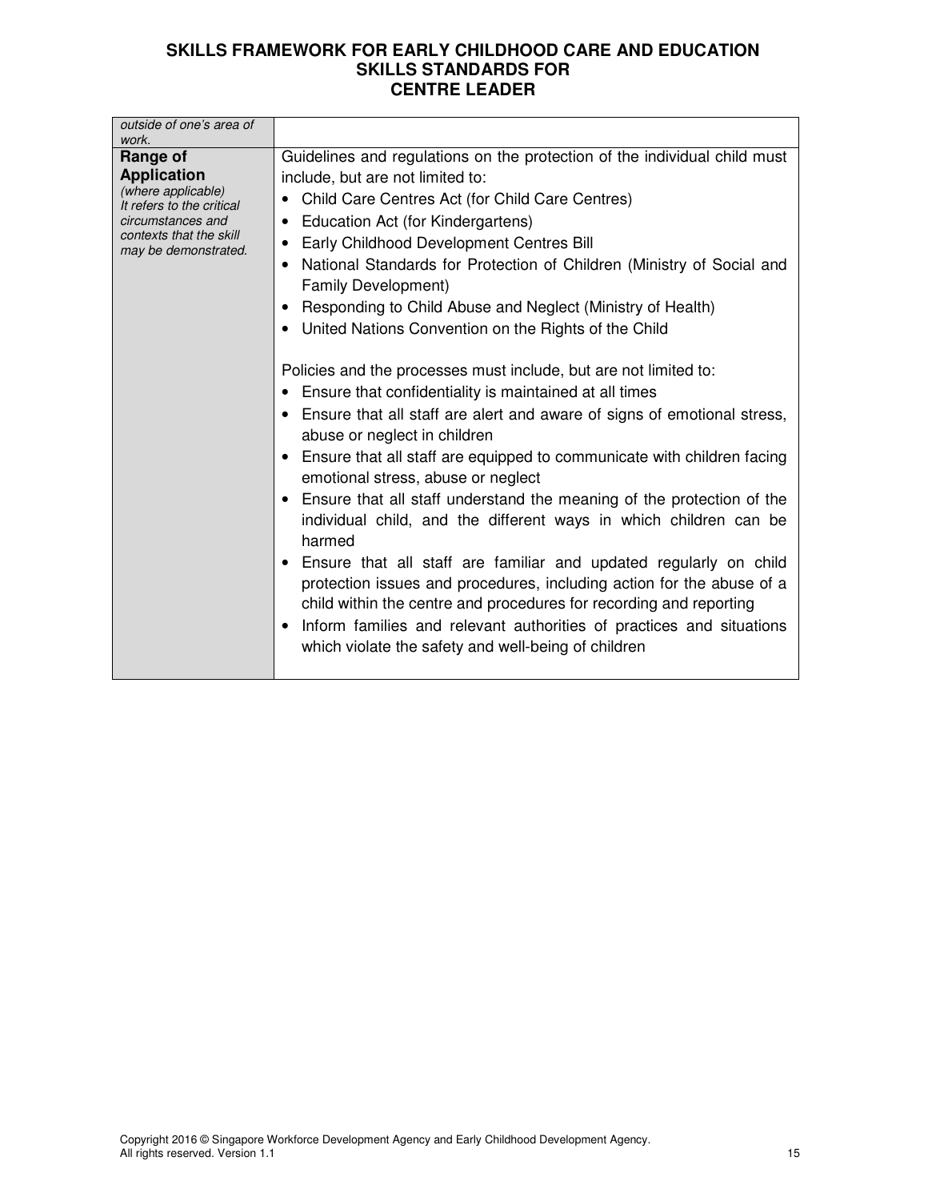| *outside of one's area of work.* | |
|---|---|
| **Range of Application** *(where applicable) It refers to the critical circumstances and contexts that the skill may be demonstrated.* | Guidelines and regulations on the protection of the individual child must include, but are not limited to:<br>• Child Care Centres Act (for Child Care Centres)<br>• Education Act (for Kindergartens)<br>• Early Childhood Development Centres Bill<br>• National Standards for Protection of Children (Ministry of Social and Family Development)<br>• Responding to Child Abuse and Neglect (Ministry of Health)<br>• United Nations Convention on the Rights of the Child<br><br>Policies and the processes must include, but are not limited to:<br>• Ensure that confidentiality is maintained at all times<br>• Ensure that all staff are alert and aware of signs of emotional stress, abuse or neglect in children<br>• Ensure that all staff are equipped to communicate with children facing emotional stress, abuse or neglect<br>• Ensure that all staff understand the meaning of the protection of the individual child, and the different ways in which children can be harmed<br>• Ensure that all staff are familiar and updated regularly on child protection issues and procedures, including action for the abuse of a child within the centre and procedures for recording and reporting<br>• Inform families and relevant authorities of practices and situations which violate the safety and well-being of children |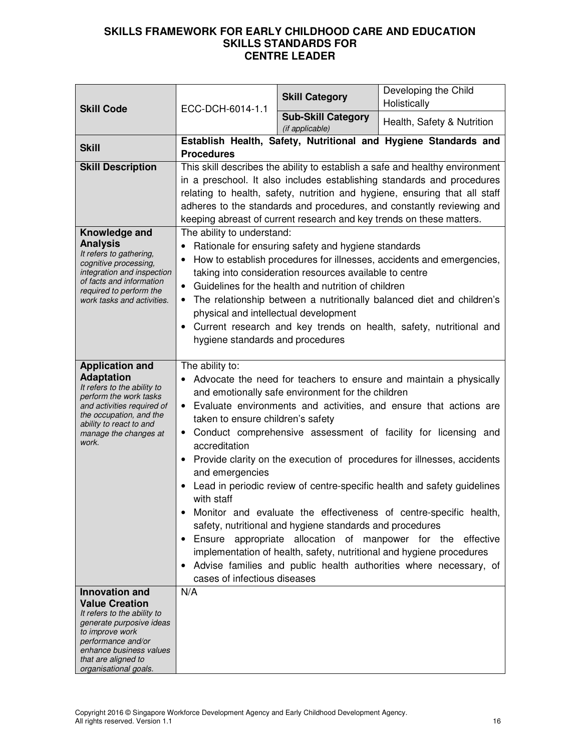# SKILLS FRAMEWORK FOR EARLY CHILDHOOD CARE AND EDUCATION
## SKILLS STANDARDS FOR CENTRE LEADER

| | | | |
|---|---|---|---|
| **Skill Code** | ECC-DCH-6014-1.1 | **Skill Category** | Developing the Child Holistically |
| | | **Sub-Skill Category** *(if applicable)* | Health, Safety & Nutrition |
| **Skill** | **Establish Health, Safety, Nutritional and Hygiene Standards and Procedures** | | |
| **Skill Description** | This skill describes the ability to establish a safe and healthy environment in a preschool. It also includes establishing standards and procedures relating to health, safety, nutrition and hygiene, ensuring that all staff adheres to the standards and procedures, and constantly reviewing and keeping abreast of current research and key trends on these matters. | | |
| **Knowledge and Analysis** *It refers to gathering, cognitive processing, integration and inspection of facts and information required to perform the work tasks and activities.* | The ability to understand: <br>• Rationale for ensuring safety and hygiene standards <br>• How to establish procedures for illnesses, accidents and emergencies, taking into consideration resources available to centre <br>• Guidelines for the health and nutrition of children <br>• The relationship between a nutritionally balanced diet and children's physical and intellectual development <br>• Current research and key trends on health, safety, nutritional and hygiene standards and procedures | | |
| **Application and Adaptation** *It refers to the ability to perform the work tasks and activities required of the occupation, and the ability to react to and manage the changes at work.* | The ability to: <br>• Advocate the need for teachers to ensure and maintain a physically and emotionally safe environment for the children <br>• Evaluate environments and activities, and ensure that actions are taken to ensure children's safety <br>• Conduct comprehensive assessment of facility for licensing and accreditation <br>• Provide clarity on the execution of procedures for illnesses, accidents and emergencies <br>• Lead in periodic review of centre-specific health and safety guidelines with staff <br>• Monitor and evaluate the effectiveness of centre-specific health, safety, nutritional and hygiene standards and procedures <br>• Ensure appropriate allocation of manpower for the effective implementation of health, safety, nutritional and hygiene procedures <br>• Advise families and public health authorities where necessary, of cases of infectious diseases | | |
| **Innovation and Value Creation** *It refers to the ability to generate purposive ideas to improve work performance and/or enhance business values that are aligned to organisational goals.* | N/A | | |

Copyright 2016 © Singapore Workforce Development Agency and Early Childhood Development Agency. All rights reserved. Version 1.1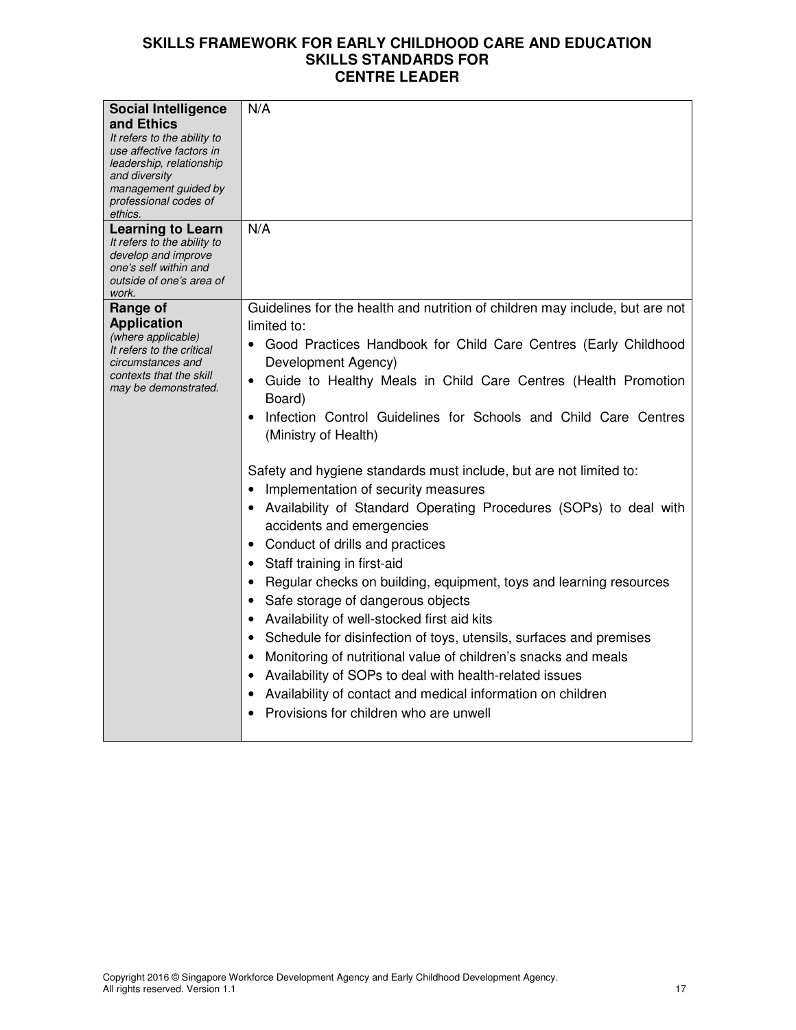| | |
|---|---|
| **Social Intelligence and Ethics**<br>*It refers to the ability to use affective factors in leadership, relationship and diversity management guided by professional codes of ethics.* | N/A |
| **Learning to Learn**<br>*It refers to the ability to develop and improve one's self within and outside of one's area of work.* | N/A |
| **Range of Application**<br>*(where applicable)*<br>*It refers to the critical circumstances and contexts that the skill may be demonstrated.* | Guidelines for the health and nutrition of children may include, but are not limited to:<br>• Good Practices Handbook for Child Care Centres (Early Childhood Development Agency)<br>• Guide to Healthy Meals in Child Care Centres (Health Promotion Board)<br>• Infection Control Guidelines for Schools and Child Care Centres (Ministry of Health)<br><br>Safety and hygiene standards must include, but are not limited to:<br>• Implementation of security measures<br>• Availability of Standard Operating Procedures (SOPs) to deal with accidents and emergencies<br>• Conduct of drills and practices<br>• Staff training in first-aid<br>• Regular checks on building, equipment, toys and learning resources<br>• Safe storage of dangerous objects<br>• Availability of well-stocked first aid kits<br>• Schedule for disinfection of toys, utensils, surfaces and premises<br>• Monitoring of nutritional value of children's snacks and meals<br>• Availability of SOPs to deal with health-related issues<br>• Availability of contact and medical information on children<br>• Provisions for children who are unwell |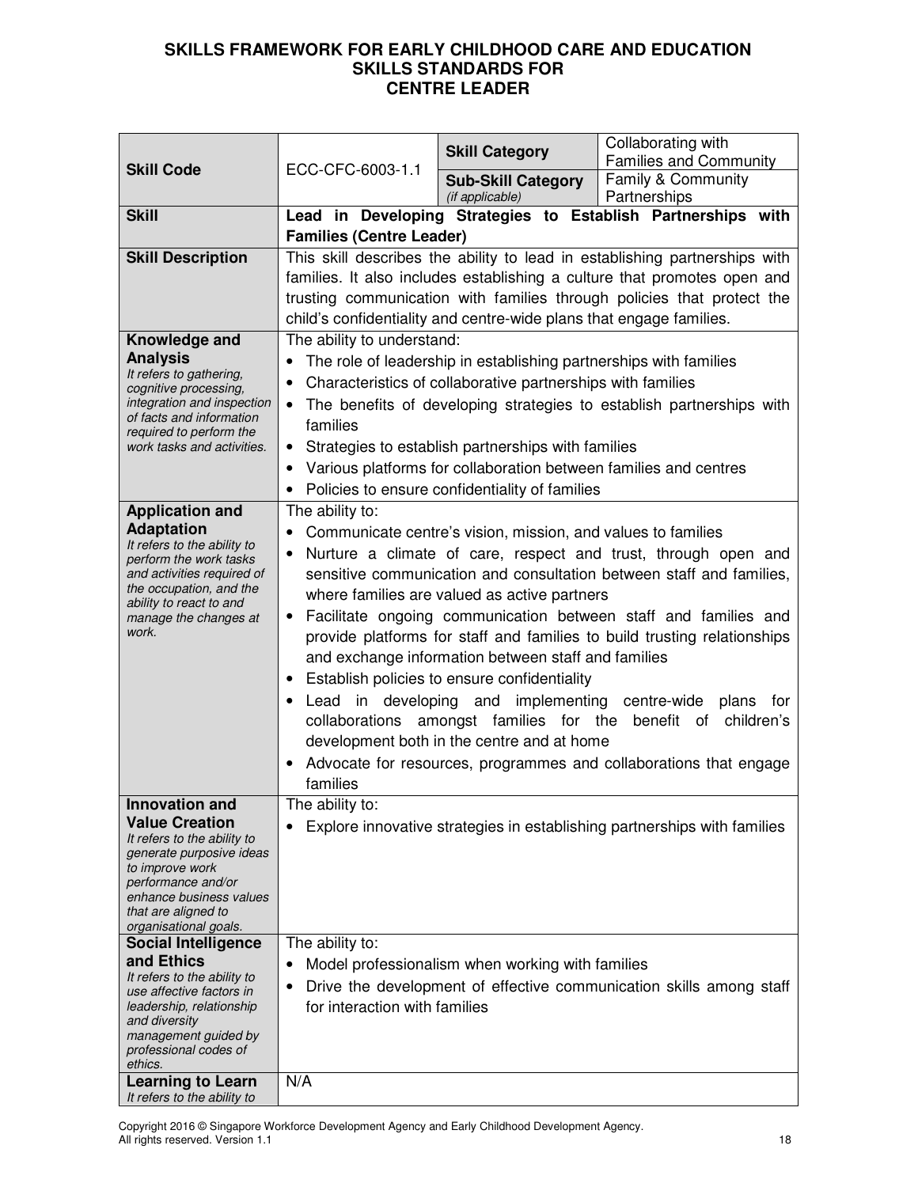**SKILLS FRAMEWORK FOR EARLY CHILDHOOD CARE AND EDUCATION**
**SKILLS STANDARDS FOR**
**CENTRE LEADER**

| **Skill Code** | ECC-CFC-6003-1.1 | **Skill Category** | Collaborating with Families and Community |
|---|---|---|---|
| | | **Sub-Skill Category** *(if applicable)* | Family & Community Partnerships |
| **Skill** | **Lead in Developing Strategies to Establish Partnerships with Families (Centre Leader)** | | |
| **Skill Description** | This skill describes the ability to lead in establishing partnerships with families. It also includes establishing a culture that promotes open and trusting communication with families through policies that protect the child's confidentiality and centre-wide plans that engage families. | | |
| **Knowledge and Analysis** *It refers to gathering, cognitive processing, integration and inspection of facts and information required to perform the work tasks and activities.* | The ability to understand:<br>• The role of leadership in establishing partnerships with families<br>• Characteristics of collaborative partnerships with families<br>• The benefits of developing strategies to establish partnerships with families<br>• Strategies to establish partnerships with families<br>• Various platforms for collaboration between families and centres<br>• Policies to ensure confidentiality of families | | |
| **Application and Adaptation** *It refers to the ability to perform the work tasks and activities required of the occupation, and the ability to react to and manage the changes at work.* | The ability to:<br>• Communicate centre's vision, mission, and values to families<br>• Nurture a climate of care, respect and trust, through open and sensitive communication and consultation between staff and families, where families are valued as active partners<br>• Facilitate ongoing communication between staff and families and provide platforms for staff and families to build trusting relationships and exchange information between staff and families<br>• Establish policies to ensure confidentiality<br>• Lead in developing and implementing centre-wide plans for collaborations amongst families for the benefit of children's development both in the centre and at home<br>• Advocate for resources, programmes and collaborations that engage families | | |
| **Innovation and Value Creation** *It refers to the ability to generate purposive ideas to improve work performance and/or enhance business values that are aligned to organisational goals.* | The ability to:<br>• Explore innovative strategies in establishing partnerships with families | | |
| **Social Intelligence and Ethics** *It refers to the ability to use affective factors in leadership, relationship and diversity management guided by professional codes of ethics.* | The ability to:<br>• Model professionalism when working with families<br>• Drive the development of effective communication skills among staff for interaction with families | | |
| **Learning to Learn** *It refers to the ability to* | N/A | | |

Copyright 2016 © Singapore Workforce Development Agency and Early Childhood Development Agency. All rights reserved. Version 1.1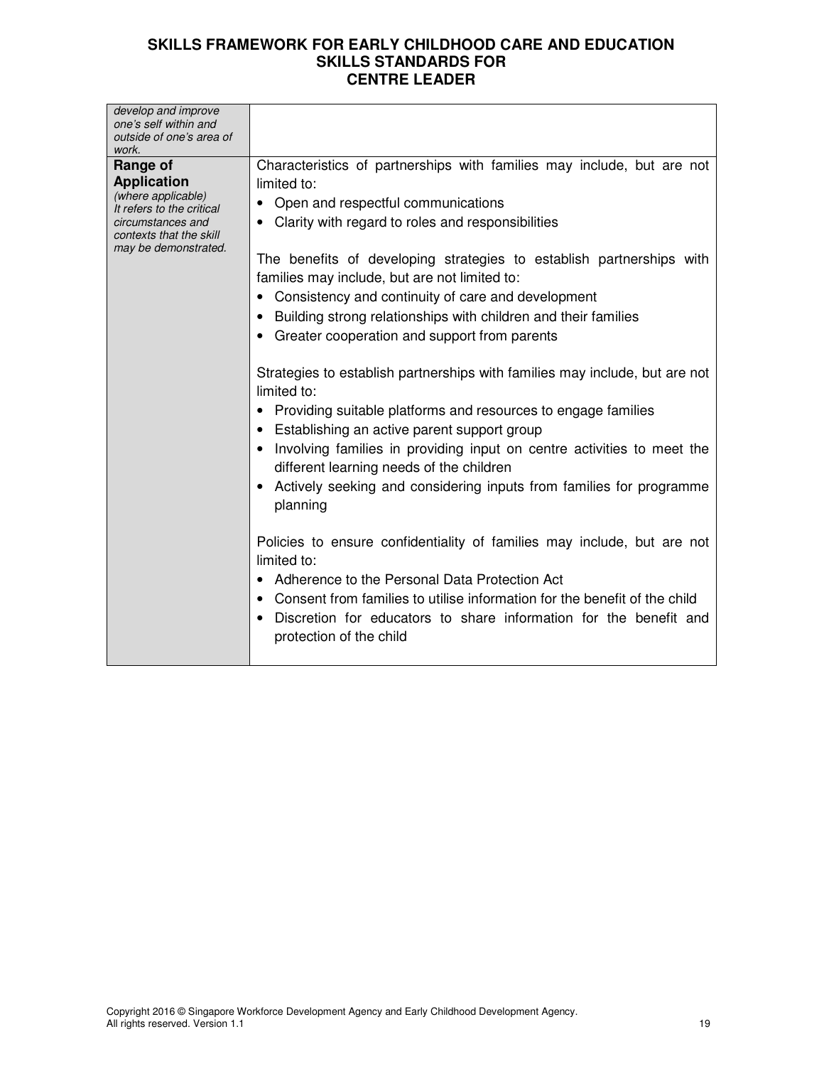| | |
|---|---|
| *develop and improve one's self within and outside of one's area of work.* | |
| **Range of Application** *(where applicable) It refers to the critical circumstances and contexts that the skill may be demonstrated.* | Characteristics of partnerships with families may include, but are not limited to:<br>• Open and respectful communications<br>• Clarity with regard to roles and responsibilities<br><br>The benefits of developing strategies to establish partnerships with families may include, but are not limited to:<br>• Consistency and continuity of care and development<br>• Building strong relationships with children and their families<br>• Greater cooperation and support from parents<br><br>Strategies to establish partnerships with families may include, but are not limited to:<br>• Providing suitable platforms and resources to engage families<br>• Establishing an active parent support group<br>• Involving families in providing input on centre activities to meet the different learning needs of the children<br>• Actively seeking and considering inputs from families for programme planning<br><br>Policies to ensure confidentiality of families may include, but are not limited to:<br>• Adherence to the Personal Data Protection Act<br>• Consent from families to utilise information for the benefit of the child<br>• Discretion for educators to share information for the benefit and protection of the child |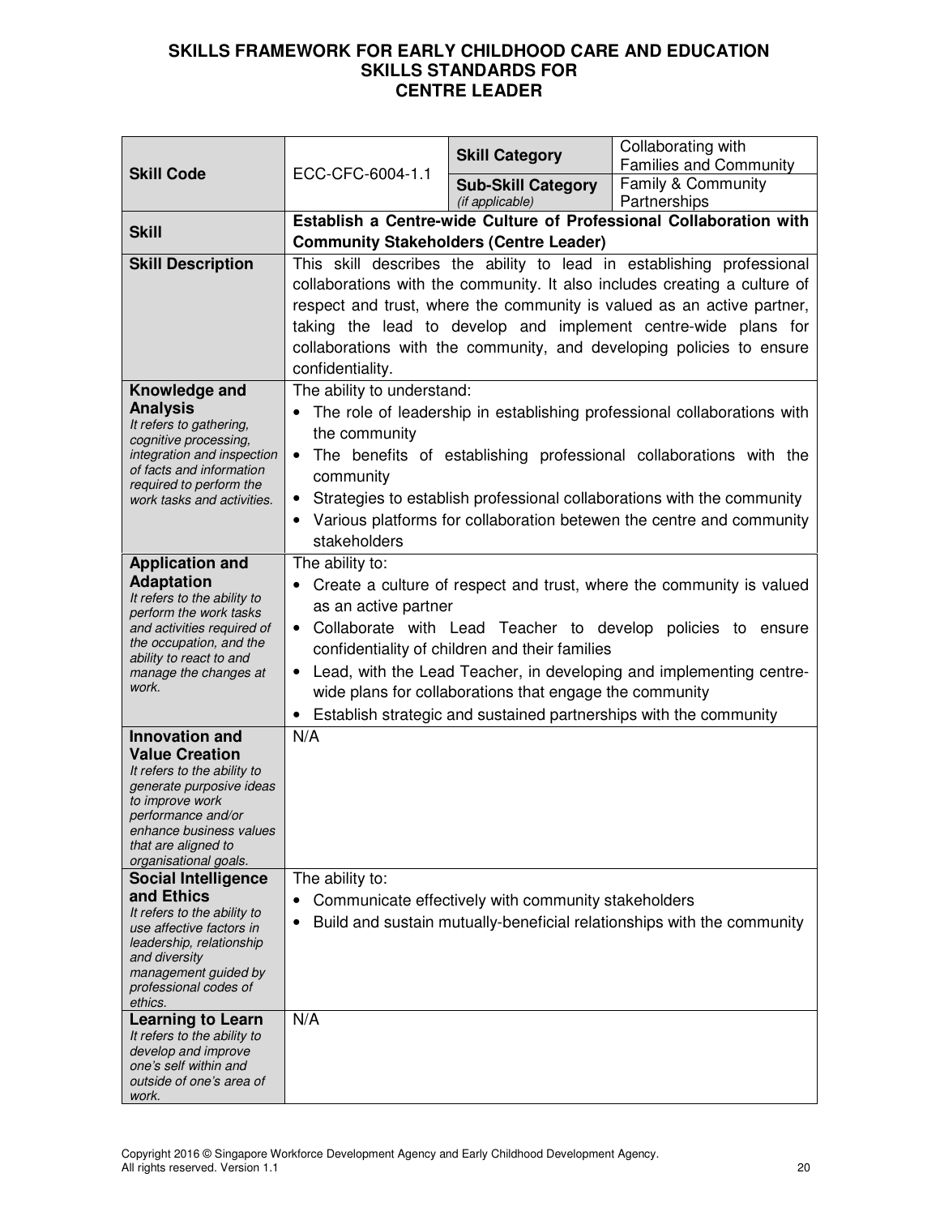# SKILLS FRAMEWORK FOR EARLY CHILDHOOD CARE AND EDUCATION
## SKILLS STANDARDS FOR
## CENTRE LEADER

| **Skill Code** | ECC-CFC-6004-1.1 | **Skill Category** | Collaborating with Families and Community |
|---|---|---|---|
| | | **Sub-Skill Category** *(if applicable)* | Family & Community Partnerships |
| **Skill** | **Establish a Centre-wide Culture of Professional Collaboration with Community Stakeholders (Centre Leader)** | | |
| **Skill Description** | This skill describes the ability to lead in establishing professional collaborations with the community. It also includes creating a culture of respect and trust, where the community is valued as an active partner, taking the lead to develop and implement centre-wide plans for collaborations with the community, and developing policies to ensure confidentiality. | | |
| **Knowledge and Analysis** *It refers to gathering, cognitive processing, integration and inspection of facts and information required to perform the work tasks and activities.* | The ability to understand:<br>• The role of leadership in establishing professional collaborations with the community<br>• The benefits of establishing professional collaborations with the community<br>• Strategies to establish professional collaborations with the community<br>• Various platforms for collaboration betewen the centre and community stakeholders | | |
| **Application and Adaptation** *It refers to the ability to perform the work tasks and activities required of the occupation, and the ability to react to and manage the changes at work.* | The ability to:<br>• Create a culture of respect and trust, where the community is valued as an active partner<br>• Collaborate with Lead Teacher to develop policies to ensure confidentiality of children and their families<br>• Lead, with the Lead Teacher, in developing and implementing centre-wide plans for collaborations that engage the community<br>• Establish strategic and sustained partnerships with the community | | |
| **Innovation and Value Creation** *It refers to the ability to generate purposive ideas to improve work performance and/or enhance business values that are aligned to organisational goals.* | N/A | | |
| **Social Intelligence and Ethics** *It refers to the ability to use affective factors in leadership, relationship and diversity management guided by professional codes of ethics.* | The ability to:<br>• Communicate effectively with community stakeholders<br>• Build and sustain mutually-beneficial relationships with the community | | |
| **Learning to Learn** *It refers to the ability to develop and improve one's self within and outside of one's area of work.* | N/A | | |

Copyright 2016 © Singapore Workforce Development Agency and Early Childhood Development Agency.
All rights reserved. Version 1.1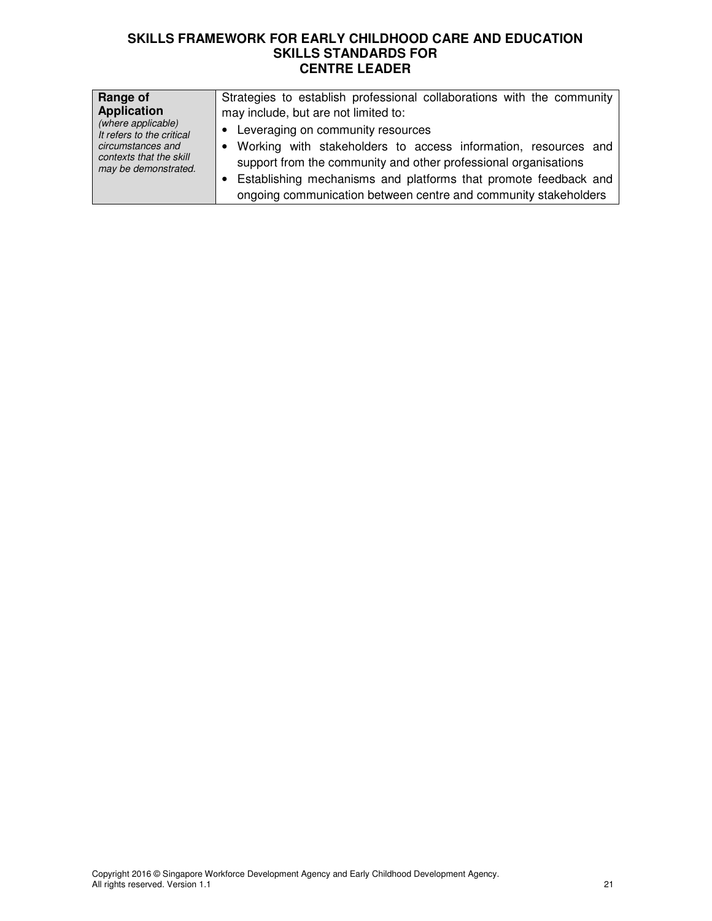| | |
|---|---|
| **Range of Application** *(where applicable) It refers to the critical circumstances and contexts that the skill may be demonstrated.* | Strategies to establish professional collaborations with the community may include, but are not limited to: <br>• Leveraging on community resources <br>• Working with stakeholders to access information, resources and support from the community and other professional organisations <br>• Establishing mechanisms and platforms that promote feedback and ongoing communication between centre and community stakeholders |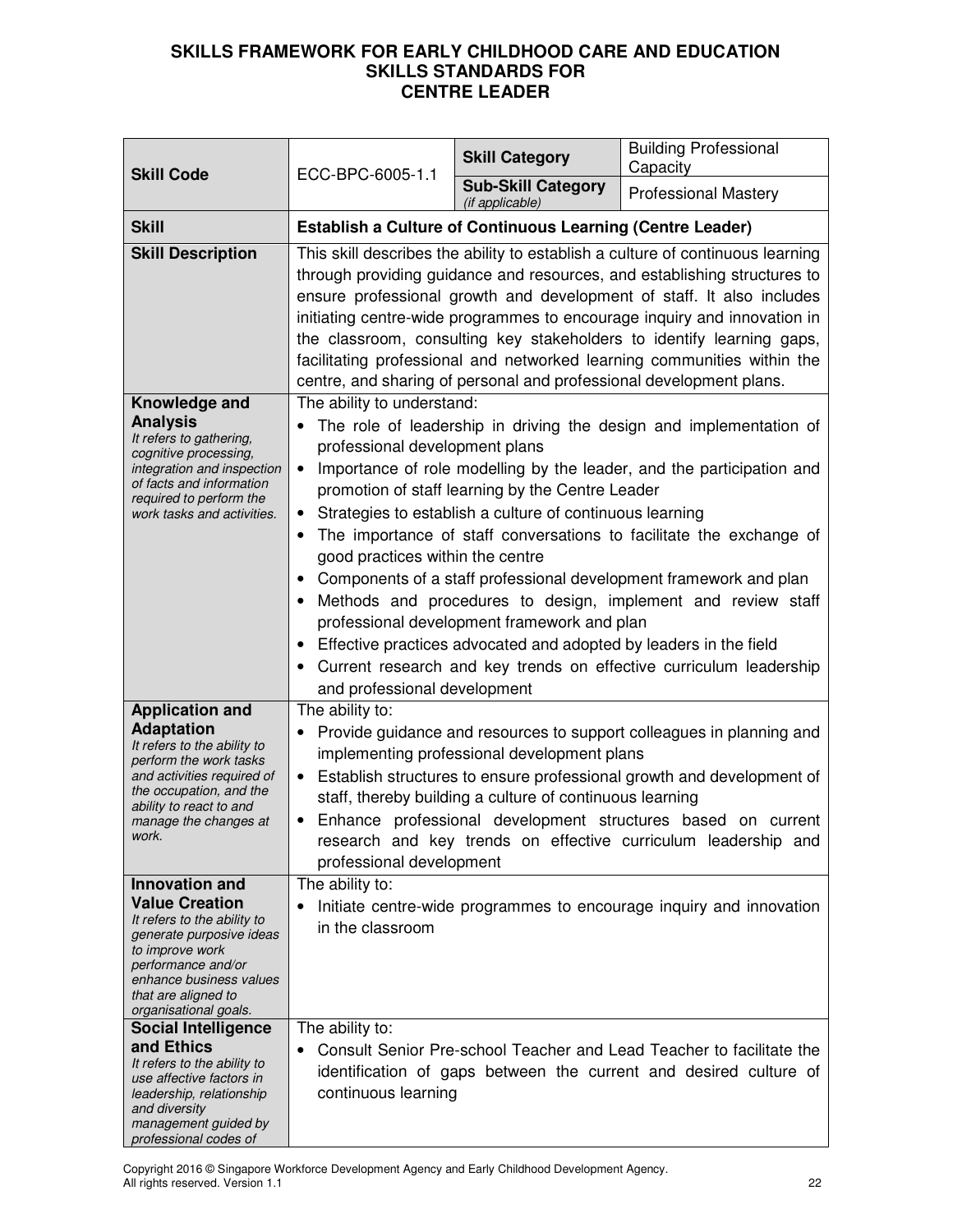# SKILLS FRAMEWORK FOR EARLY CHILDHOOD CARE AND EDUCATION
## SKILLS STANDARDS FOR
## CENTRE LEADER

| **Skill Code** | ECC-BPC-6005-1.1 | **Skill Category** | Building Professional Capacity |
|---|---|---|---|
| | | **Sub-Skill Category** *(if applicable)* | Professional Mastery |
| **Skill** | **Establish a Culture of Continuous Learning (Centre Leader)** | | |
| **Skill Description** | This skill describes the ability to establish a culture of continuous learning through providing guidance and resources, and establishing structures to ensure professional growth and development of staff. It also includes initiating centre-wide programmes to encourage inquiry and innovation in the classroom, consulting key stakeholders to identify learning gaps, facilitating professional and networked learning communities within the centre, and sharing of personal and professional development plans. | | |
| **Knowledge and Analysis** *It refers to gathering, cognitive processing, integration and inspection of facts and information required to perform the work tasks and activities.* | The ability to understand:<br>• The role of leadership in driving the design and implementation of professional development plans<br>• Importance of role modelling by the leader, and the participation and promotion of staff learning by the Centre Leader<br>• Strategies to establish a culture of continuous learning<br>• The importance of staff conversations to facilitate the exchange of good practices within the centre<br>• Components of a staff professional development framework and plan<br>• Methods and procedures to design, implement and review staff professional development framework and plan<br>• Effective practices advocated and adopted by leaders in the field<br>• Current research and key trends on effective curriculum leadership and professional development | | |
| **Application and Adaptation** *It refers to the ability to perform the work tasks and activities required of the occupation, and the ability to react to and manage the changes at work.* | The ability to:<br>• Provide guidance and resources to support colleagues in planning and implementing professional development plans<br>• Establish structures to ensure professional growth and development of staff, thereby building a culture of continuous learning<br>• Enhance professional development structures based on current research and key trends on effective curriculum leadership and professional development | | |
| **Innovation and Value Creation** *It refers to the ability to generate purposive ideas to improve work performance and/or enhance business values that are aligned to organisational goals.* | The ability to:<br>• Initiate centre-wide programmes to encourage inquiry and innovation in the classroom | | |
| **Social Intelligence and Ethics** *It refers to the ability to use affective factors in leadership, relationship and diversity management guided by professional codes of* | The ability to:<br>• Consult Senior Pre-school Teacher and Lead Teacher to facilitate the identification of gaps between the current and desired culture of continuous learning | | |

Copyright 2016 © Singapore Workforce Development Agency and Early Childhood Development Agency. All rights reserved. Version 1.1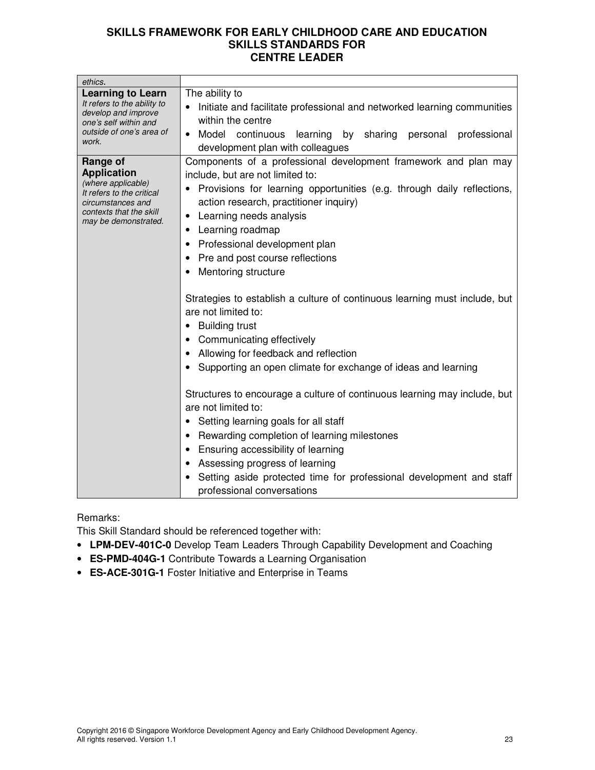| | |
|---|---|
| *ethics.* | |
| **Learning to Learn** *It refers to the ability to develop and improve one's self within and outside of one's area of work.* | The ability to<br>• Initiate and facilitate professional and networked learning communities within the centre<br>• Model continuous learning by sharing personal professional development plan with colleagues |
| **Range of Application** *(where applicable) It refers to the critical circumstances and contexts that the skill may be demonstrated.* | Components of a professional development framework and plan may include, but are not limited to:<br>• Provisions for learning opportunities (e.g. through daily reflections, action research, practitioner inquiry)<br>• Learning needs analysis<br>• Learning roadmap<br>• Professional development plan<br>• Pre and post course reflections<br>• Mentoring structure<br><br>Strategies to establish a culture of continuous learning must include, but are not limited to:<br>• Building trust<br>• Communicating effectively<br>• Allowing for feedback and reflection<br>• Supporting an open climate for exchange of ideas and learning<br><br>Structures to encourage a culture of continuous learning may include, but are not limited to:<br>• Setting learning goals for all staff<br>• Rewarding completion of learning milestones<br>• Ensuring accessibility of learning<br>• Assessing progress of learning<br>• Setting aside protected time for professional development and staff professional conversations |

Remarks:

This Skill Standard should be referenced together with:

- **LPM-DEV-401C-0** Develop Team Leaders Through Capability Development and Coaching
- **ES-PMD-404G-1** Contribute Towards a Learning Organisation
- **ES-ACE-301G-1** Foster Initiative and Enterprise in Teams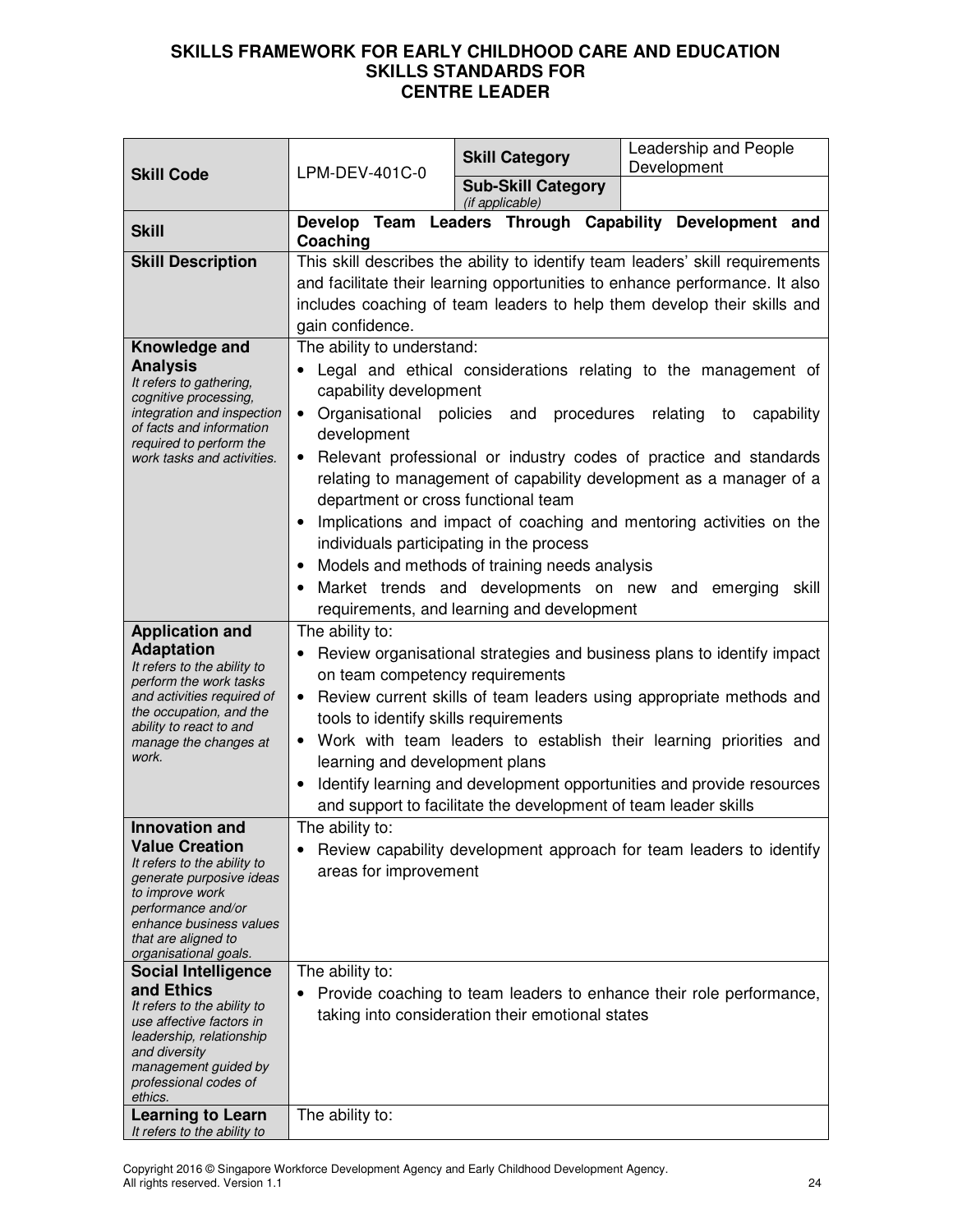**SKILLS FRAMEWORK FOR EARLY CHILDHOOD CARE AND EDUCATION**
**SKILLS STANDARDS FOR**
**CENTRE LEADER**

| **Skill Code** | LPM-DEV-401C-0 | **Skill Category** | Leadership and People Development |
|---|---|---|---|
| | | **Sub-Skill Category** *(if applicable)* | |
| **Skill** | **Develop Team Leaders Through Capability Development and Coaching** | | |
| **Skill Description** | This skill describes the ability to identify team leaders' skill requirements and facilitate their learning opportunities to enhance performance. It also includes coaching of team leaders to help them develop their skills and gain confidence. | | |
| **Knowledge and Analysis** *It refers to gathering, cognitive processing, integration and inspection of facts and information required to perform the work tasks and activities.* | The ability to understand: <br>• Legal and ethical considerations relating to the management of capability development <br>• Organisational policies and procedures relating to capability development <br>• Relevant professional or industry codes of practice and standards relating to management of capability development as a manager of a department or cross functional team <br>• Implications and impact of coaching and mentoring activities on the individuals participating in the process <br>• Models and methods of training needs analysis <br>• Market trends and developments on new and emerging skill requirements, and learning and development | | |
| **Application and Adaptation** *It refers to the ability to perform the work tasks and activities required of the occupation, and the ability to react to and manage the changes at work.* | The ability to: <br>• Review organisational strategies and business plans to identify impact on team competency requirements <br>• Review current skills of team leaders using appropriate methods and tools to identify skills requirements <br>• Work with team leaders to establish their learning priorities and learning and development plans <br>• Identify learning and development opportunities and provide resources and support to facilitate the development of team leader skills | | |
| **Innovation and Value Creation** *It refers to the ability to generate purposive ideas to improve work performance and/or enhance business values that are aligned to organisational goals.* | The ability to: <br>• Review capability development approach for team leaders to identify areas for improvement | | |
| **Social Intelligence and Ethics** *It refers to the ability to use affective factors in leadership, relationship and diversity management guided by professional codes of ethics.* | The ability to: <br>• Provide coaching to team leaders to enhance their role performance, taking into consideration their emotional states | | |
| **Learning to Learn** *It refers to the ability to* | The ability to: | | |

Copyright 2016 © Singapore Workforce Development Agency and Early Childhood Development Agency. All rights reserved. Version 1.1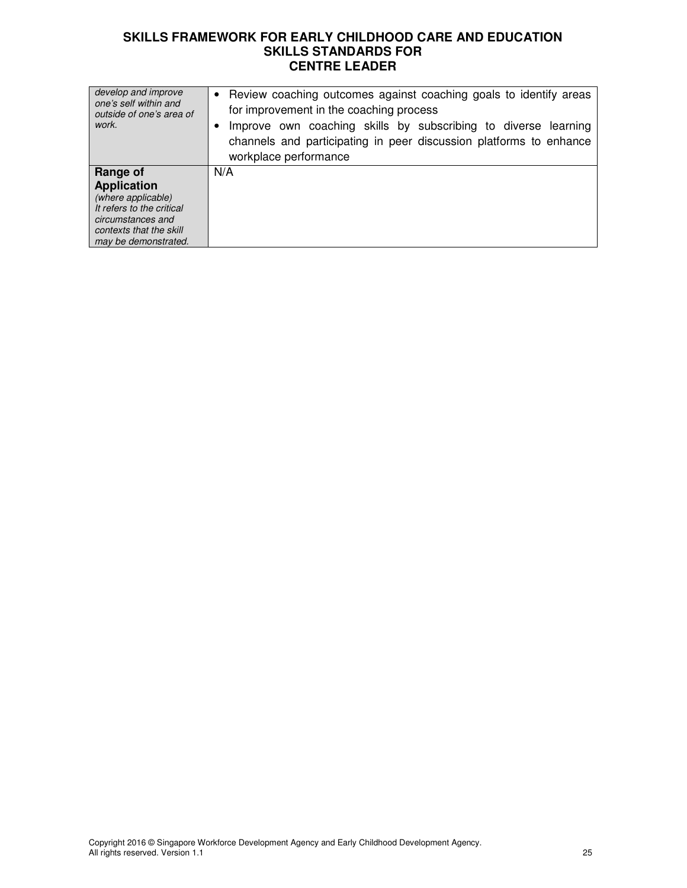| | |
|---|---|
| *develop and improve one's self within and outside of one's area of work.* | • Review coaching outcomes against coaching goals to identify areas for improvement in the coaching process<br>• Improve own coaching skills by subscribing to diverse learning channels and participating in peer discussion platforms to enhance workplace performance |
| **Range of Application**<br>*(where applicable)*<br>*It refers to the critical circumstances and contexts that the skill may be demonstrated.* | N/A |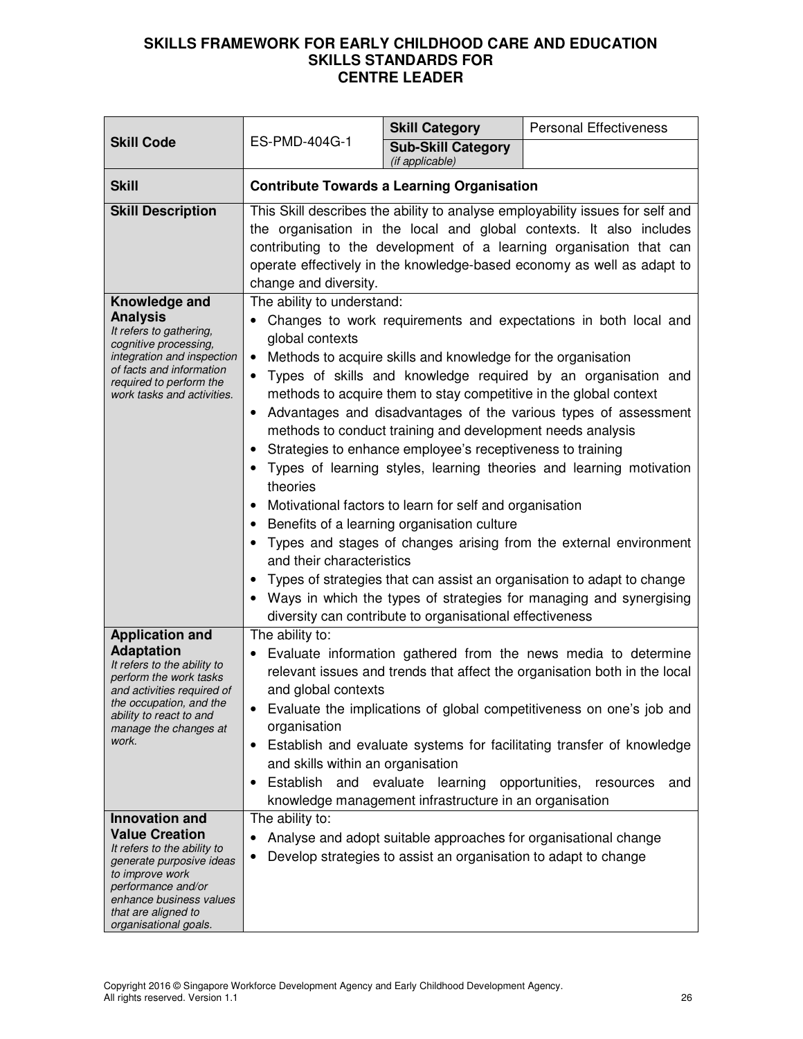# SKILLS FRAMEWORK FOR EARLY CHILDHOOD CARE AND EDUCATION
## SKILLS STANDARDS FOR CENTRE LEADER

| **Skill Code** | ES-PMD-404G-1 | **Skill Category** | Personal Effectiveness |
|---|---|---|---|
| | | **Sub-Skill Category** *(if applicable)* | |
| **Skill** | **Contribute Towards a Learning Organisation** | | |
| **Skill Description** | This Skill describes the ability to analyse employability issues for self and the organisation in the local and global contexts. It also includes contributing to the development of a learning organisation that can operate effectively in the knowledge-based economy as well as adapt to change and diversity. | | |
| **Knowledge and Analysis** *It refers to gathering, cognitive processing, integration and inspection of facts and information required to perform the work tasks and activities.* | The ability to understand:<br>• Changes to work requirements and expectations in both local and global contexts<br>• Methods to acquire skills and knowledge for the organisation<br>• Types of skills and knowledge required by an organisation and methods to acquire them to stay competitive in the global context<br>• Advantages and disadvantages of the various types of assessment methods to conduct training and development needs analysis<br>• Strategies to enhance employee's receptiveness to training<br>• Types of learning styles, learning theories and learning motivation theories<br>• Motivational factors to learn for self and organisation<br>• Benefits of a learning organisation culture<br>• Types and stages of changes arising from the external environment and their characteristics<br>• Types of strategies that can assist an organisation to adapt to change<br>• Ways in which the types of strategies for managing and synergising diversity can contribute to organisational effectiveness | | |
| **Application and Adaptation** *It refers to the ability to perform the work tasks and activities required of the occupation, and the ability to react to and manage the changes at work.* | The ability to:<br>• Evaluate information gathered from the news media to determine relevant issues and trends that affect the organisation both in the local and global contexts<br>• Evaluate the implications of global competitiveness on one's job and organisation<br>• Establish and evaluate systems for facilitating transfer of knowledge and skills within an organisation<br>• Establish and evaluate learning opportunities, resources and knowledge management infrastructure in an organisation | | |
| **Innovation and Value Creation** *It refers to the ability to generate purposive ideas to improve work performance and/or enhance business values that are aligned to organisational goals.* | The ability to:<br>• Analyse and adopt suitable approaches for organisational change<br>• Develop strategies to assist an organisation to adapt to change | | |

Copyright 2016 © Singapore Workforce Development Agency and Early Childhood Development Agency. All rights reserved. Version 1.1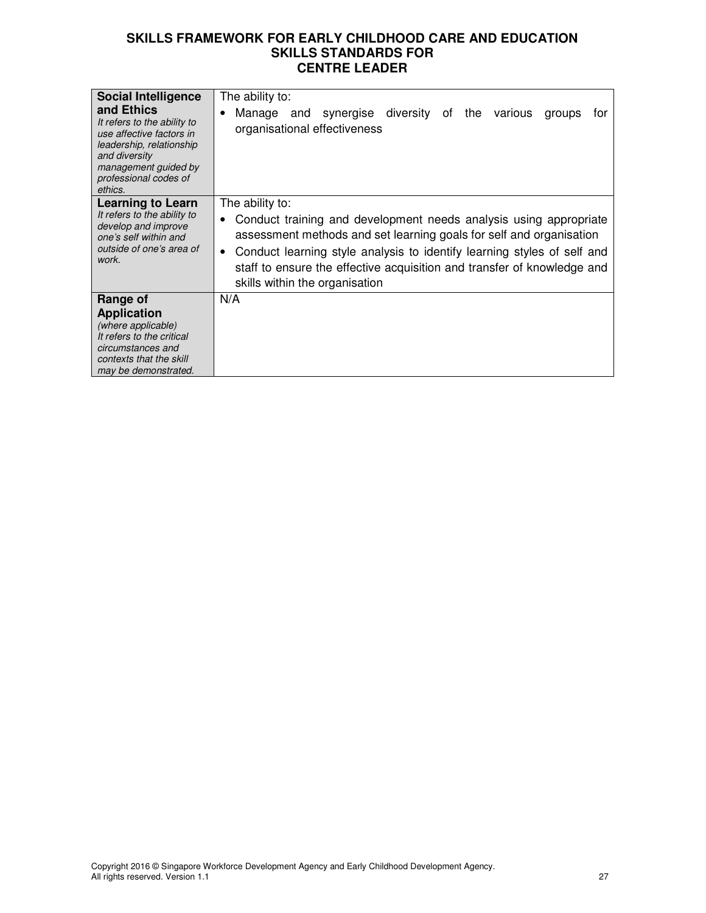| Social Intelligence and Ethics<br>*It refers to the ability to use affective factors in leadership, relationship and diversity management guided by professional codes of ethics.* | The ability to:<br>• Manage and synergise diversity of the various groups for organisational effectiveness |
|---|---|
| **Learning to Learn**<br>*It refers to the ability to develop and improve one's self within and outside of one's area of work.* | The ability to:<br>• Conduct training and development needs analysis using appropriate assessment methods and set learning goals for self and organisation<br>• Conduct learning style analysis to identify learning styles of self and staff to ensure the effective acquisition and transfer of knowledge and skills within the organisation |
| **Range of Application**<br>*(where applicable)*<br>*It refers to the critical circumstances and contexts that the skill may be demonstrated.* | N/A |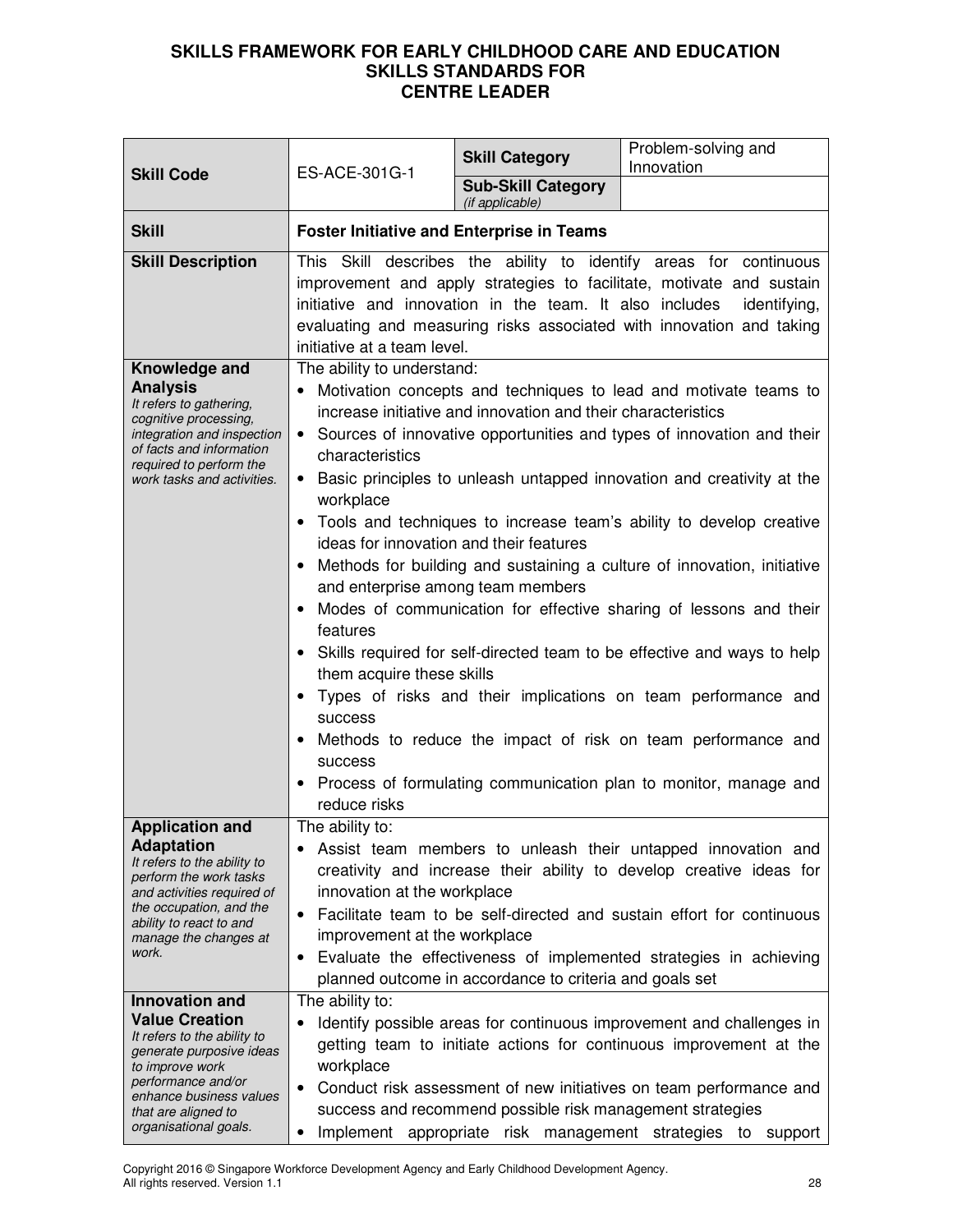# SKILLS FRAMEWORK FOR EARLY CHILDHOOD CARE AND EDUCATION
## SKILLS STANDARDS FOR
## CENTRE LEADER

| **Skill Code** | ES-ACE-301G-1 | **Skill Category** | Problem-solving and Innovation |
|---|---|---|---|
| | | **Sub-Skill Category** *(if applicable)* | |
| **Skill** | **Foster Initiative and Enterprise in Teams** | | |
| **Skill Description** | This Skill describes the ability to identify areas for continuous improvement and apply strategies to facilitate, motivate and sustain initiative and innovation in the team. It also includes identifying, evaluating and measuring risks associated with innovation and taking initiative at a team level. | | |
| **Knowledge and Analysis** *It refers to gathering, cognitive processing, integration and inspection of facts and information required to perform the work tasks and activities.* | The ability to understand: <br>• Motivation concepts and techniques to lead and motivate teams to increase initiative and innovation and their characteristics <br>• Sources of innovative opportunities and types of innovation and their characteristics <br>• Basic principles to unleash untapped innovation and creativity at the workplace <br>• Tools and techniques to increase team's ability to develop creative ideas for innovation and their features <br>• Methods for building and sustaining a culture of innovation, initiative and enterprise among team members <br>• Modes of communication for effective sharing of lessons and their features <br>• Skills required for self-directed team to be effective and ways to help them acquire these skills <br>• Types of risks and their implications on team performance and success <br>• Methods to reduce the impact of risk on team performance and success <br>• Process of formulating communication plan to monitor, manage and reduce risks | | |
| **Application and Adaptation** *It refers to the ability to perform the work tasks and activities required of the occupation, and the ability to react to and manage the changes at work.* | The ability to: <br>• Assist team members to unleash their untapped innovation and creativity and increase their ability to develop creative ideas for innovation at the workplace <br>• Facilitate team to be self-directed and sustain effort for continuous improvement at the workplace <br>• Evaluate the effectiveness of implemented strategies in achieving planned outcome in accordance to criteria and goals set | | |
| **Innovation and Value Creation** *It refers to the ability to generate purposive ideas to improve work performance and/or enhance business values that are aligned to organisational goals.* | The ability to: <br>• Identify possible areas for continuous improvement and challenges in getting team to initiate actions for continuous improvement at the workplace <br>• Conduct risk assessment of new initiatives on team performance and success and recommend possible risk management strategies <br>• Implement appropriate risk management strategies to support | | |

Copyright 2016 © Singapore Workforce Development Agency and Early Childhood Development Agency. All rights reserved. Version 1.1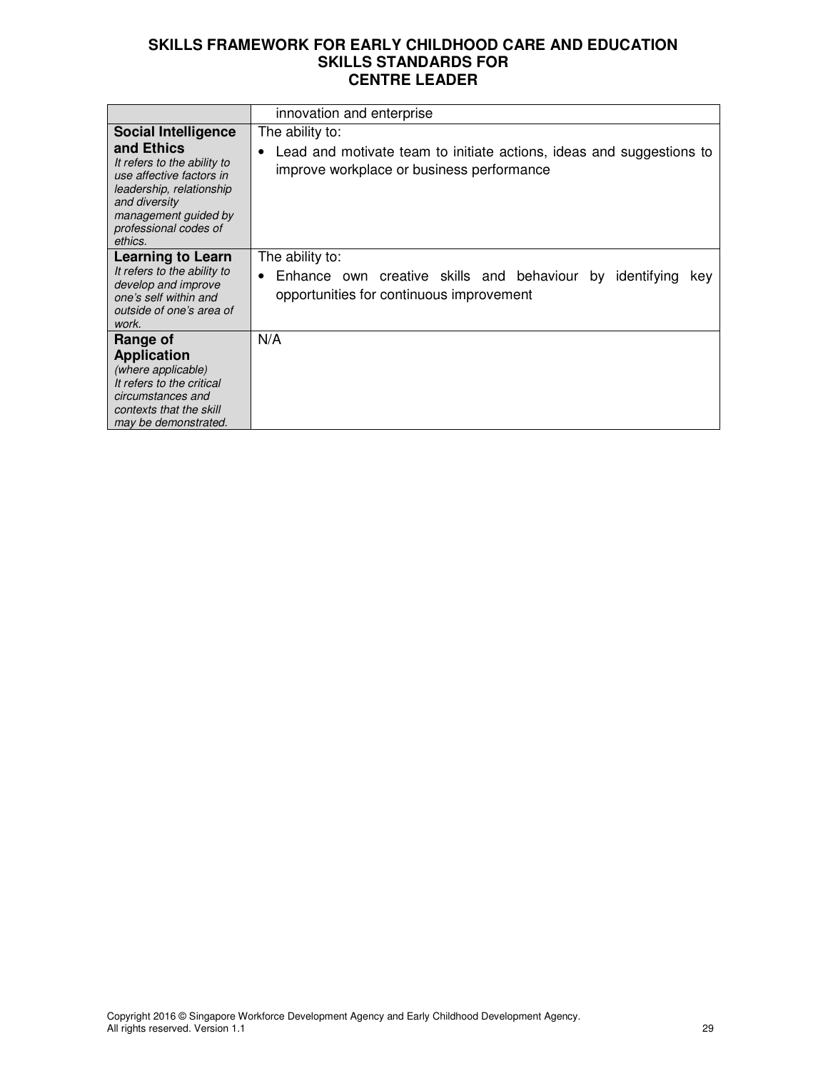| | |
|---|---|
| | innovation and enterprise |
| **Social Intelligence and Ethics** *It refers to the ability to use affective factors in leadership, relationship and diversity management guided by professional codes of ethics.* | The ability to: • Lead and motivate team to initiate actions, ideas and suggestions to improve workplace or business performance |
| **Learning to Learn** *It refers to the ability to develop and improve one's self within and outside of one's area of work.* | The ability to: • Enhance own creative skills and behaviour by identifying key opportunities for continuous improvement |
| **Range of Application** *(where applicable) It refers to the critical circumstances and contexts that the skill may be demonstrated.* | N/A |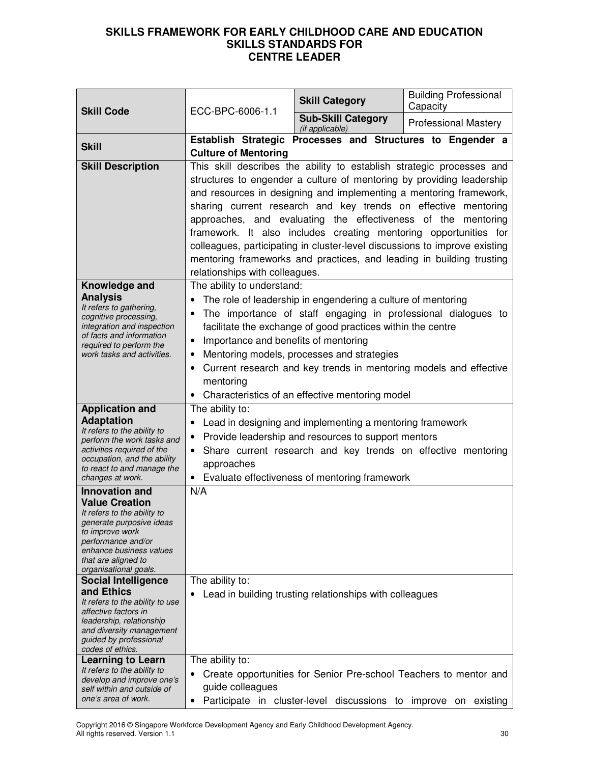# SKILLS FRAMEWORK FOR EARLY CHILDHOOD CARE AND EDUCATION SKILLS STANDARDS FOR CENTRE LEADER

| | | | |
|---|---|---|---|
| **Skill Code** | ECC-BPC-6006-1.1 | **Skill Category** | Building Professional Capacity |
| | | **Sub-Skill Category** *(if applicable)* | Professional Mastery |
| **Skill** | **Establish Strategic Processes and Structures to Engender a Culture of Mentoring** | | |
| **Skill Description** | This skill describes the ability to establish strategic processes and structures to engender a culture of mentoring by providing leadership and resources in designing and implementing a mentoring framework, sharing current research and key trends on effective mentoring approaches, and evaluating the effectiveness of the mentoring framework. It also includes creating mentoring opportunities for colleagues, participating in cluster-level discussions to improve existing mentoring frameworks and practices, and leading in building trusting relationships with colleagues. | | |
| **Knowledge and Analysis** *It refers to gathering, cognitive processing, integration and inspection of facts and information required to perform the work tasks and activities.* | The ability to understand:<br>• The role of leadership in engendering a culture of mentoring<br>• The importance of staff engaging in professional dialogues to facilitate the exchange of good practices within the centre<br>• Importance and benefits of mentoring<br>• Mentoring models, processes and strategies<br>• Current research and key trends in mentoring models and effective mentoring<br>• Characteristics of an effective mentoring model | | |
| **Application and Adaptation** *It refers to the ability to perform the work tasks and activities required of the occupation, and the ability to react to and manage the changes at work.* | The ability to:<br>• Lead in designing and implementing a mentoring framework<br>• Provide leadership and resources to support mentors<br>• Share current research and key trends on effective mentoring approaches<br>• Evaluate effectiveness of mentoring framework | | |
| **Innovation and Value Creation** *It refers to the ability to generate purposive ideas to improve work performance and/or enhance business values that are aligned to organisational goals.* | N/A | | |
| **Social Intelligence and Ethics** *It refers to the ability to use affective factors in leadership, relationship and diversity management guided by professional codes of ethics.* | The ability to:<br>• Lead in building trusting relationships with colleagues | | |
| **Learning to Learn** *It refers to the ability to develop and improve one's self within and outside of one's area of work.* | The ability to:<br>• Create opportunities for Senior Pre-school Teachers to mentor and guide colleagues<br>• Participate in cluster-level discussions to improve on existing | | |

Copyright 2016 © Singapore Workforce Development Agency and Early Childhood Development Agency. All rights reserved. Version 1.1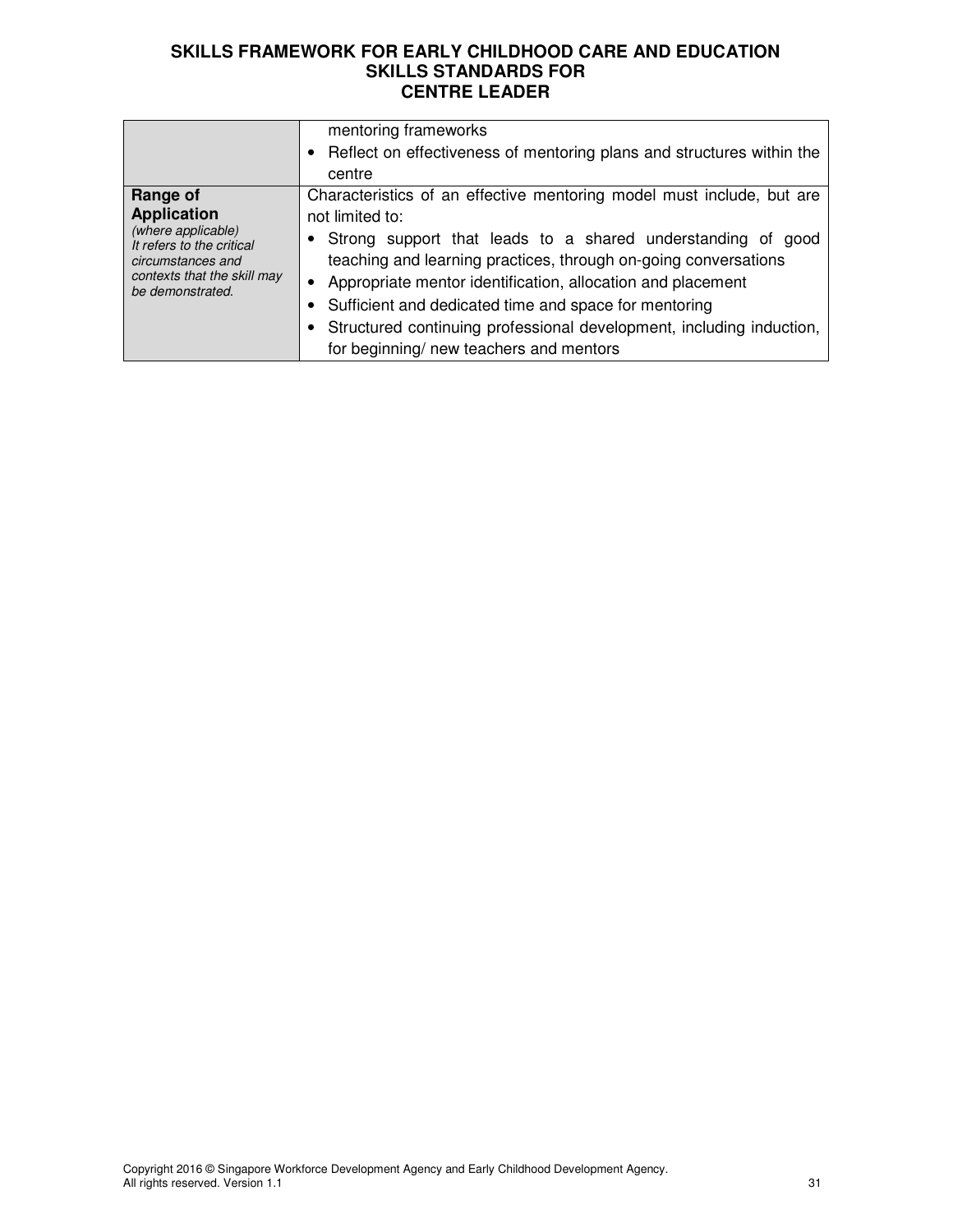| | |
|---|---|
| | mentoring frameworks<br>• Reflect on effectiveness of mentoring plans and structures within the centre |
| **Range of Application**<br>*(where applicable)*<br>*It refers to the critical circumstances and contexts that the skill may be demonstrated.* | Characteristics of an effective mentoring model must include, but are not limited to:<br>• Strong support that leads to a shared understanding of good teaching and learning practices, through on-going conversations<br>• Appropriate mentor identification, allocation and placement<br>• Sufficient and dedicated time and space for mentoring<br>• Structured continuing professional development, including induction, for beginning/ new teachers and mentors |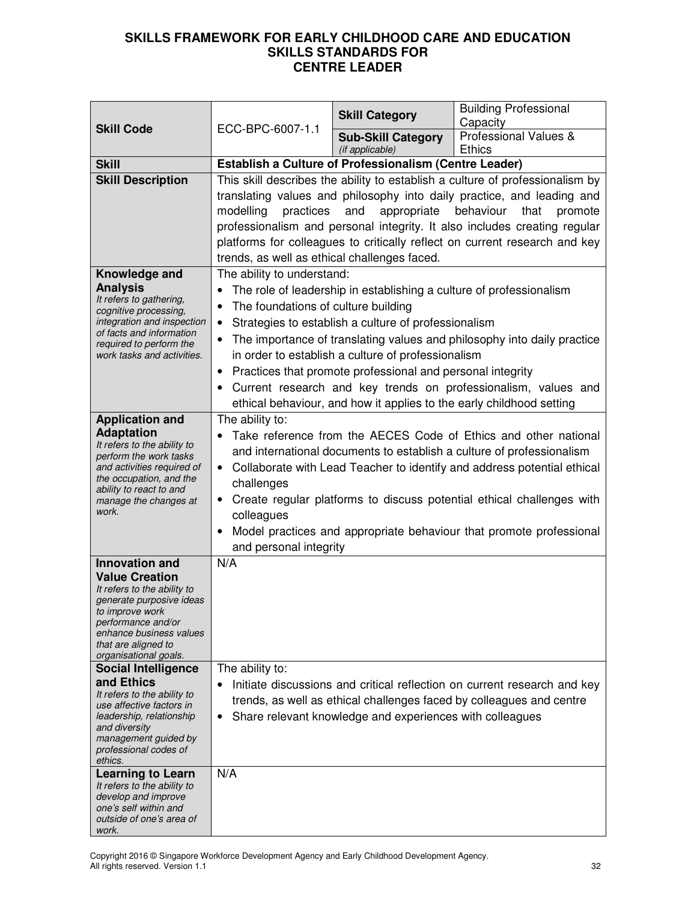# SKILLS FRAMEWORK FOR EARLY CHILDHOOD CARE AND EDUCATION
## SKILLS STANDARDS FOR CENTRE LEADER

| **Skill Code** | ECC-BPC-6007-1.1 | **Skill Category** | Building Professional Capacity |
|---|---|---|---|
| | | **Sub-Skill Category** *(if applicable)* | Professional Values & Ethics |
| **Skill** | **Establish a Culture of Professionalism (Centre Leader)** | | |
| **Skill Description** | This skill describes the ability to establish a culture of professionalism by translating values and philosophy into daily practice, and leading and modelling practices and appropriate behaviour that promote professionalism and personal integrity. It also includes creating regular platforms for colleagues to critically reflect on current research and key trends, as well as ethical challenges faced. | | |
| **Knowledge and Analysis** *It refers to gathering, cognitive processing, integration and inspection of facts and information required to perform the work tasks and activities.* | The ability to understand:<br>• The role of leadership in establishing a culture of professionalism<br>• The foundations of culture building<br>• Strategies to establish a culture of professionalism<br>• The importance of translating values and philosophy into daily practice in order to establish a culture of professionalism<br>• Practices that promote professional and personal integrity<br>• Current research and key trends on professionalism, values and ethical behaviour, and how it applies to the early childhood setting | | |
| **Application and Adaptation** *It refers to the ability to perform the work tasks and activities required of the occupation, and the ability to react to and manage the changes at work.* | The ability to:<br>• Take reference from the AECES Code of Ethics and other national and international documents to establish a culture of professionalism<br>• Collaborate with Lead Teacher to identify and address potential ethical challenges<br>• Create regular platforms to discuss potential ethical challenges with colleagues<br>• Model practices and appropriate behaviour that promote professional and personal integrity | | |
| **Innovation and Value Creation** *It refers to the ability to generate purposive ideas to improve work performance and/or enhance business values that are aligned to organisational goals.* | N/A | | |
| **Social Intelligence and Ethics** *It refers to the ability to use affective factors in leadership, relationship and diversity management guided by professional codes of ethics.* | The ability to:<br>• Initiate discussions and critical reflection on current research and key trends, as well as ethical challenges faced by colleagues and centre<br>• Share relevant knowledge and experiences with colleagues | | |
| **Learning to Learn** *It refers to the ability to develop and improve one's self within and outside of one's area of work.* | N/A | | |

Copyright 2016 © Singapore Workforce Development Agency and Early Childhood Development Agency. All rights reserved. Version 1.1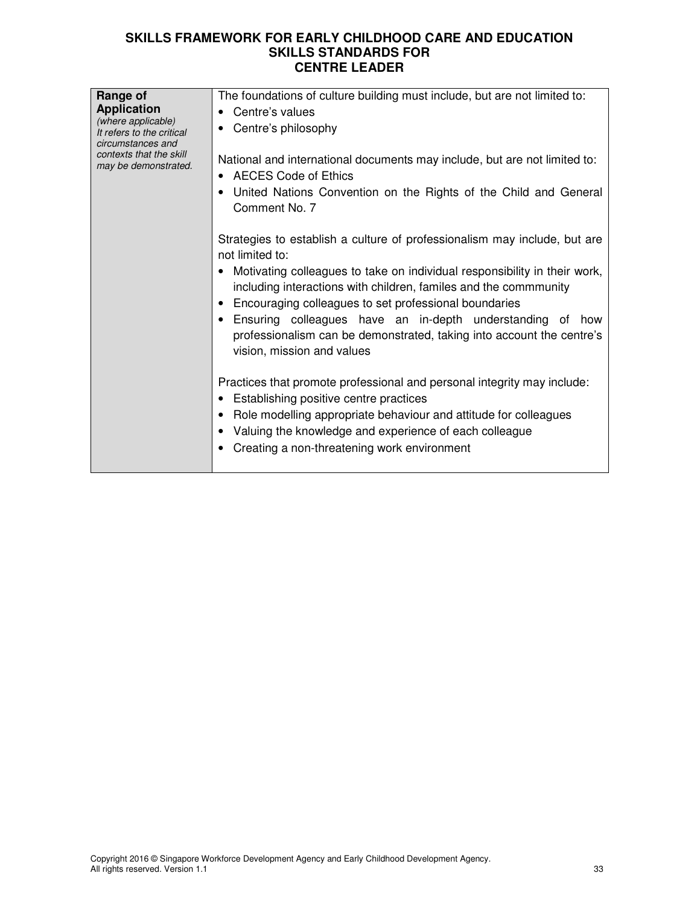| Range of Application *(where applicable)* *It refers to the critical circumstances and contexts that the skill may be demonstrated.* | The foundations of culture building must include, but are not limited to:<br>• Centre's values<br>• Centre's philosophy<br><br>National and international documents may include, but are not limited to:<br>• AECES Code of Ethics<br>• United Nations Convention on the Rights of the Child and General Comment No. 7<br><br>Strategies to establish a culture of professionalism may include, but are not limited to:<br>• Motivating colleagues to take on individual responsibility in their work, including interactions with children, familes and the commmunity<br>• Encouraging colleagues to set professional boundaries<br>• Ensuring colleagues have an in-depth understanding of how professionalism can be demonstrated, taking into account the centre's vision, mission and values<br><br>Practices that promote professional and personal integrity may include:<br>• Establishing positive centre practices<br>• Role modelling appropriate behaviour and attitude for colleagues<br>• Valuing the knowledge and experience of each colleague<br>• Creating a non-threatening work environment |
|---|---|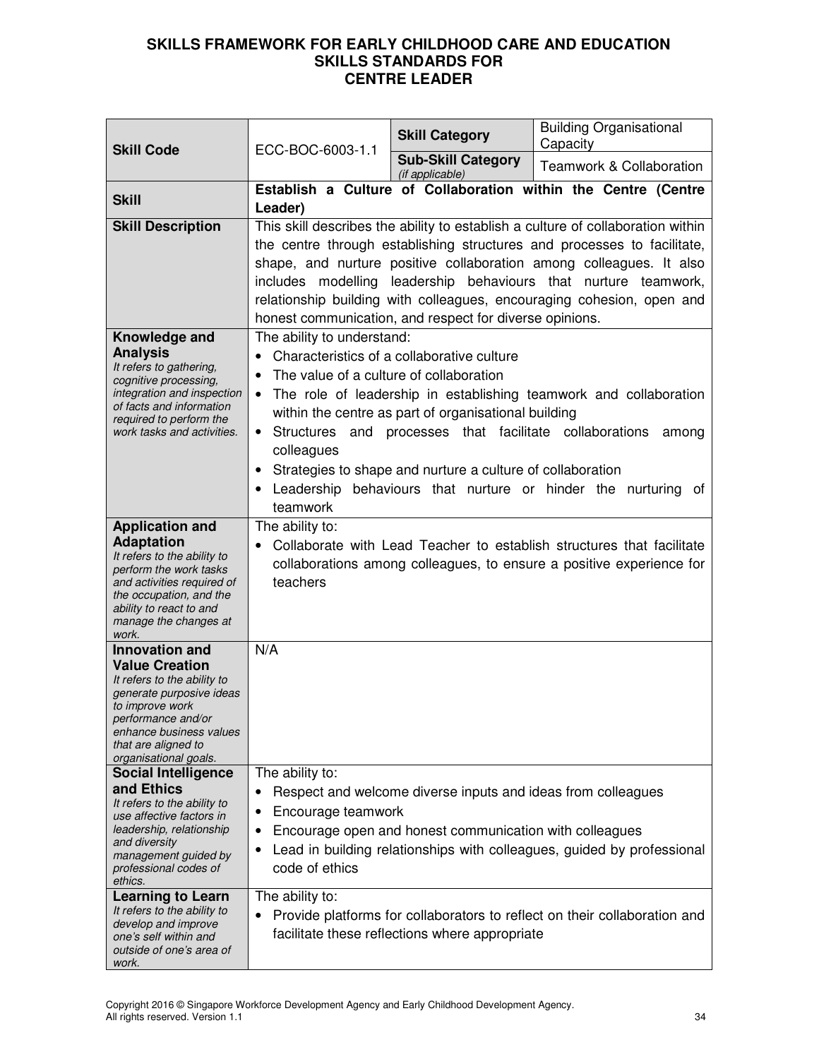# SKILLS FRAMEWORK FOR EARLY CHILDHOOD CARE AND EDUCATION
## SKILLS STANDARDS FOR
## CENTRE LEADER

| **Skill Code** | ECC-BOC-6003-1.1 | **Skill Category** | Building Organisational Capacity |
|---|---|---|---|
| | | **Sub-Skill Category** *(if applicable)* | Teamwork & Collaboration |
| **Skill** | **Establish a Culture of Collaboration within the Centre (Centre Leader)** | | |
| **Skill Description** | This skill describes the ability to establish a culture of collaboration within the centre through establishing structures and processes to facilitate, shape, and nurture positive collaboration among colleagues. It also includes modelling leadership behaviours that nurture teamwork, relationship building with colleagues, encouraging cohesion, open and honest communication, and respect for diverse opinions. | | |
| **Knowledge and Analysis** *It refers to gathering, cognitive processing, integration and inspection of facts and information required to perform the work tasks and activities.* | The ability to understand: <br>• Characteristics of a collaborative culture <br>• The value of a culture of collaboration <br>• The role of leadership in establishing teamwork and collaboration within the centre as part of organisational building <br>• Structures and processes that facilitate collaborations among colleagues <br>• Strategies to shape and nurture a culture of collaboration <br>• Leadership behaviours that nurture or hinder the nurturing of teamwork | | |
| **Application and Adaptation** *It refers to the ability to perform the work tasks and activities required of the occupation, and the ability to react to and manage the changes at work.* | The ability to: <br>• Collaborate with Lead Teacher to establish structures that facilitate collaborations among colleagues, to ensure a positive experience for teachers | | |
| **Innovation and Value Creation** *It refers to the ability to generate purposive ideas to improve work performance and/or enhance business values that are aligned to organisational goals.* | N/A | | |
| **Social Intelligence and Ethics** *It refers to the ability to use affective factors in leadership, relationship and diversity management guided by professional codes of ethics.* | The ability to: <br>• Respect and welcome diverse inputs and ideas from colleagues <br>• Encourage teamwork <br>• Encourage open and honest communication with colleagues <br>• Lead in building relationships with colleagues, guided by professional code of ethics | | |
| **Learning to Learn** *It refers to the ability to develop and improve one's self within and outside of one's area of work.* | The ability to: <br>• Provide platforms for collaborators to reflect on their collaboration and facilitate these reflections where appropriate | | |

Copyright 2016 © Singapore Workforce Development Agency and Early Childhood Development Agency. All rights reserved. Version 1.1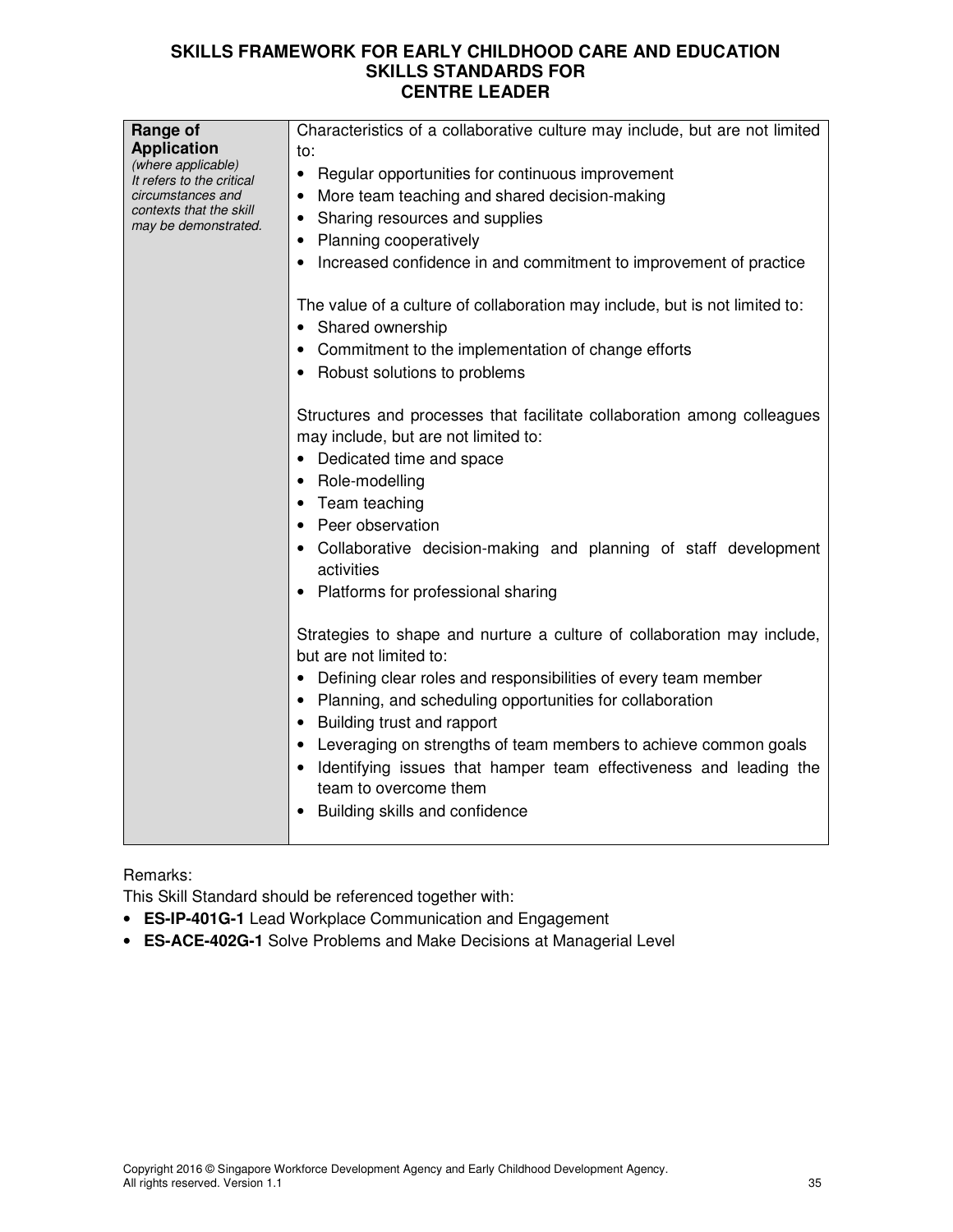**SKILLS FRAMEWORK FOR EARLY CHILDHOOD CARE AND EDUCATION SKILLS STANDARDS FOR CENTRE LEADER**

| **Range of Application** *(where applicable) It refers to the critical circumstances and contexts that the skill may be demonstrated.* | Characteristics of a collaborative culture may include, but are not limited to:<br>• Regular opportunities for continuous improvement<br>• More team teaching and shared decision-making<br>• Sharing resources and supplies<br>• Planning cooperatively<br>• Increased confidence in and commitment to improvement of practice<br><br>The value of a culture of collaboration may include, but is not limited to:<br>• Shared ownership<br>• Commitment to the implementation of change efforts<br>• Robust solutions to problems<br><br>Structures and processes that facilitate collaboration among colleagues may include, but are not limited to:<br>• Dedicated time and space<br>• Role-modelling<br>• Team teaching<br>• Peer observation<br>• Collaborative decision-making and planning of staff development activities<br>• Platforms for professional sharing<br><br>Strategies to shape and nurture a culture of collaboration may include, but are not limited to:<br>• Defining clear roles and responsibilities of every team member<br>• Planning, and scheduling opportunities for collaboration<br>• Building trust and rapport<br>• Leveraging on strengths of team members to achieve common goals<br>• Identifying issues that hamper team effectiveness and leading the team to overcome them<br>• Building skills and confidence |
|---|---|

Remarks:
This Skill Standard should be referenced together with:

- **ES-IP-401G-1** Lead Workplace Communication and Engagement
- **ES-ACE-402G-1** Solve Problems and Make Decisions at Managerial Level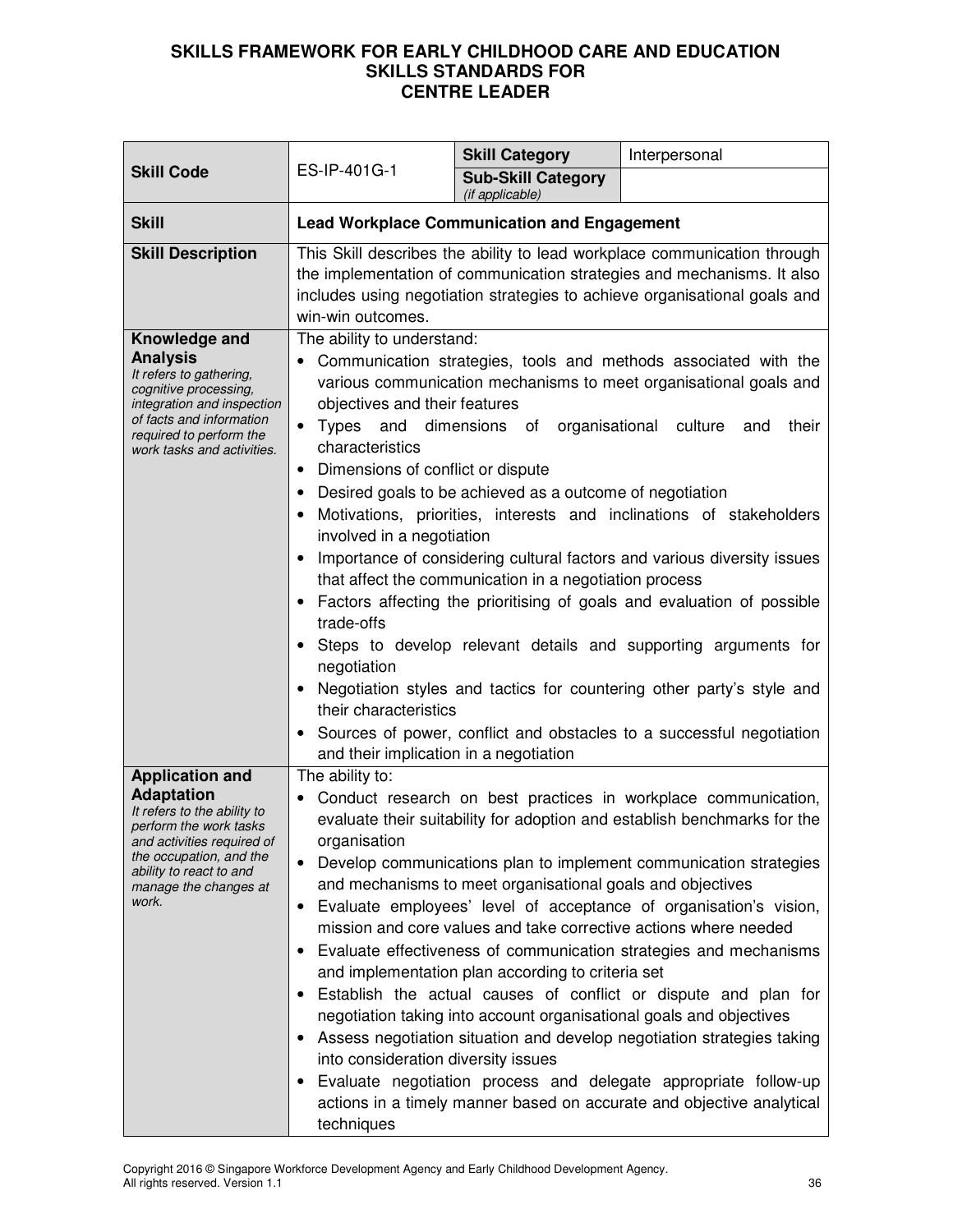**SKILLS FRAMEWORK FOR EARLY CHILDHOOD CARE AND EDUCATION**
**SKILLS STANDARDS FOR**
**CENTRE LEADER**

| **Skill Code** | ES-IP-401G-1 | **Skill Category** | Interpersonal |
|---|---|---|---|
| | | **Sub-Skill Category** *(if applicable)* | |
| **Skill** | **Lead Workplace Communication and Engagement** | | |
| **Skill Description** | This Skill describes the ability to lead workplace communication through the implementation of communication strategies and mechanisms. It also includes using negotiation strategies to achieve organisational goals and win-win outcomes. | | |
| **Knowledge and Analysis** *It refers to gathering, cognitive processing, integration and inspection of facts and information required to perform the work tasks and activities.* | The ability to understand:<br>• Communication strategies, tools and methods associated with the various communication mechanisms to meet organisational goals and objectives and their features<br>• Types and dimensions of organisational culture and their characteristics<br>• Dimensions of conflict or dispute<br>• Desired goals to be achieved as a outcome of negotiation<br>• Motivations, priorities, interests and inclinations of stakeholders involved in a negotiation<br>• Importance of considering cultural factors and various diversity issues that affect the communication in a negotiation process<br>• Factors affecting the prioritising of goals and evaluation of possible trade-offs<br>• Steps to develop relevant details and supporting arguments for negotiation<br>• Negotiation styles and tactics for countering other party's style and their characteristics<br>• Sources of power, conflict and obstacles to a successful negotiation and their implication in a negotiation | | |
| **Application and Adaptation** *It refers to the ability to perform the work tasks and activities required of the occupation, and the ability to react to and manage the changes at work.* | The ability to:<br>• Conduct research on best practices in workplace communication, evaluate their suitability for adoption and establish benchmarks for the organisation<br>• Develop communications plan to implement communication strategies and mechanisms to meet organisational goals and objectives<br>• Evaluate employees' level of acceptance of organisation's vision, mission and core values and take corrective actions where needed<br>• Evaluate effectiveness of communication strategies and mechanisms and implementation plan according to criteria set<br>• Establish the actual causes of conflict or dispute and plan for negotiation taking into account organisational goals and objectives<br>• Assess negotiation situation and develop negotiation strategies taking into consideration diversity issues<br>• Evaluate negotiation process and delegate appropriate follow-up actions in a timely manner based on accurate and objective analytical techniques | | |

Copyright 2016 © Singapore Workforce Development Agency and Early Childhood Development Agency.
All rights reserved. Version 1.1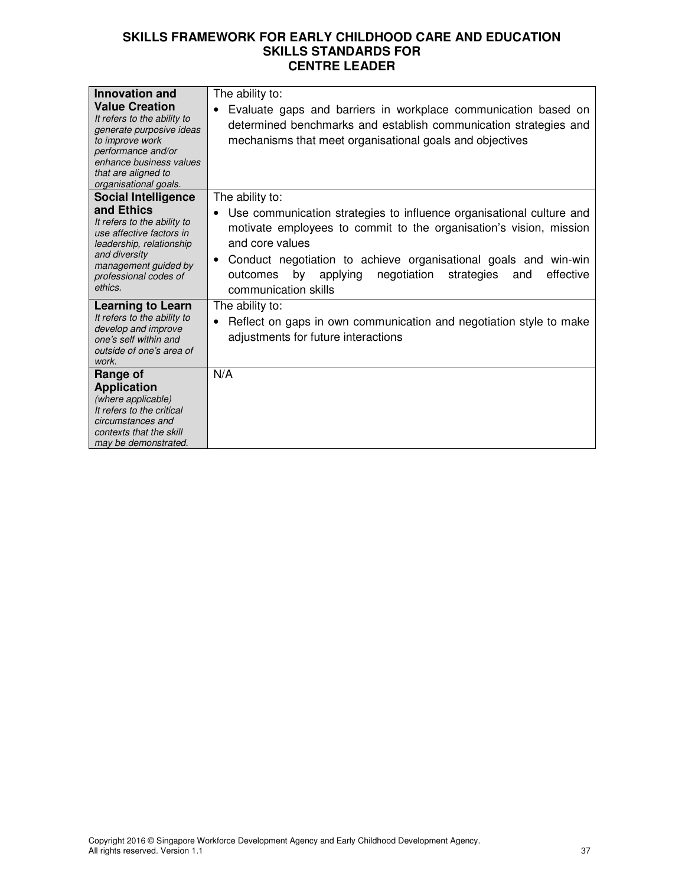**SKILLS FRAMEWORK FOR EARLY CHILDHOOD CARE AND EDUCATION**
**SKILLS STANDARDS FOR**
**CENTRE LEADER**

| | |
|---|---|
| **Innovation and Value Creation**<br>*It refers to the ability to generate purposive ideas to improve work performance and/or enhance business values that are aligned to organisational goals.* | The ability to:<br>• Evaluate gaps and barriers in workplace communication based on determined benchmarks and establish communication strategies and mechanisms that meet organisational goals and objectives |
| **Social Intelligence and Ethics**<br>*It refers to the ability to use affective factors in leadership, relationship and diversity management guided by professional codes of ethics.* | The ability to:<br>• Use communication strategies to influence organisational culture and motivate employees to commit to the organisation's vision, mission and core values<br>• Conduct negotiation to achieve organisational goals and win-win outcomes by applying negotiation strategies and effective communication skills |
| **Learning to Learn**<br>*It refers to the ability to develop and improve one's self within and outside of one's area of work.* | The ability to:<br>• Reflect on gaps in own communication and negotiation style to make adjustments for future interactions |
| **Range of Application**<br>*(where applicable)*<br>*It refers to the critical circumstances and contexts that the skill may be demonstrated.* | N/A |

Copyright 2016 © Singapore Workforce Development Agency and Early Childhood Development Agency. All rights reserved. Version 1.1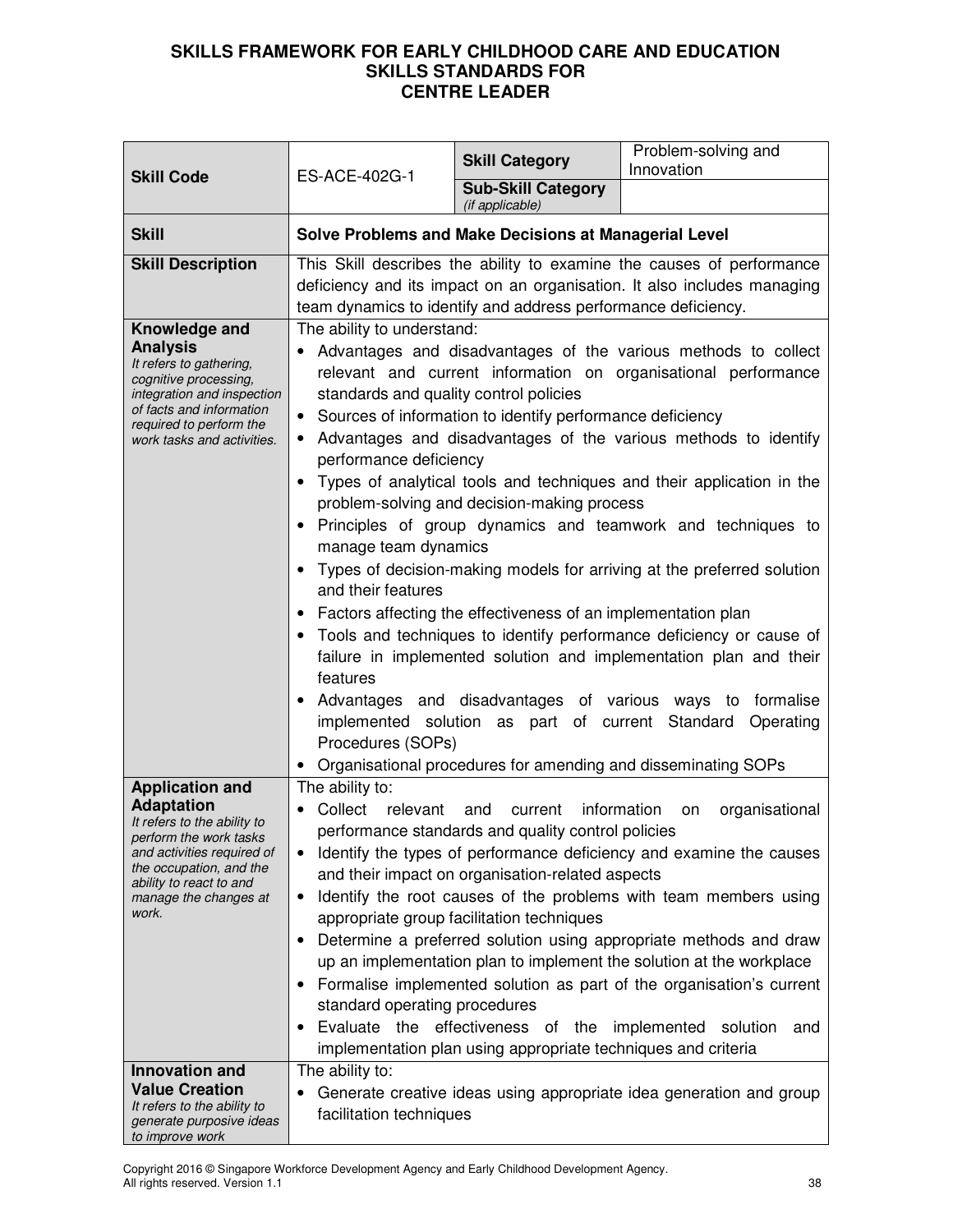**SKILLS FRAMEWORK FOR EARLY CHILDHOOD CARE AND EDUCATION**
**SKILLS STANDARDS FOR**
**CENTRE LEADER**

| **Skill Code** | ES-ACE-402G-1 | **Skill Category** | Problem-solving and Innovation |
|---|---|---|---|
| | | **Sub-Skill Category** *(if applicable)* | |
| **Skill** | **Solve Problems and Make Decisions at Managerial Level** | | |
| **Skill Description** | This Skill describes the ability to examine the causes of performance deficiency and its impact on an organisation. It also includes managing team dynamics to identify and address performance deficiency. | | |
| **Knowledge and Analysis** *It refers to gathering, cognitive processing, integration and inspection of facts and information required to perform the work tasks and activities.* | The ability to understand:<br>• Advantages and disadvantages of the various methods to collect relevant and current information on organisational performance standards and quality control policies<br>• Sources of information to identify performance deficiency<br>• Advantages and disadvantages of the various methods to identify performance deficiency<br>• Types of analytical tools and techniques and their application in the problem-solving and decision-making process<br>• Principles of group dynamics and teamwork and techniques to manage team dynamics<br>• Types of decision-making models for arriving at the preferred solution and their features<br>• Factors affecting the effectiveness of an implementation plan<br>• Tools and techniques to identify performance deficiency or cause of failure in implemented solution and implementation plan and their features<br>• Advantages and disadvantages of various ways to formalise implemented solution as part of current Standard Operating Procedures (SOPs)<br>• Organisational procedures for amending and disseminating SOPs | | |
| **Application and Adaptation** *It refers to the ability to perform the work tasks and activities required of the occupation, and the ability to react to and manage the changes at work.* | The ability to:<br>• Collect relevant and current information on organisational performance standards and quality control policies<br>• Identify the types of performance deficiency and examine the causes and their impact on organisation-related aspects<br>• Identify the root causes of the problems with team members using appropriate group facilitation techniques<br>• Determine a preferred solution using appropriate methods and draw up an implementation plan to implement the solution at the workplace<br>• Formalise implemented solution as part of the organisation's current standard operating procedures<br>• Evaluate the effectiveness of the implemented solution and implementation plan using appropriate techniques and criteria | | |
| **Innovation and Value Creation** *It refers to the ability to generate purposive ideas to improve work* | The ability to:<br>• Generate creative ideas using appropriate idea generation and group facilitation techniques | | |

Copyright 2016 © Singapore Workforce Development Agency and Early Childhood Development Agency. All rights reserved. Version 1.1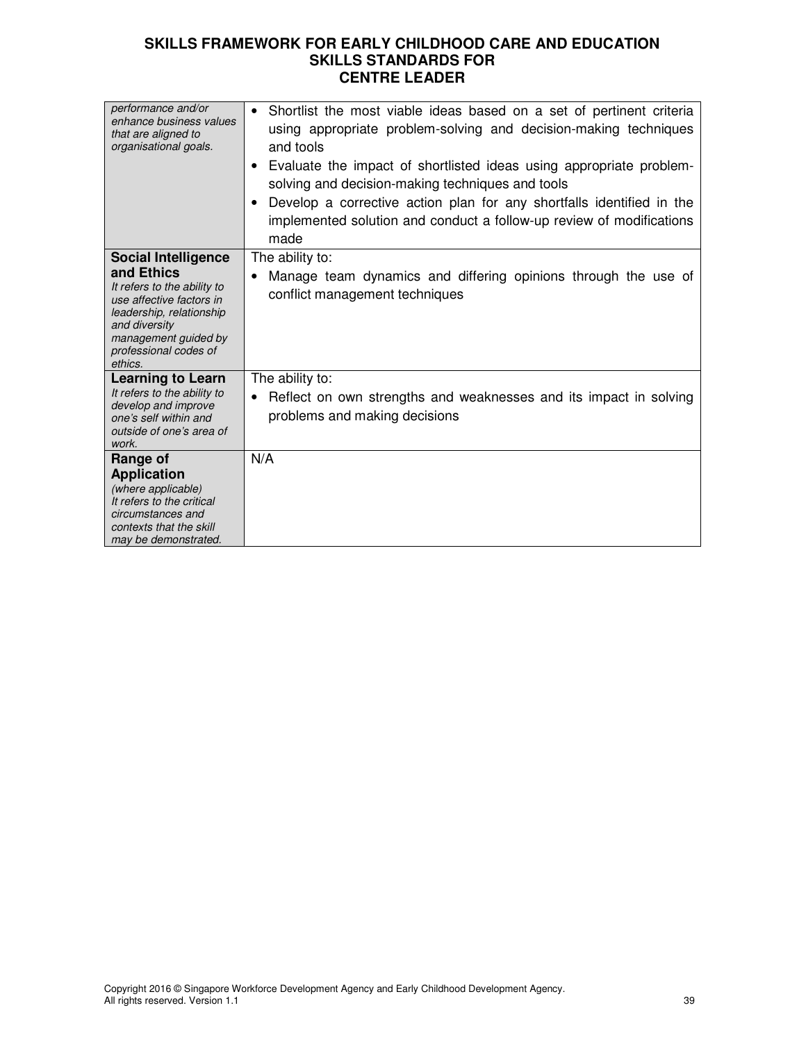| | |
|---|---|
| *performance and/or enhance business values that are aligned to organisational goals.* | • Shortlist the most viable ideas based on a set of pertinent criteria using appropriate problem-solving and decision-making techniques and tools<br>• Evaluate the impact of shortlisted ideas using appropriate problem-solving and decision-making techniques and tools<br>• Develop a corrective action plan for any shortfalls identified in the implemented solution and conduct a follow-up review of modifications made |
| **Social Intelligence and Ethics**<br>*It refers to the ability to use affective factors in leadership, relationship and diversity management guided by professional codes of ethics.* | The ability to:<br>• Manage team dynamics and differing opinions through the use of conflict management techniques |
| **Learning to Learn**<br>*It refers to the ability to develop and improve one's self within and outside of one's area of work.* | The ability to:<br>• Reflect on own strengths and weaknesses and its impact in solving problems and making decisions |
| **Range of Application**<br>*(where applicable)*<br>*It refers to the critical circumstances and contexts that the skill may be demonstrated.* | N/A |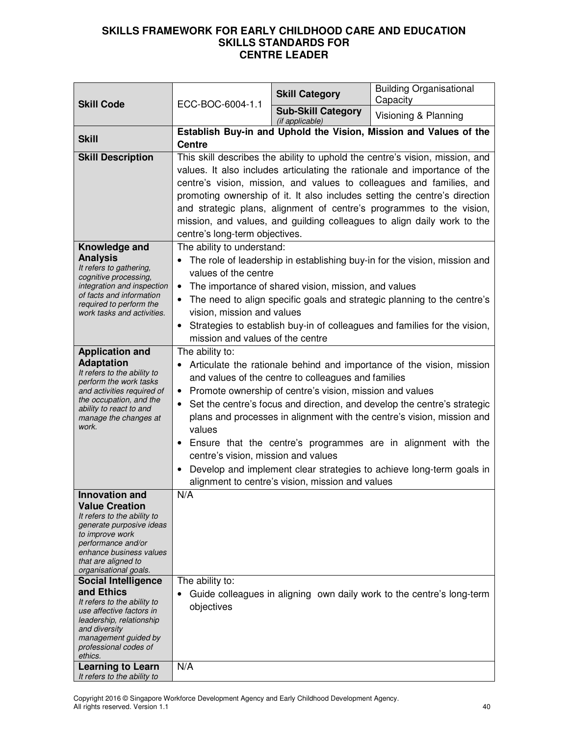# SKILLS FRAMEWORK FOR EARLY CHILDHOOD CARE AND EDUCATION
## SKILLS STANDARDS FOR
## CENTRE LEADER

| **Skill Code** | ECC-BOC-6004-1.1 | **Skill Category** | Building Organisational Capacity |
|---|---|---|---|
| | | **Sub-Skill Category** *(if applicable)* | Visioning & Planning |
| **Skill** | **Establish Buy-in and Uphold the Vision, Mission and Values of the Centre** | | |
| **Skill Description** | This skill describes the ability to uphold the centre's vision, mission, and values. It also includes articulating the rationale and importance of the centre's vision, mission, and values to colleagues and families, and promoting ownership of it. It also includes setting the centre's direction and strategic plans, alignment of centre's programmes to the vision, mission, and values, and guilding colleagues to align daily work to the centre's long-term objectives. | | |
| **Knowledge and Analysis** *It refers to gathering, cognitive processing, integration and inspection of facts and information required to perform the work tasks and activities.* | The ability to understand: <br>• The role of leadership in establishing buy-in for the vision, mission and values of the centre <br>• The importance of shared vision, mission, and values <br>• The need to align specific goals and strategic planning to the centre's vision, mission and values <br>• Strategies to establish buy-in of colleagues and families for the vision, mission and values of the centre | | |
| **Application and Adaptation** *It refers to the ability to perform the work tasks and activities required of the occupation, and the ability to react to and manage the changes at work.* | The ability to: <br>• Articulate the rationale behind and importance of the vision, mission and values of the centre to colleagues and families <br>• Promote ownership of centre's vision, mission and values <br>• Set the centre's focus and direction, and develop the centre's strategic plans and processes in alignment with the centre's vision, mission and values <br>• Ensure that the centre's programmes are in alignment with the centre's vision, mission and values <br>• Develop and implement clear strategies to achieve long-term goals in alignment to centre's vision, mission and values | | |
| **Innovation and Value Creation** *It refers to the ability to generate purposive ideas to improve work performance and/or enhance business values that are aligned to organisational goals.* | N/A | | |
| **Social Intelligence and Ethics** *It refers to the ability to use affective factors in leadership, relationship and diversity management guided by professional codes of ethics.* | The ability to: <br>• Guide colleagues in aligning own daily work to the centre's long-term objectives | | |
| **Learning to Learn** *It refers to the ability to* | N/A | | |

Copyright 2016 © Singapore Workforce Development Agency and Early Childhood Development Agency. All rights reserved. Version 1.1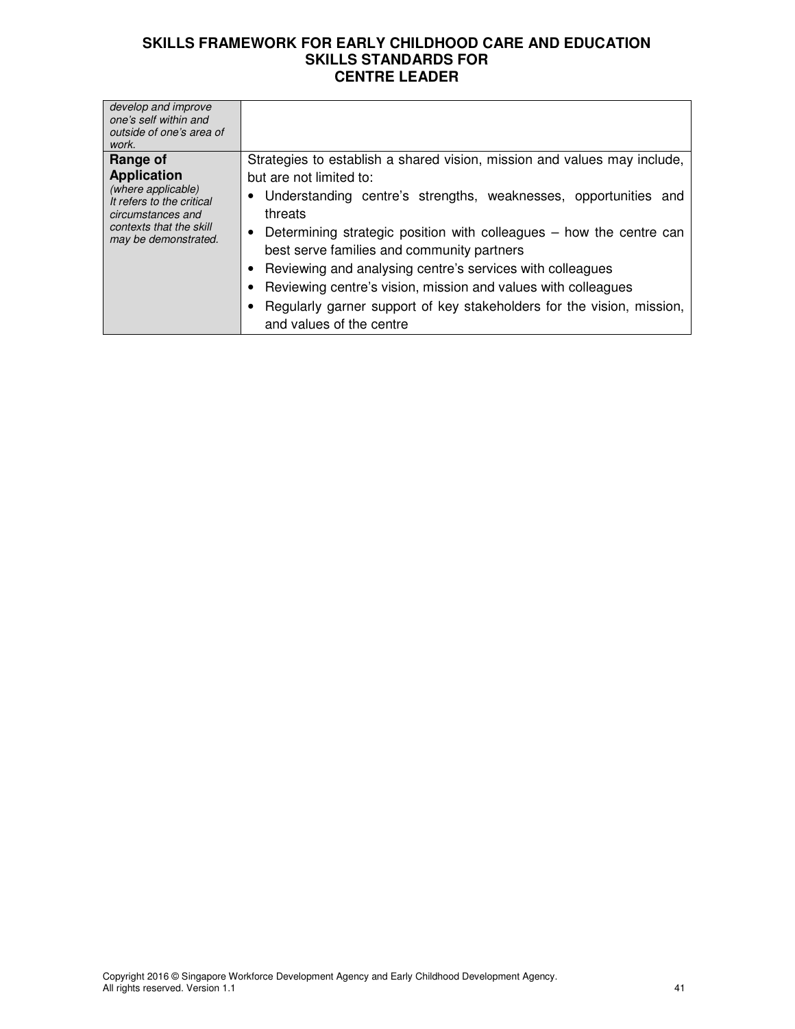| | |
|---|---|
| *develop and improve one's self within and outside of one's area of work.* | |
| **Range of Application** *(where applicable) It refers to the critical circumstances and contexts that the skill may be demonstrated.* | Strategies to establish a shared vision, mission and values may include, but are not limited to: <br>• Understanding centre's strengths, weaknesses, opportunities and threats <br>• Determining strategic position with colleagues – how the centre can best serve families and community partners <br>• Reviewing and analysing centre's services with colleagues <br>• Reviewing centre's vision, mission and values with colleagues <br>• Regularly garner support of key stakeholders for the vision, mission, and values of the centre |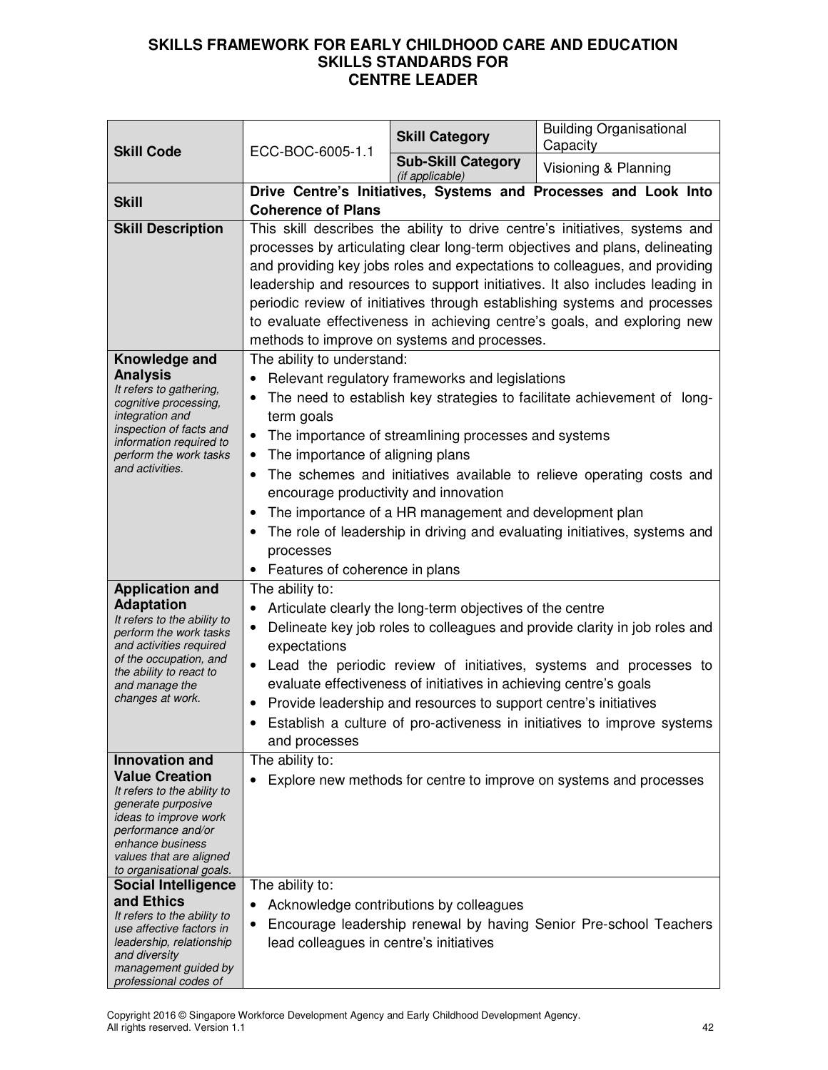# SKILLS FRAMEWORK FOR EARLY CHILDHOOD CARE AND EDUCATION
## SKILLS STANDARDS FOR
## CENTRE LEADER

| | | | |
|---|---|---|---|
| **Skill Code** | ECC-BOC-6005-1.1 | **Skill Category** | Building Organisational Capacity |
| | | **Sub-Skill Category** *(if applicable)* | Visioning & Planning |
| **Skill** | **Drive Centre's Initiatives, Systems and Processes and Look Into Coherence of Plans** | | |
| **Skill Description** | This skill describes the ability to drive centre's initiatives, systems and processes by articulating clear long-term objectives and plans, delineating and providing key jobs roles and expectations to colleagues, and providing leadership and resources to support initiatives. It also includes leading in periodic review of initiatives through establishing systems and processes to evaluate effectiveness in achieving centre's goals, and exploring new methods to improve on systems and processes. | | |
| **Knowledge and Analysis** *It refers to gathering, cognitive processing, integration and inspection of facts and information required to perform the work tasks and activities.* | The ability to understand:<br>• Relevant regulatory frameworks and legislations<br>• The need to establish key strategies to facilitate achievement of long-term goals<br>• The importance of streamlining processes and systems<br>• The importance of aligning plans<br>• The schemes and initiatives available to relieve operating costs and encourage productivity and innovation<br>• The importance of a HR management and development plan<br>• The role of leadership in driving and evaluating initiatives, systems and processes<br>• Features of coherence in plans | | |
| **Application and Adaptation** *It refers to the ability to perform the work tasks and activities required of the occupation, and the ability to react to and manage the changes at work.* | The ability to:<br>• Articulate clearly the long-term objectives of the centre<br>• Delineate key job roles to colleagues and provide clarity in job roles and expectations<br>• Lead the periodic review of initiatives, systems and processes to evaluate effectiveness of initiatives in achieving centre's goals<br>• Provide leadership and resources to support centre's initiatives<br>• Establish a culture of pro-activeness in initiatives to improve systems and processes | | |
| **Innovation and Value Creation** *It refers to the ability to generate purposive ideas to improve work performance and/or enhance business values that are aligned to organisational goals.* | The ability to:<br>• Explore new methods for centre to improve on systems and processes | | |
| **Social Intelligence and Ethics** *It refers to the ability to use affective factors in leadership, relationship and diversity management guided by professional codes of* | The ability to:<br>• Acknowledge contributions by colleagues<br>• Encourage leadership renewal by having Senior Pre-school Teachers lead colleagues in centre's initiatives | | |

Copyright 2016 © Singapore Workforce Development Agency and Early Childhood Development Agency. All rights reserved. Version 1.1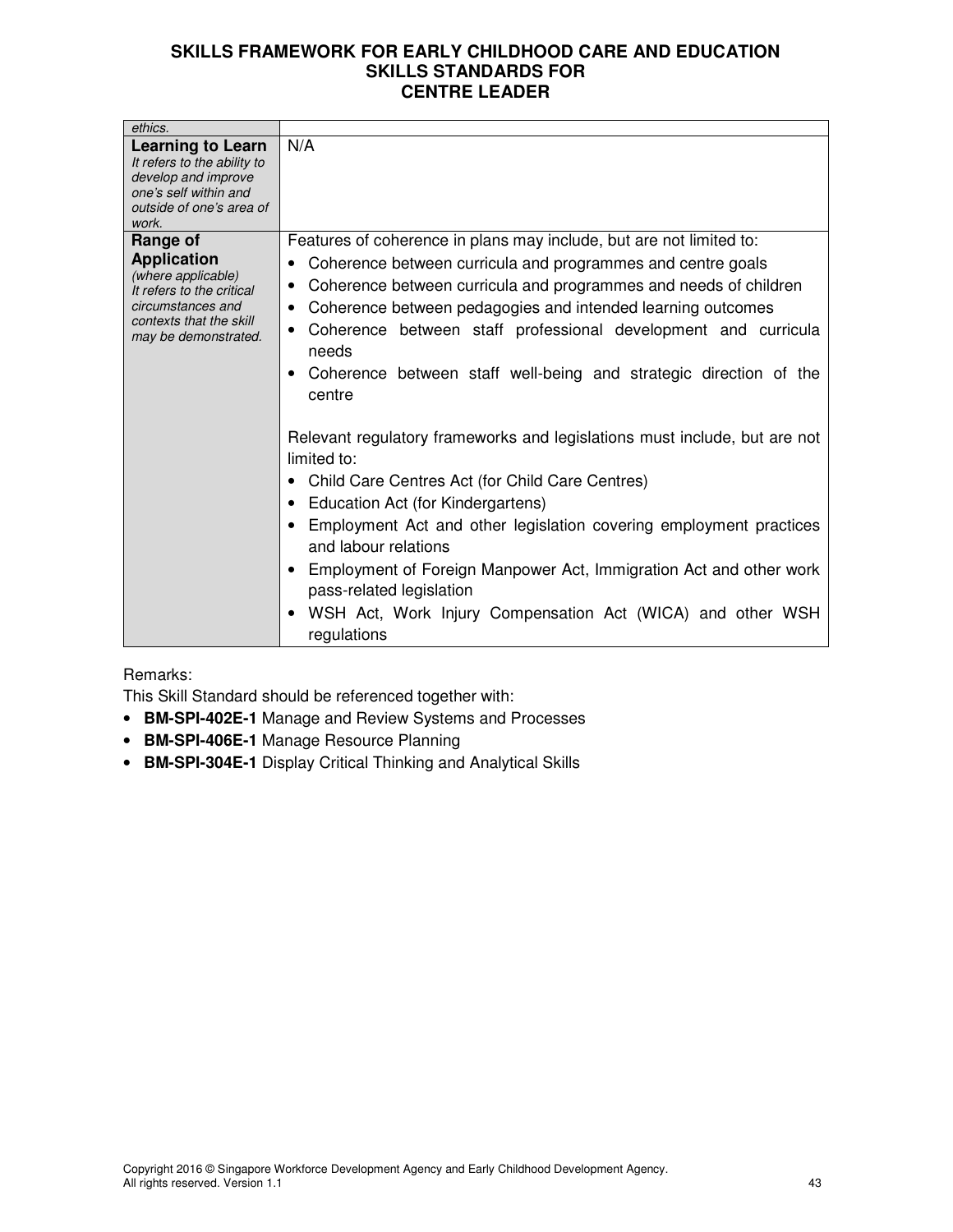| | |
|---|---|
| *ethics.* | |
| **Learning to Learn** *It refers to the ability to develop and improve one's self within and outside of one's area of work.* | N/A |
| **Range of Application** *(where applicable) It refers to the critical circumstances and contexts that the skill may be demonstrated.* | Features of coherence in plans may include, but are not limited to:<br>• Coherence between curricula and programmes and centre goals<br>• Coherence between curricula and programmes and needs of children<br>• Coherence between pedagogies and intended learning outcomes<br>• Coherence between staff professional development and curricula needs<br>• Coherence between staff well-being and strategic direction of the centre<br><br>Relevant regulatory frameworks and legislations must include, but are not limited to:<br>• Child Care Centres Act (for Child Care Centres)<br>• Education Act (for Kindergartens)<br>• Employment Act and other legislation covering employment practices and labour relations<br>• Employment of Foreign Manpower Act, Immigration Act and other work pass-related legislation<br>• WSH Act, Work Injury Compensation Act (WICA) and other WSH regulations |

Remarks:
This Skill Standard should be referenced together with:

- **BM-SPI-402E-1** Manage and Review Systems and Processes
- **BM-SPI-406E-1** Manage Resource Planning
- **BM-SPI-304E-1** Display Critical Thinking and Analytical Skills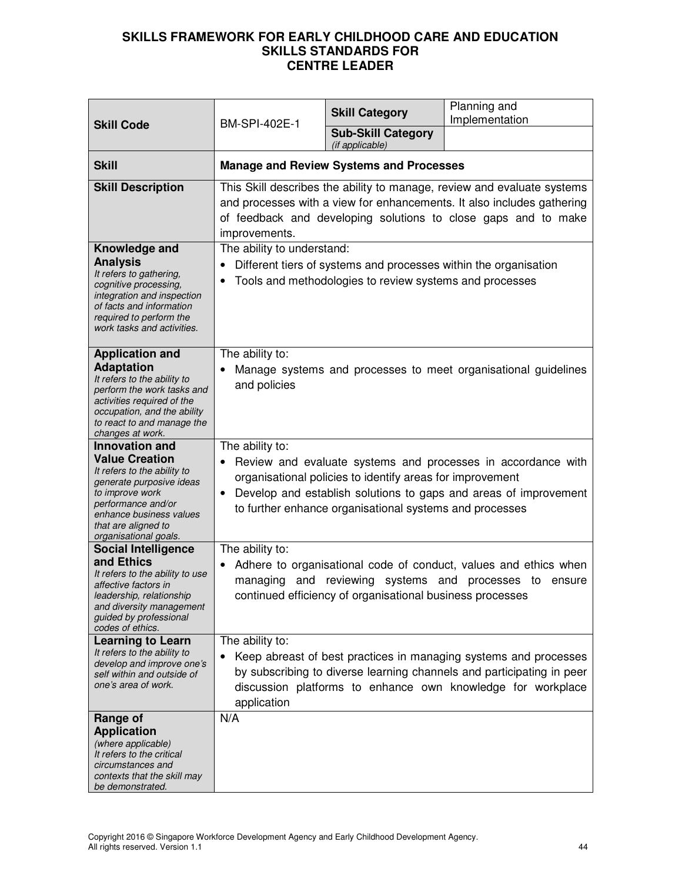# SKILLS FRAMEWORK FOR EARLY CHILDHOOD CARE AND EDUCATION
## SKILLS STANDARDS FOR
## CENTRE LEADER

| **Skill Code** | BM-SPI-402E-1 | **Skill Category** | Planning and Implementation |
|---|---|---|---|
| | | **Sub-Skill Category** *(if applicable)* | |
| **Skill** | **Manage and Review Systems and Processes** | | |
| **Skill Description** | This Skill describes the ability to manage, review and evaluate systems and processes with a view for enhancements. It also includes gathering of feedback and developing solutions to close gaps and to make improvements. | | |
| **Knowledge and Analysis** *It refers to gathering, cognitive processing, integration and inspection of facts and information required to perform the work tasks and activities.* | The ability to understand:<br>• Different tiers of systems and processes within the organisation<br>• Tools and methodologies to review systems and processes | | |
| **Application and Adaptation** *It refers to the ability to perform the work tasks and activities required of the occupation, and the ability to react to and manage the changes at work.* | The ability to:<br>• Manage systems and processes to meet organisational guidelines and policies | | |
| **Innovation and Value Creation** *It refers to the ability to generate purposive ideas to improve work performance and/or enhance business values that are aligned to organisational goals.* | The ability to:<br>• Review and evaluate systems and processes in accordance with organisational policies to identify areas for improvement<br>• Develop and establish solutions to gaps and areas of improvement to further enhance organisational systems and processes | | |
| **Social Intelligence and Ethics** *It refers to the ability to use affective factors in leadership, relationship and diversity management guided by professional codes of ethics.* | The ability to:<br>• Adhere to organisational code of conduct, values and ethics when managing and reviewing systems and processes to ensure continued efficiency of organisational business processes | | |
| **Learning to Learn** *It refers to the ability to develop and improve one's self within and outside of one's area of work.* | The ability to:<br>• Keep abreast of best practices in managing systems and processes by subscribing to diverse learning channels and participating in peer discussion platforms to enhance own knowledge for workplace application | | |
| **Range of Application** *(where applicable) It refers to the critical circumstances and contexts that the skill may be demonstrated.* | N/A | | |

Copyright 2016 © Singapore Workforce Development Agency and Early Childhood Development Agency. All rights reserved. Version 1.1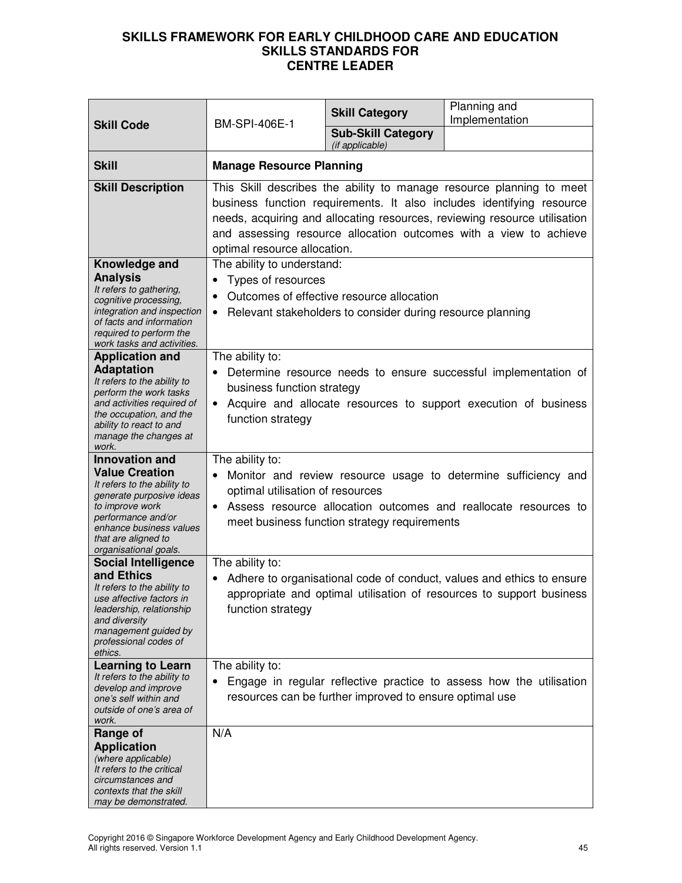# SKILLS FRAMEWORK FOR EARLY CHILDHOOD CARE AND EDUCATION
## SKILLS STANDARDS FOR
## CENTRE LEADER

| **Skill Code** | BM-SPI-406E-1 | **Skill Category** | Planning and Implementation |
|---|---|---|---|
| | | **Sub-Skill Category** *(if applicable)* | |
| **Skill** | **Manage Resource Planning** | | |
| **Skill Description** | This Skill describes the ability to manage resource planning to meet business function requirements. It also includes identifying resource needs, acquiring and allocating resources, reviewing resource utilisation and assessing resource allocation outcomes with a view to achieve optimal resource allocation. | | |
| **Knowledge and Analysis** *It refers to gathering, cognitive processing, integration and inspection of facts and information required to perform the work tasks and activities.* | The ability to understand:<br>• Types of resources<br>• Outcomes of effective resource allocation<br>• Relevant stakeholders to consider during resource planning | | |
| **Application and Adaptation** *It refers to the ability to perform the work tasks and activities required of the occupation, and the ability to react to and manage the changes at work.* | The ability to:<br>• Determine resource needs to ensure successful implementation of business function strategy<br>• Acquire and allocate resources to support execution of business function strategy | | |
| **Innovation and Value Creation** *It refers to the ability to generate purposive ideas to improve work performance and/or enhance business values that are aligned to organisational goals.* | The ability to:<br>• Monitor and review resource usage to determine sufficiency and optimal utilisation of resources<br>• Assess resource allocation outcomes and reallocate resources to meet business function strategy requirements | | |
| **Social Intelligence and Ethics** *It refers to the ability to use affective factors in leadership, relationship and diversity management guided by professional codes of ethics.* | The ability to:<br>• Adhere to organisational code of conduct, values and ethics to ensure appropriate and optimal utilisation of resources to support business function strategy | | |
| **Learning to Learn** *It refers to the ability to develop and improve one's self within and outside of one's area of work.* | The ability to:<br>• Engage in regular reflective practice to assess how the utilisation resources can be further improved to ensure optimal use | | |
| **Range of Application** *(where applicable) It refers to the critical circumstances and contexts that the skill may be demonstrated.* | N/A | | |

Copyright 2016 © Singapore Workforce Development Agency and Early Childhood Development Agency. All rights reserved. Version 1.1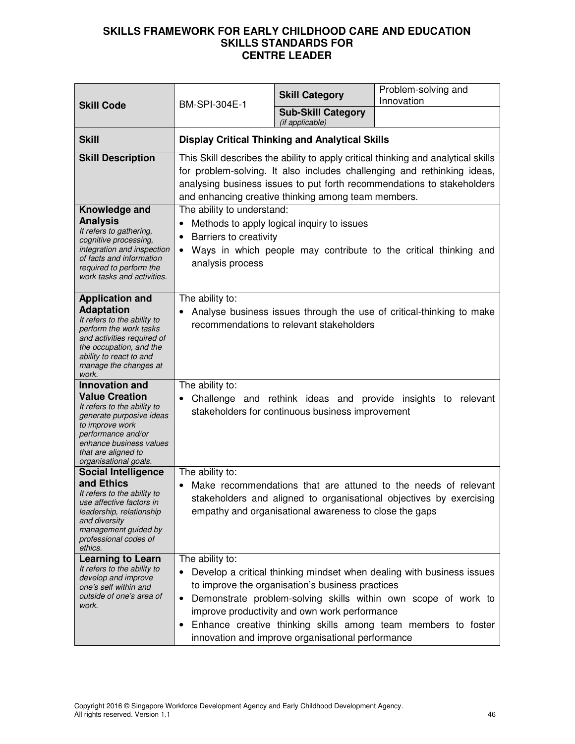# SKILLS FRAMEWORK FOR EARLY CHILDHOOD CARE AND EDUCATION
## SKILLS STANDARDS FOR
## CENTRE LEADER

| **Skill Code** | BM-SPI-304E-1 | **Skill Category** | Problem-solving and Innovation |
|---|---|---|---|
| | | **Sub-Skill Category** *(if applicable)* | |
| **Skill** | **Display Critical Thinking and Analytical Skills** | | |
| **Skill Description** | This Skill describes the ability to apply critical thinking and analytical skills for problem-solving. It also includes challenging and rethinking ideas, analysing business issues to put forth recommendations to stakeholders and enhancing creative thinking among team members. | | |
| **Knowledge and Analysis** *It refers to gathering, cognitive processing, integration and inspection of facts and information required to perform the work tasks and activities.* | The ability to understand:<br>• Methods to apply logical inquiry to issues<br>• Barriers to creativity<br>• Ways in which people may contribute to the critical thinking and analysis process | | |
| **Application and Adaptation** *It refers to the ability to perform the work tasks and activities required of the occupation, and the ability to react to and manage the changes at work.* | The ability to:<br>• Analyse business issues through the use of critical-thinking to make recommendations to relevant stakeholders | | |
| **Innovation and Value Creation** *It refers to the ability to generate purposive ideas to improve work performance and/or enhance business values that are aligned to organisational goals.* | The ability to:<br>• Challenge and rethink ideas and provide insights to relevant stakeholders for continuous business improvement | | |
| **Social Intelligence and Ethics** *It refers to the ability to use affective factors in leadership, relationship and diversity management guided by professional codes of ethics.* | The ability to:<br>• Make recommendations that are attuned to the needs of relevant stakeholders and aligned to organisational objectives by exercising empathy and organisational awareness to close the gaps | | |
| **Learning to Learn** *It refers to the ability to develop and improve one's self within and outside of one's area of work.* | The ability to:<br>• Develop a critical thinking mindset when dealing with business issues to improve the organisation's business practices<br>• Demonstrate problem-solving skills within own scope of work to improve productivity and own work performance<br>• Enhance creative thinking skills among team members to foster innovation and improve organisational performance | | |

Copyright 2016 © Singapore Workforce Development Agency and Early Childhood Development Agency. All rights reserved. Version 1.1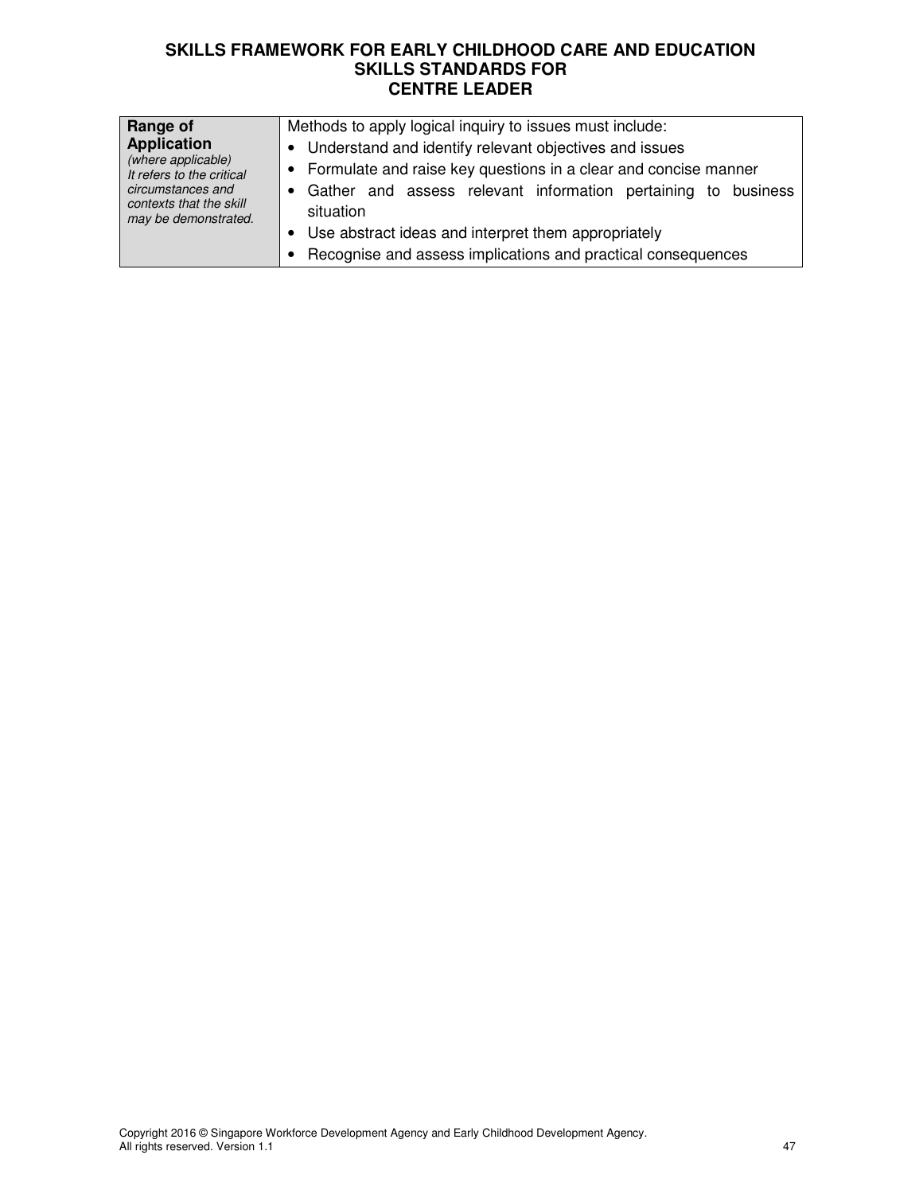| | |
|---|---|
| **Range of Application** *(where applicable)* *It refers to the critical circumstances and contexts that the skill may be demonstrated.* | Methods to apply logical inquiry to issues must include: <br>• Understand and identify relevant objectives and issues <br>• Formulate and raise key questions in a clear and concise manner <br>• Gather and assess relevant information pertaining to business situation <br>• Use abstract ideas and interpret them appropriately <br>• Recognise and assess implications and practical consequences |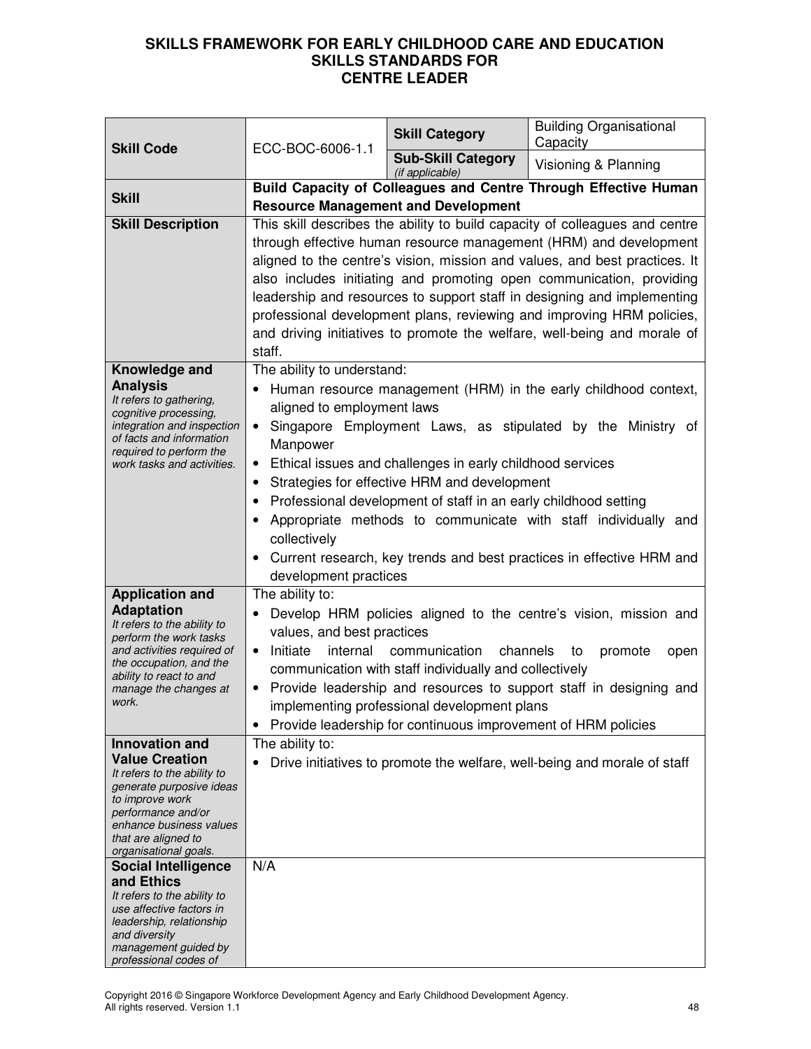**SKILLS FRAMEWORK FOR EARLY CHILDHOOD CARE AND EDUCATION**
**SKILLS STANDARDS FOR**
**CENTRE LEADER**

| **Skill Code** | ECC-BOC-6006-1.1 | **Skill Category** | Building Organisational Capacity |
|---|---|---|---|
| | | **Sub-Skill Category** *(if applicable)* | Visioning & Planning |
| **Skill** | **Build Capacity of Colleagues and Centre Through Effective Human Resource Management and Development** | | |
| **Skill Description** | This skill describes the ability to build capacity of colleagues and centre through effective human resource management (HRM) and development aligned to the centre's vision, mission and values, and best practices. It also includes initiating and promoting open communication, providing leadership and resources to support staff in designing and implementing professional development plans, reviewing and improving HRM policies, and driving initiatives to promote the welfare, well-being and morale of staff. | | |
| **Knowledge and Analysis** *It refers to gathering, cognitive processing, integration and inspection of facts and information required to perform the work tasks and activities.* | The ability to understand:<br>• Human resource management (HRM) in the early childhood context, aligned to employment laws<br>• Singapore Employment Laws, as stipulated by the Ministry of Manpower<br>• Ethical issues and challenges in early childhood services<br>• Strategies for effective HRM and development<br>• Professional development of staff in an early childhood setting<br>• Appropriate methods to communicate with staff individually and collectively<br>• Current research, key trends and best practices in effective HRM and development practices | | |
| **Application and Adaptation** *It refers to the ability to perform the work tasks and activities required of the occupation, and the ability to react to and manage the changes at work.* | The ability to:<br>• Develop HRM policies aligned to the centre's vision, mission and values, and best practices<br>• Initiate internal communication channels to promote open communication with staff individually and collectively<br>• Provide leadership and resources to support staff in designing and implementing professional development plans<br>• Provide leadership for continuous improvement of HRM policies | | |
| **Innovation and Value Creation** *It refers to the ability to generate purposeful ideas to improve work performance and/or enhance business values that are aligned to organisational goals.* | The ability to:<br>• Drive initiatives to promote the welfare, well-being and morale of staff | | |
| **Social Intelligence and Ethics** *It refers to the ability to use affective factors in leadership, relationship and diversity management guided by professional codes of* | N/A | | |

Copyright 2016 © Singapore Workforce Development Agency and Early Childhood Development Agency. All rights reserved. Version 1.1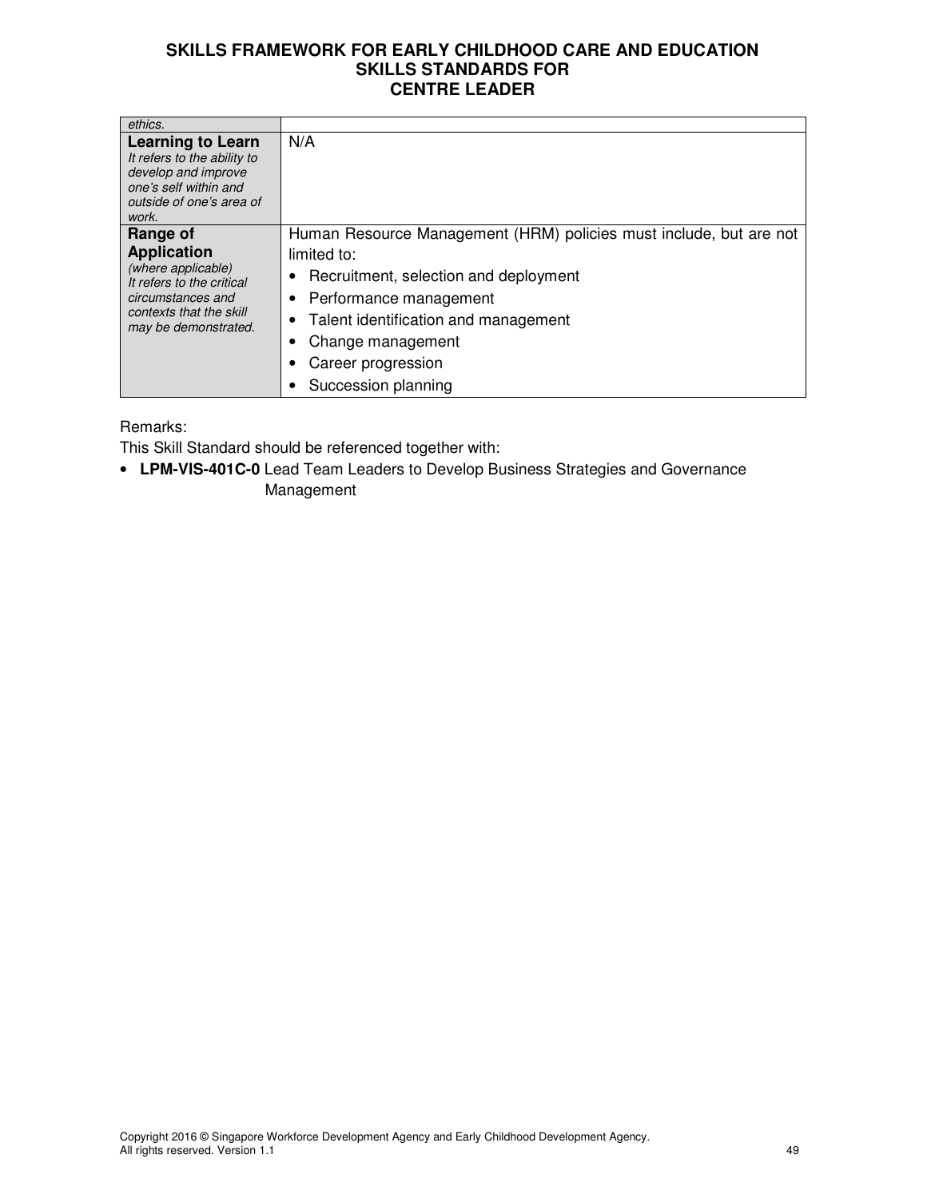| | |
|---|---|
| *ethics.* | |
| **Learning to Learn** *It refers to the ability to develop and improve one's self within and outside of one's area of work.* | N/A |
| **Range of Application** *(where applicable) It refers to the critical circumstances and contexts that the skill may be demonstrated.* | Human Resource Management (HRM) policies must include, but are not limited to: <br>• Recruitment, selection and deployment <br>• Performance management <br>• Talent identification and management <br>• Change management <br>• Career progression <br>• Succession planning |

Remarks:
This Skill Standard should be referenced together with:

- **LPM-VIS-401C-0** Lead Team Leaders to Develop Business Strategies and Governance Management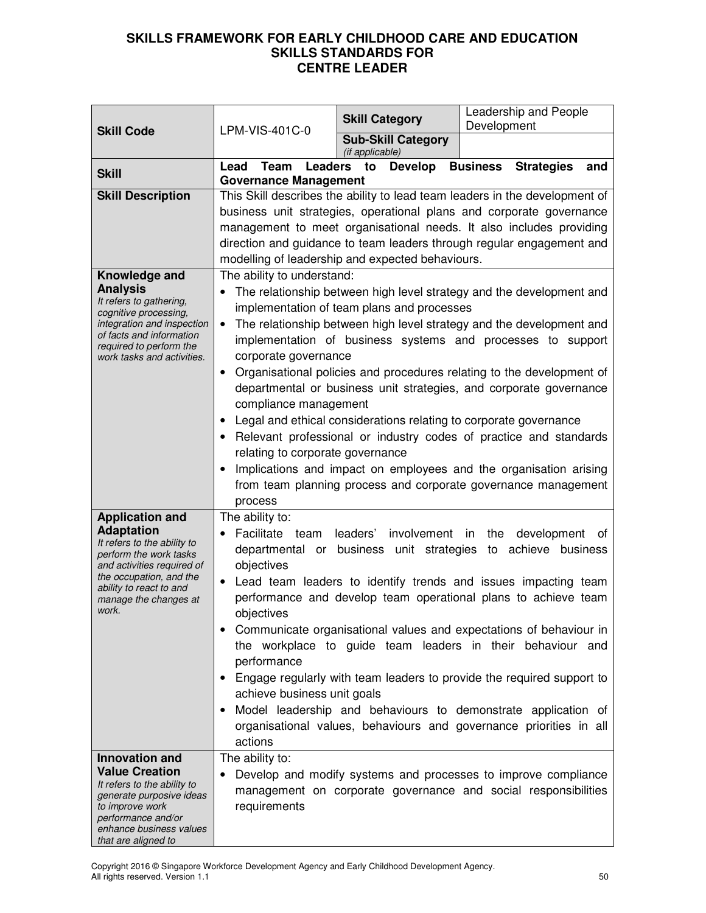# SKILLS FRAMEWORK FOR EARLY CHILDHOOD CARE AND EDUCATION
## SKILLS STANDARDS FOR
## CENTRE LEADER

| **Skill Code** | LPM-VIS-401C-0 | **Skill Category** | Leadership and People Development |
|---|---|---|---|
| | | **Sub-Skill Category** *(if applicable)* | |
| **Skill** | **Lead Team Leaders to Develop Business Strategies and Governance Management** | | |
| **Skill Description** | This Skill describes the ability to lead team leaders in the development of business unit strategies, operational plans and corporate governance management to meet organisational needs. It also includes providing direction and guidance to team leaders through regular engagement and modelling of leadership and expected behaviours. | | |
| **Knowledge and Analysis** *It refers to gathering, cognitive processing, integration and inspection of facts and information required to perform the work tasks and activities.* | The ability to understand:<br>• The relationship between high level strategy and the development and implementation of team plans and processes<br>• The relationship between high level strategy and the development and implementation of business systems and processes to support corporate governance<br>• Organisational policies and procedures relating to the development of departmental or business unit strategies, and corporate governance compliance management<br>• Legal and ethical considerations relating to corporate governance<br>• Relevant professional or industry codes of practice and standards relating to corporate governance<br>• Implications and impact on employees and the organisation arising from team planning process and corporate governance management process | | |
| **Application and Adaptation** *It refers to the ability to perform the work tasks and activities required of the occupation, and the ability to react to and manage the changes at work.* | The ability to:<br>• Facilitate team leaders' involvement in the development of departmental or business unit strategies to achieve business objectives<br>• Lead team leaders to identify trends and issues impacting team performance and develop team operational plans to achieve team objectives<br>• Communicate organisational values and expectations of behaviour in the workplace to guide team leaders in their behaviour and performance<br>• Engage regularly with team leaders to provide the required support to achieve business unit goals<br>• Model leadership and behaviours to demonstrate application of organisational values, behaviours and governance priorities in all actions | | |
| **Innovation and Value Creation** *It refers to the ability to generate purposive ideas to improve work performance and/or enhance business values that are aligned to* | The ability to:<br>• Develop and modify systems and processes to improve compliance management on corporate governance and social responsibilities requirements | | |

Copyright 2016 © Singapore Workforce Development Agency and Early Childhood Development Agency. All rights reserved. Version 1.1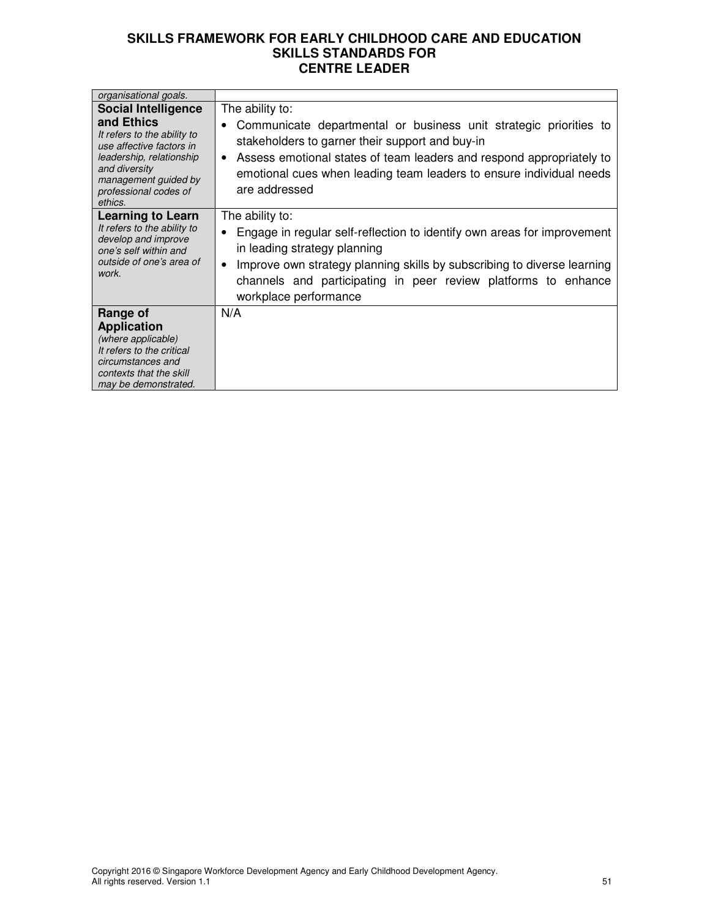| | |
|---|---|
| *organisational goals.* | |
| **Social Intelligence and Ethics**<br>*It refers to the ability to use affective factors in leadership, relationship and diversity management guided by professional codes of ethics.* | The ability to:<br>• Communicate departmental or business unit strategic priorities to stakeholders to garner their support and buy-in<br>• Assess emotional states of team leaders and respond appropriately to emotional cues when leading team leaders to ensure individual needs are addressed |
| **Learning to Learn**<br>*It refers to the ability to develop and improve one's self within and outside of one's area of work.* | The ability to:<br>• Engage in regular self-reflection to identify own areas for improvement in leading strategy planning<br>• Improve own strategy planning skills by subscribing to diverse learning channels and participating in peer review platforms to enhance workplace performance |
| **Range of Application**<br>*(where applicable)*<br>*It refers to the critical circumstances and contexts that the skill may be demonstrated.* | N/A |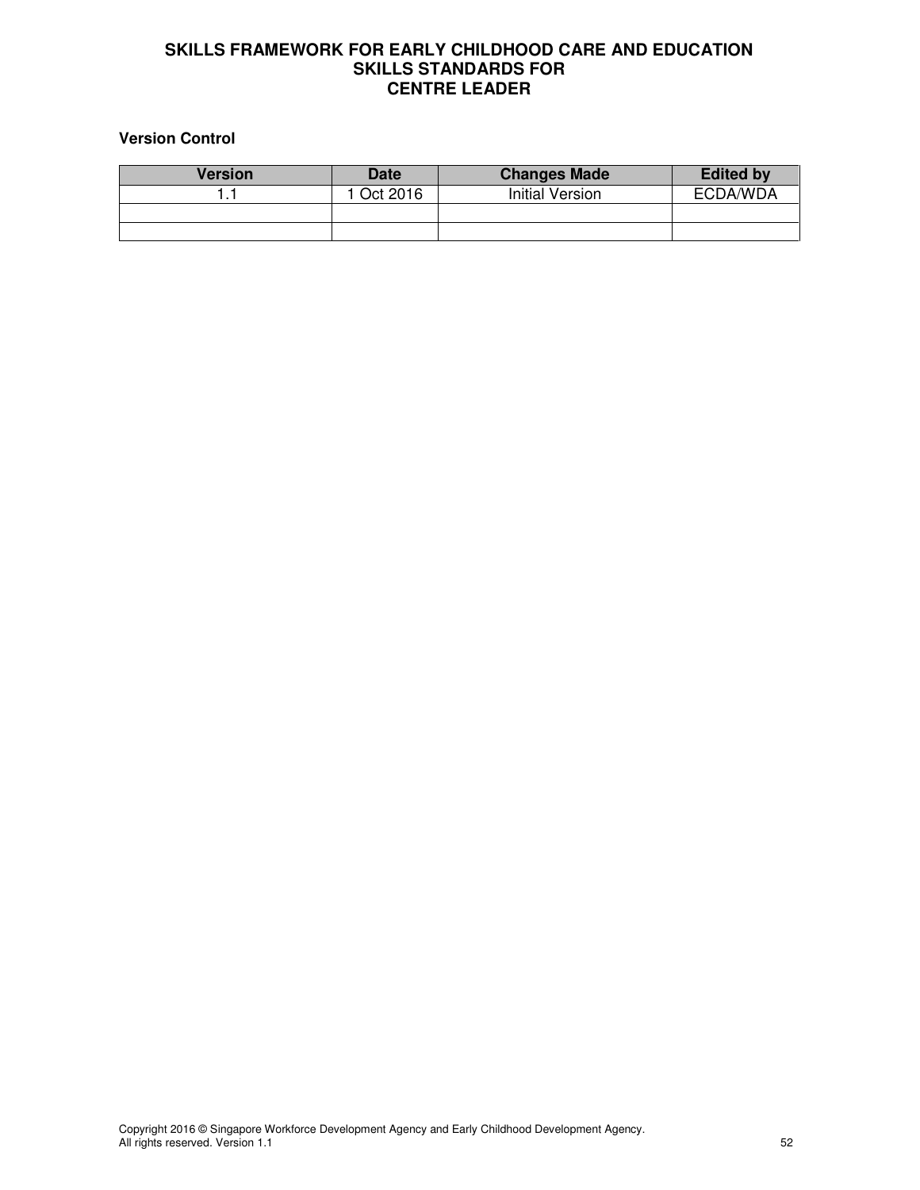# SKILLS FRAMEWORK FOR EARLY CHILDHOOD CARE AND EDUCATION
# SKILLS STANDARDS FOR
# CENTRE LEADER

**Version Control**

| Version | Date | Changes Made | Edited by |
|---|---|---|---|
| 1.1 | 1 Oct 2016 | Initial Version | ECDA/WDA |
| | | | |
| | | | |

Copyright 2016 © Singapore Workforce Development Agency and Early Childhood Development Agency.
All rights reserved. Version 1.1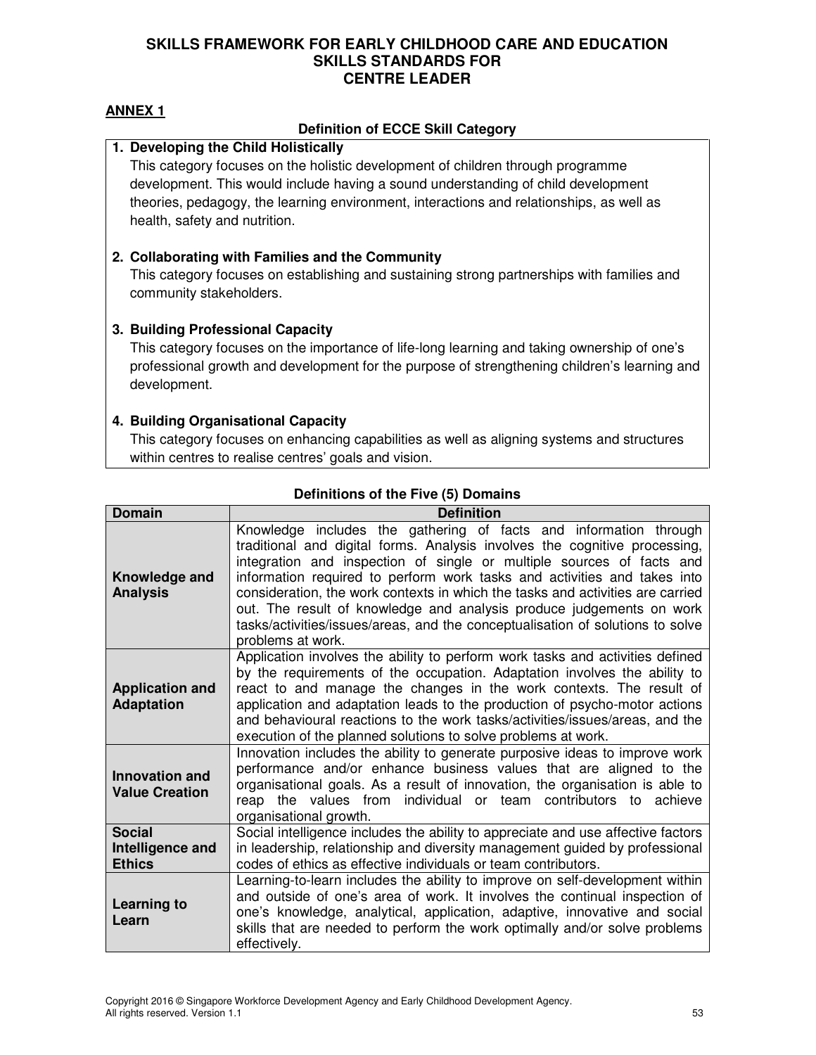# SKILLS FRAMEWORK FOR EARLY CHILDHOOD CARE AND EDUCATION SKILLS STANDARDS FOR CENTRE LEADER

## ANNEX 1

### Definition of ECCE Skill Category

**1. Developing the Child Holistically**

This category focuses on the holistic development of children through programme development. This would include having a sound understanding of child development theories, pedagogy, the learning environment, interactions and relationships, as well as health, safety and nutrition.

**2. Collaborating with Families and the Community**

This category focuses on establishing and sustaining strong partnerships with families and community stakeholders.

**3. Building Professional Capacity**

This category focuses on the importance of life-long learning and taking ownership of one's professional growth and development for the purpose of strengthening children's learning and development.

**4. Building Organisational Capacity**

This category focuses on enhancing capabilities as well as aligning systems and structures within centres to realise centres' goals and vision.

### Definitions of the Five (5) Domains

| Domain | Definition |
|---|---|
| **Knowledge and Analysis** | Knowledge includes the gathering of facts and information through traditional and digital forms. Analysis involves the cognitive processing, integration and inspection of single or multiple sources of facts and information required to perform work tasks and activities and takes into consideration, the work contexts in which the tasks and activities are carried out. The result of knowledge and analysis produce judgements on work tasks/activities/issues/areas, and the conceptualisation of solutions to solve problems at work. |
| **Application and Adaptation** | Application involves the ability to perform work tasks and activities defined by the requirements of the occupation. Adaptation involves the ability to react to and manage the changes in the work contexts. The result of application and adaptation leads to the production of psycho-motor actions and behavioural reactions to the work tasks/activities/issues/areas, and the execution of the planned solutions to solve problems at work. |
| **Innovation and Value Creation** | Innovation includes the ability to generate purposive ideas to improve work performance and/or enhance business values that are aligned to the organisational goals. As a result of innovation, the organisation is able to reap the values from individual or team contributors to achieve organisational growth. |
| **Social Intelligence and Ethics** | Social intelligence includes the ability to appreciate and use affective factors in leadership, relationship and diversity management guided by professional codes of ethics as effective individuals or team contributors. |
| **Learning to Learn** | Learning-to-learn includes the ability to improve on self-development within and outside of one's area of work. It involves the continual inspection of one's knowledge, analytical, application, adaptive, innovative and social skills that are needed to perform the work optimally and/or solve problems effectively. |

Copyright 2016 © Singapore Workforce Development Agency and Early Childhood Development Agency. All rights reserved. Version 1.1